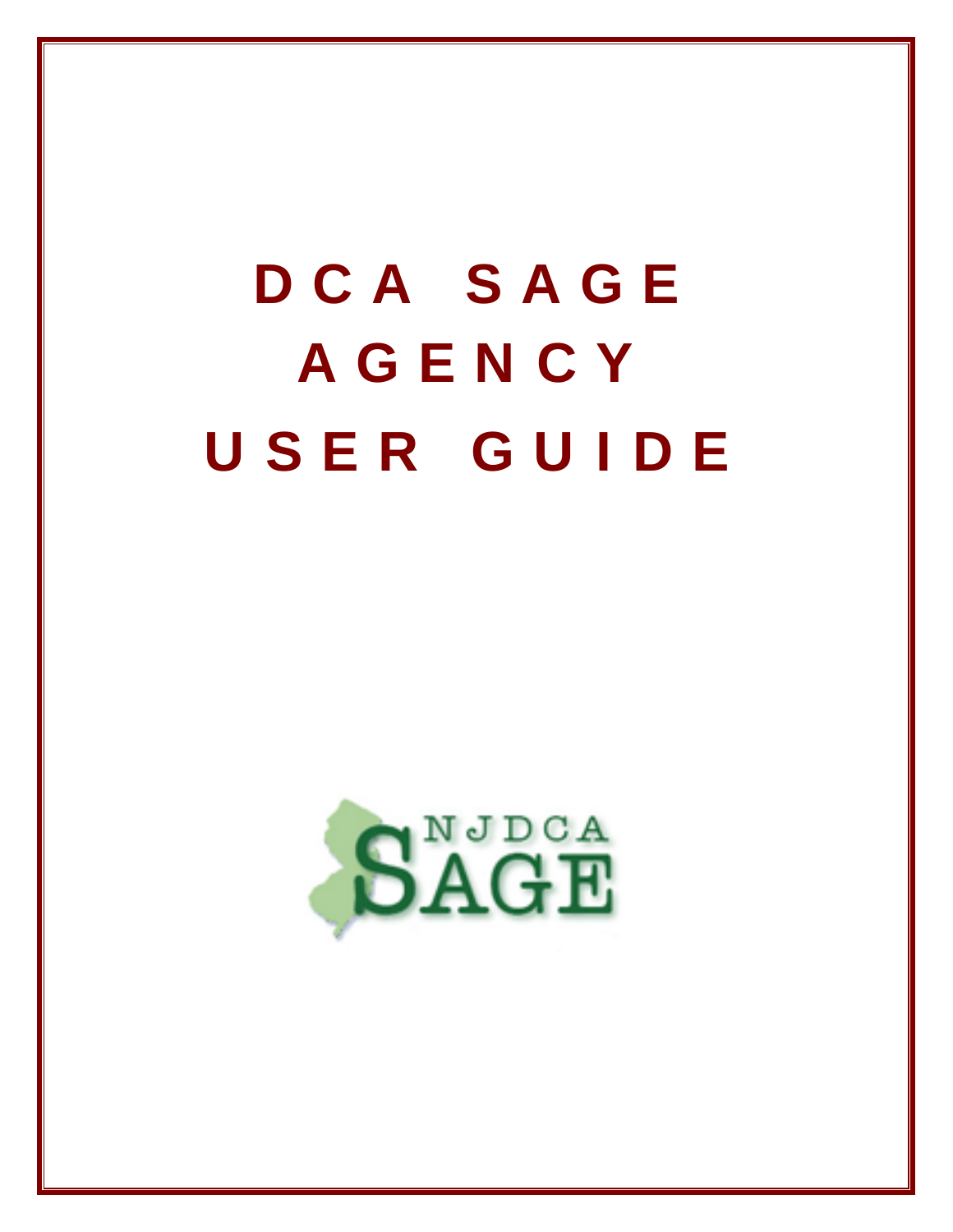# DCA SAGE AGENCY USER GUIDE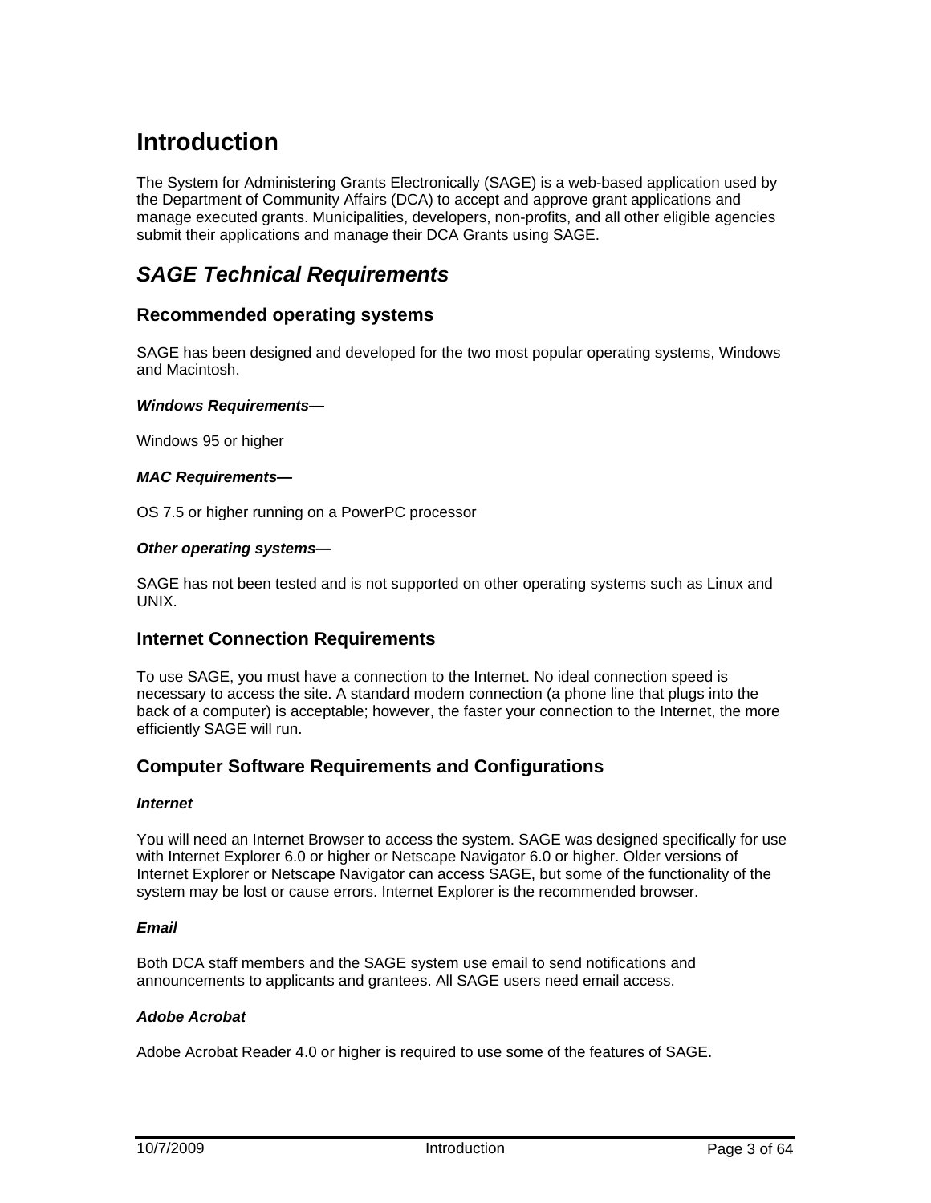# Introduction

The System for Administering Grants Electronically (SAGE) is a web-based application used by the Department of Community Affairs (DCA) to accept and approve grant applications and manage executed grants. Municipalities, developers, non-profits, and all other eligible agencies submit their applications and manage their DCA Grants using SAGE.

## *SAGE Technical Requirements*

### Recommended operating systems

SAGE has been designed and developed for the two most popular operating systems, Windows and Macintosh.

***Windows Requirements—***

Windows 95 or higher

***MAC Requirements—***

OS 7.5 or higher running on a PowerPC processor

***Other operating systems—***

SAGE has not been tested and is not supported on other operating systems such as Linux and UNIX.

### Internet Connection Requirements

To use SAGE, you must have a connection to the Internet. No ideal connection speed is necessary to access the site. A standard modem connection (a phone line that plugs into the back of a computer) is acceptable; however, the faster your connection to the Internet, the more efficiently SAGE will run.

### Computer Software Requirements and Configurations

***Internet***

You will need an Internet Browser to access the system. SAGE was designed specifically for use with Internet Explorer 6.0 or higher or Netscape Navigator 6.0 or higher. Older versions of Internet Explorer or Netscape Navigator can access SAGE, but some of the functionality of the system may be lost or cause errors. Internet Explorer is the recommended browser.

***Email***

Both DCA staff members and the SAGE system use email to send notifications and announcements to applicants and grantees. All SAGE users need email access.

***Adobe Acrobat***

Adobe Acrobat Reader 4.0 or higher is required to use some of the features of SAGE.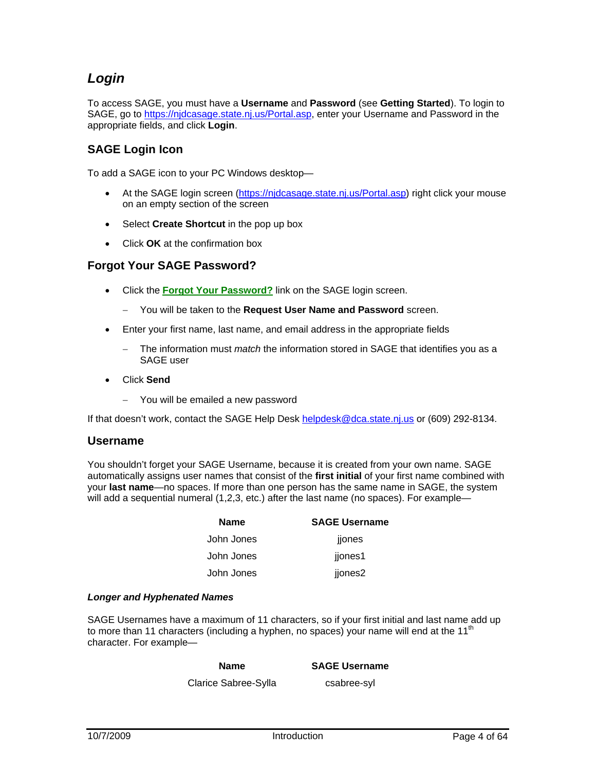## *Login*

To access SAGE, you must have a **Username** and **Password** (see **Getting Started**). To login to SAGE, go to [https://njdcasage.state.nj.us/Portal.asp](https://njdcasage.state.nj.us/Portal.asp), enter your Username and Password in the appropriate fields, and click **Login**.

### SAGE Login Icon

To add a SAGE icon to your PC Windows desktop—

- At the SAGE login screen ([https://njdcasage.state.nj.us/Portal.asp](https://njdcasage.state.nj.us/Portal.asp)) right click your mouse on an empty section of the screen
- Select **Create Shortcut** in the pop up box
- Click **OK** at the confirmation box

### Forgot Your SAGE Password?

- Click the **Forgot Your Password?** link on the SAGE login screen.
  - You will be taken to the **Request User Name and Password** screen.
- Enter your first name, last name, and email address in the appropriate fields
  - The information must *match* the information stored in SAGE that identifies you as a SAGE user
- Click **Send**
  - You will be emailed a new password

If that doesn't work, contact the SAGE Help Desk [helpdesk@dca.state.nj.us](mailto:helpdesk@dca.state.nj.us) or (609) 292-8134.

### Username

You shouldn't forget your SAGE Username, because it is created from your own name. SAGE automatically assigns user names that consist of the **first initial** of your first name combined with your **last name**—no spaces. If more than one person has the same name in SAGE, the system will add a sequential numeral (1,2,3, etc.) after the last name (no spaces). For example—

| Name | SAGE Username |
|---|---|
| John Jones | jjones |
| John Jones | jjones1 |
| John Jones | jjones2 |

#### *Longer and Hyphenated Names*

SAGE Usernames have a maximum of 11 characters, so if your first initial and last name add up to more than 11 characters (including a hyphen, no spaces) your name will end at the 11th character. For example—

| Name | SAGE Username |
|---|---|
| Clarice Sabree-Sylla | csabree-syl |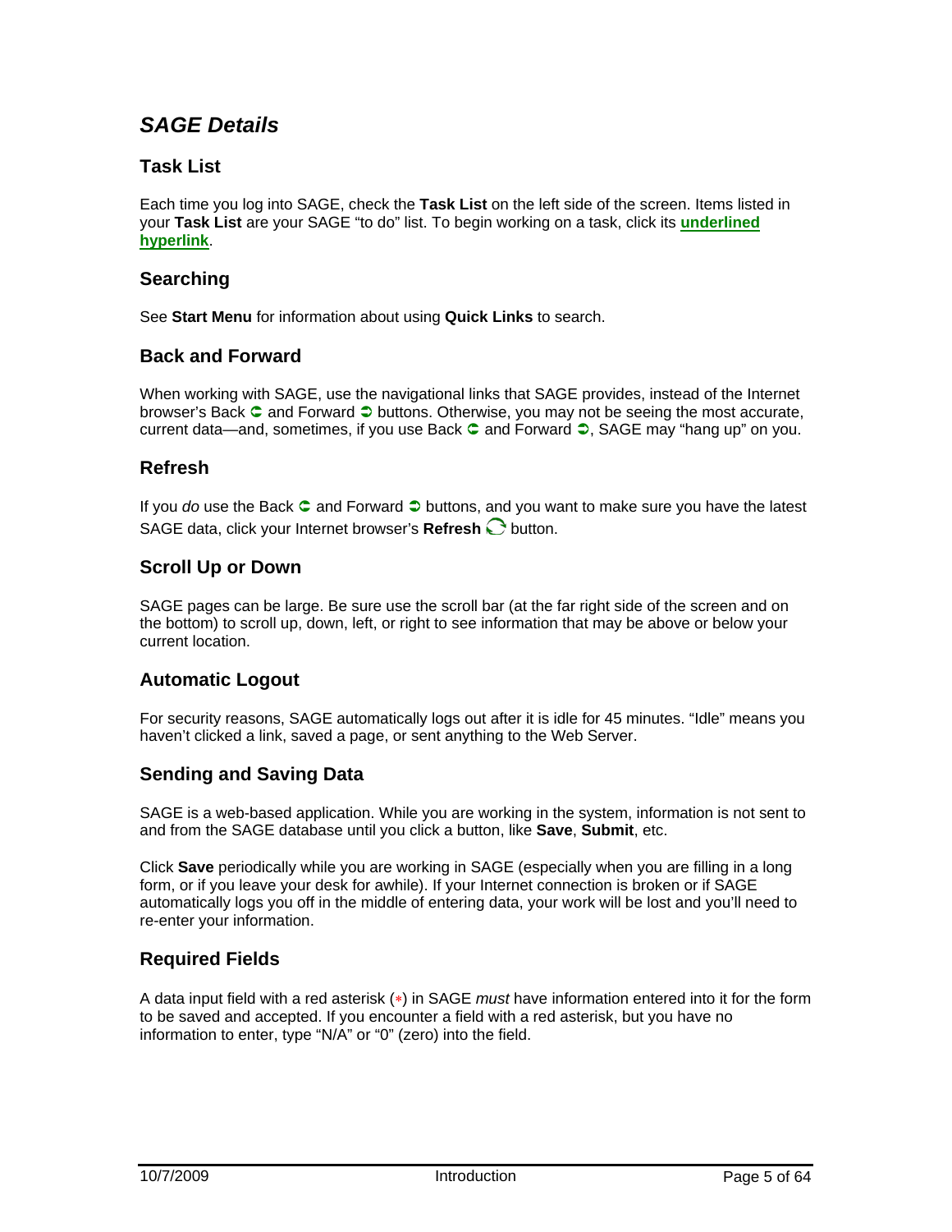## *SAGE Details*

### Task List

Each time you log into SAGE, check the **Task List** on the left side of the screen. Items listed in your **Task List** are your SAGE "to do" list. To begin working on a task, click its **underlined hyperlink**.

### Searching

See **Start Menu** for information about using **Quick Links** to search.

### Back and Forward

When working with SAGE, use the navigational links that SAGE provides, instead of the Internet browser's Back ⊂ and Forward ⊃ buttons. Otherwise, you may not be seeing the most accurate, current data—and, sometimes, if you use Back ⊂ and Forward ⊃, SAGE may "hang up" on you.

### Refresh

If you *do* use the Back ⊂ and Forward ⊃ buttons, and you want to make sure you have the latest SAGE data, click your Internet browser's **Refresh** button.

### Scroll Up or Down

SAGE pages can be large. Be sure use the scroll bar (at the far right side of the screen and on the bottom) to scroll up, down, left, or right to see information that may be above or below your current location.

### Automatic Logout

For security reasons, SAGE automatically logs out after it is idle for 45 minutes. "Idle" means you haven't clicked a link, saved a page, or sent anything to the Web Server.

### Sending and Saving Data

SAGE is a web-based application. While you are working in the system, information is not sent to and from the SAGE database until you click a button, like **Save**, **Submit**, etc.

Click **Save** periodically while you are working in SAGE (especially when you are filling in a long form, or if you leave your desk for awhile). If your Internet connection is broken or if SAGE automatically logs you off in the middle of entering data, your work will be lost and you'll need to re-enter your information.

### Required Fields

A data input field with a red asterisk (*) in SAGE *must* have information entered into it for the form to be saved and accepted. If you encounter a field with a red asterisk, but you have no information to enter, type "N/A" or "0" (zero) into the field.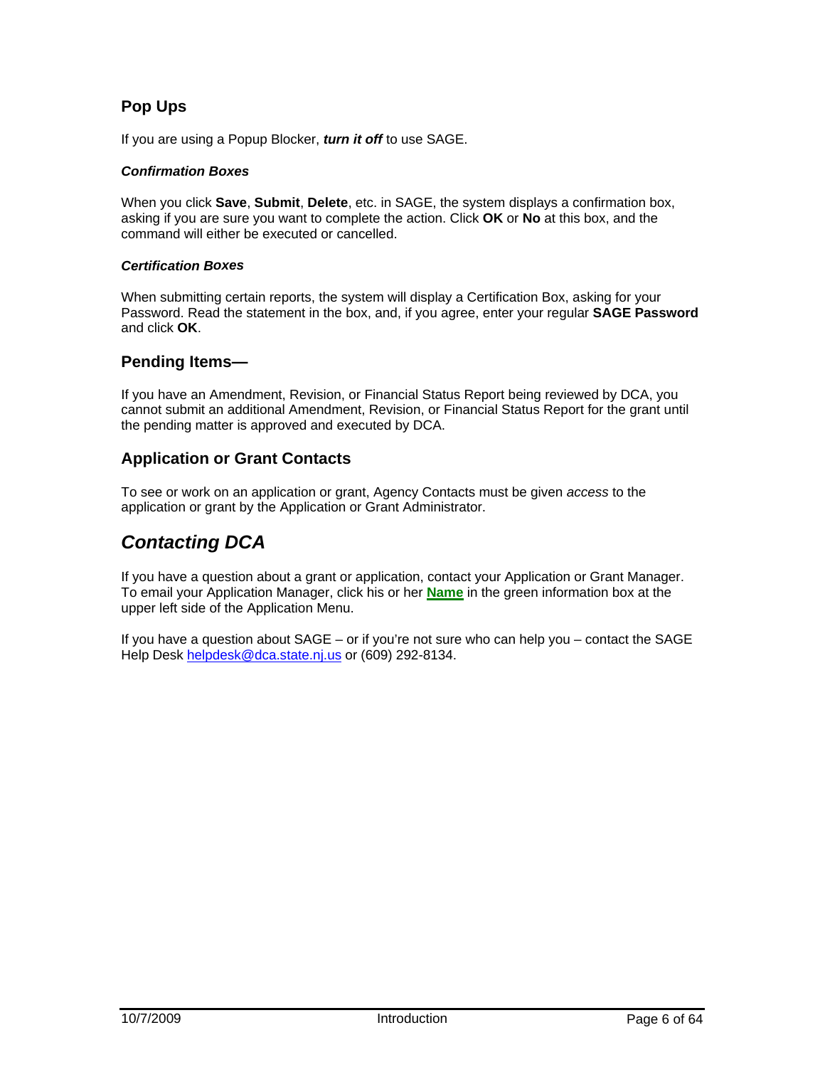### Pop Ups

If you are using a Popup Blocker, ***turn it off*** to use SAGE.

#### *Confirmation Boxes*

When you click **Save**, **Submit**, **Delete**, etc. in SAGE, the system displays a confirmation box, asking if you are sure you want to complete the action. Click **OK** or **No** at this box, and the command will either be executed or cancelled.

#### *Certification Boxes*

When submitting certain reports, the system will display a Certification Box, asking for your Password. Read the statement in the box, and, if you agree, enter your regular **SAGE Password** and click **OK**.

### Pending Items—

If you have an Amendment, Revision, or Financial Status Report being reviewed by DCA, you cannot submit an additional Amendment, Revision, or Financial Status Report for the grant until the pending matter is approved and executed by DCA.

### Application or Grant Contacts

To see or work on an application or grant, Agency Contacts must be given *access* to the application or grant by the Application or Grant Administrator.

## *Contacting DCA*

If you have a question about a grant or application, contact your Application or Grant Manager. To email your Application Manager, click his or her **Name** in the green information box at the upper left side of the Application Menu.

If you have a question about SAGE – or if you're not sure who can help you – contact the SAGE Help Desk helpdesk@dca.state.nj.us or (609) 292-8134.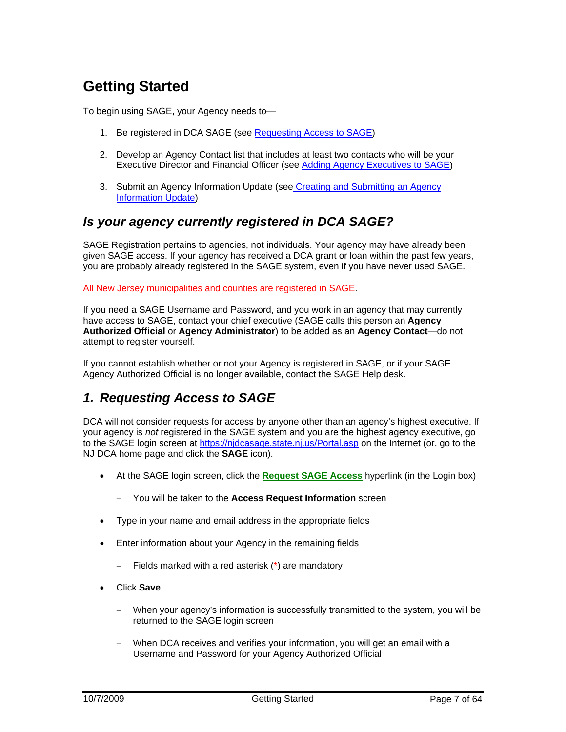# Getting Started

To begin using SAGE, your Agency needs to—

1. Be registered in DCA SAGE (see Requesting Access to SAGE)
2. Develop an Agency Contact list that includes at least two contacts who will be your Executive Director and Financial Officer (see Adding Agency Executives to SAGE)
3. Submit an Agency Information Update (see Creating and Submitting an Agency Information Update)

## *Is your agency currently registered in DCA SAGE?*

SAGE Registration pertains to agencies, not individuals. Your agency may have already been given SAGE access. If your agency has received a DCA grant or loan within the past few years, you are probably already registered in the SAGE system, even if you have never used SAGE.

All New Jersey municipalities and counties are registered in SAGE.

If you need a SAGE Username and Password, and you work in an agency that may currently have access to SAGE, contact your chief executive (SAGE calls this person an **Agency Authorized Official** or **Agency Administrator**) to be added as an **Agency Contact**—do not attempt to register yourself.

If you cannot establish whether or not your Agency is registered in SAGE, or if your SAGE Agency Authorized Official is no longer available, contact the SAGE Help desk.

## *1. Requesting Access to SAGE*

DCA will not consider requests for access by anyone other than an agency's highest executive. If your agency is *not* registered in the SAGE system and you are the highest agency executive, go to the SAGE login screen at https://njdcasage.state.nj.us/Portal.asp on the Internet (or, go to the NJ DCA home page and click the **SAGE** icon).

- At the SAGE login screen, click the **Request SAGE Access** hyperlink (in the Login box)
  - You will be taken to the **Access Request Information** screen
- Type in your name and email address in the appropriate fields
- Enter information about your Agency in the remaining fields
  - Fields marked with a red asterisk (*) are mandatory
- Click **Save**
  - When your agency's information is successfully transmitted to the system, you will be returned to the SAGE login screen
  - When DCA receives and verifies your information, you will get an email with a Username and Password for your Agency Authorized Official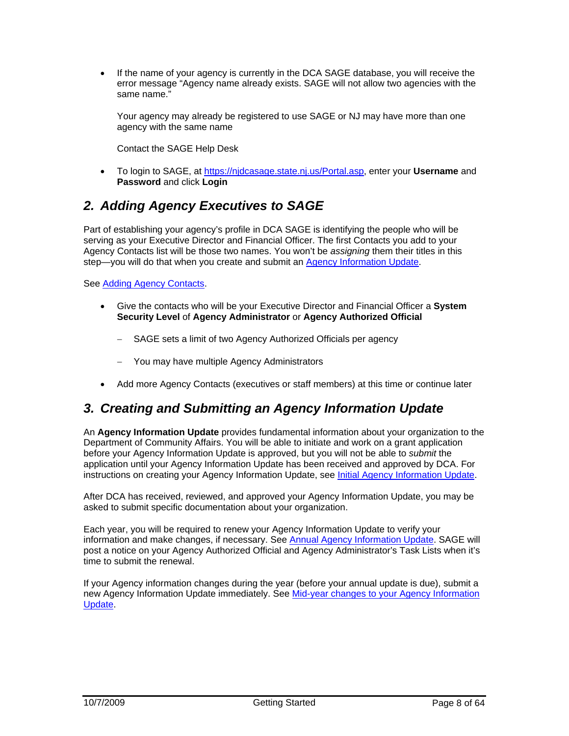- If the name of your agency is currently in the DCA SAGE database, you will receive the error message "Agency name already exists. SAGE will not allow two agencies with the same name."

  Your agency may already be registered to use SAGE or NJ may have more than one agency with the same name

  Contact the SAGE Help Desk

- To login to SAGE, at [https://njdcasage.state.nj.us/Portal.asp](https://njdcasage.state.nj.us/Portal.asp), enter your **Username** and **Password** and click **Login**

## 2. Adding Agency Executives to SAGE

Part of establishing your agency's profile in DCA SAGE is identifying the people who will be serving as your Executive Director and Financial Officer. The first Contacts you add to your Agency Contacts list will be those two names. You won't be *assigning* them their titles in this step—you will do that when you create and submit an Agency Information Update.

See Adding Agency Contacts.

- Give the contacts who will be your Executive Director and Financial Officer a **System Security Level** of **Agency Administrator** or **Agency Authorized Official**
  - SAGE sets a limit of two Agency Authorized Officials per agency
  - You may have multiple Agency Administrators
- Add more Agency Contacts (executives or staff members) at this time or continue later

## 3. Creating and Submitting an Agency Information Update

An **Agency Information Update** provides fundamental information about your organization to the Department of Community Affairs. You will be able to initiate and work on a grant application before your Agency Information Update is approved, but you will not be able to *submit* the application until your Agency Information Update has been received and approved by DCA. For instructions on creating your Agency Information Update, see Initial Agency Information Update.

After DCA has received, reviewed, and approved your Agency Information Update, you may be asked to submit specific documentation about your organization.

Each year, you will be required to renew your Agency Information Update to verify your information and make changes, if necessary. See Annual Agency Information Update. SAGE will post a notice on your Agency Authorized Official and Agency Administrator's Task Lists when it's time to submit the renewal.

If your Agency information changes during the year (before your annual update is due), submit a new Agency Information Update immediately. See Mid-year changes to your Agency Information Update.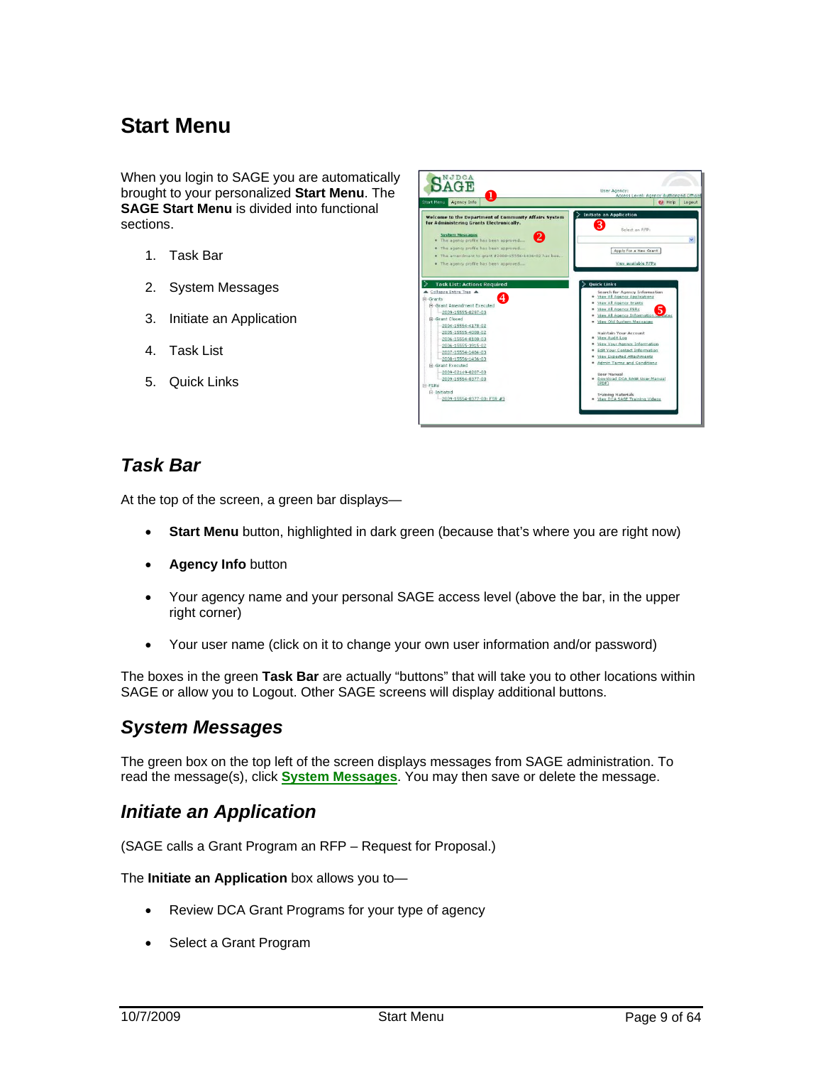# Start Menu

When you login to SAGE you are automatically brought to your personalized **Start Menu**. The **SAGE Start Menu** is divided into functional sections.

1. Task Bar
2. System Messages
3. Initiate an Application
4. Task List
5. Quick Links

## *Task Bar*

At the top of the screen, a green bar displays—

- **Start Menu** button, highlighted in dark green (because that's where you are right now)
- **Agency Info** button
- Your agency name and your personal SAGE access level (above the bar, in the upper right corner)
- Your user name (click on it to change your own user information and/or password)

The boxes in the green **Task Bar** are actually "buttons" that will take you to other locations within SAGE or allow you to Logout. Other SAGE screens will display additional buttons.

## *System Messages*

The green box on the top left of the screen displays messages from SAGE administration. To read the message(s), click **System Messages**. You may then save or delete the message.

## *Initiate an Application*

(SAGE calls a Grant Program an RFP – Request for Proposal.)

The **Initiate an Application** box allows you to—

- Review DCA Grant Programs for your type of agency
- Select a Grant Program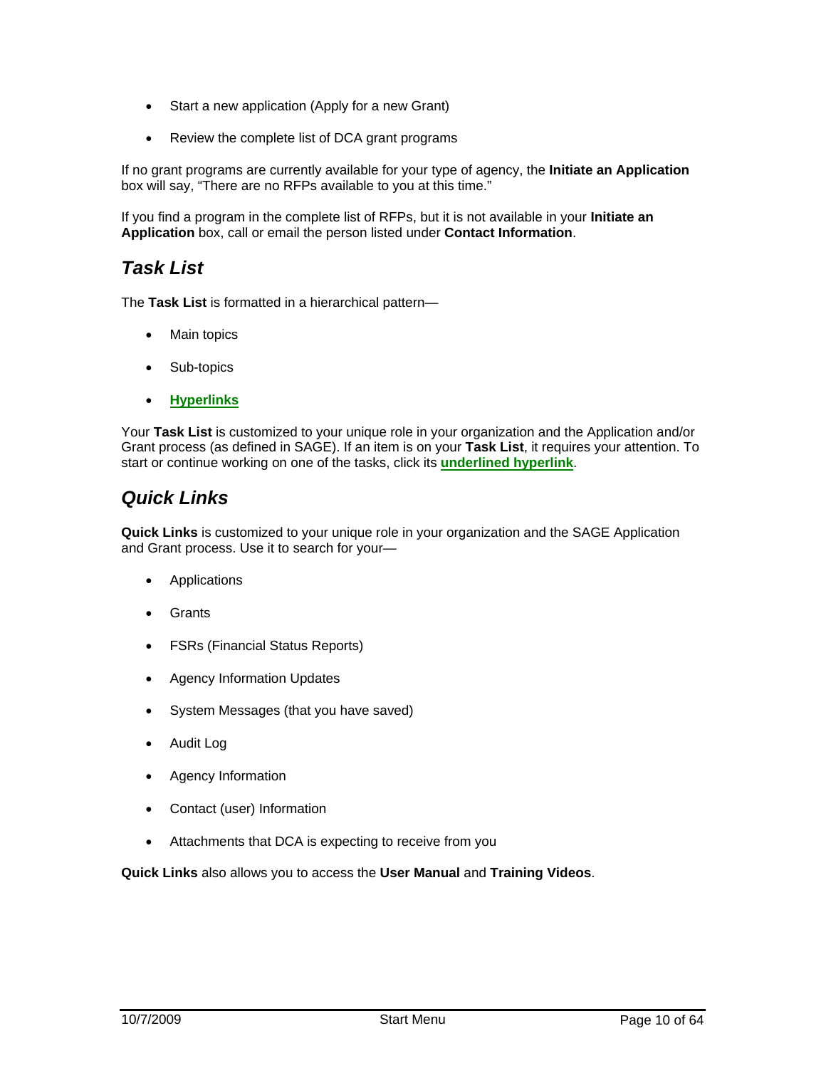- Start a new application (Apply for a new Grant)
- Review the complete list of DCA grant programs

If no grant programs are currently available for your type of agency, the **Initiate an Application** box will say, "There are no RFPs available to you at this time."

If you find a program in the complete list of RFPs, but it is not available in your **Initiate an Application** box, call or email the person listed under **Contact Information**.

## *Task List*

The **Task List** is formatted in a hierarchical pattern—

- Main topics
- Sub-topics
- **Hyperlinks**

Your **Task List** is customized to your unique role in your organization and the Application and/or Grant process (as defined in SAGE). If an item is on your **Task List**, it requires your attention. To start or continue working on one of the tasks, click its **underlined hyperlink**.

## *Quick Links*

**Quick Links** is customized to your unique role in your organization and the SAGE Application and Grant process. Use it to search for your—

- Applications
- Grants
- FSRs (Financial Status Reports)
- Agency Information Updates
- System Messages (that you have saved)
- Audit Log
- Agency Information
- Contact (user) Information
- Attachments that DCA is expecting to receive from you

**Quick Links** also allows you to access the **User Manual** and **Training Videos**.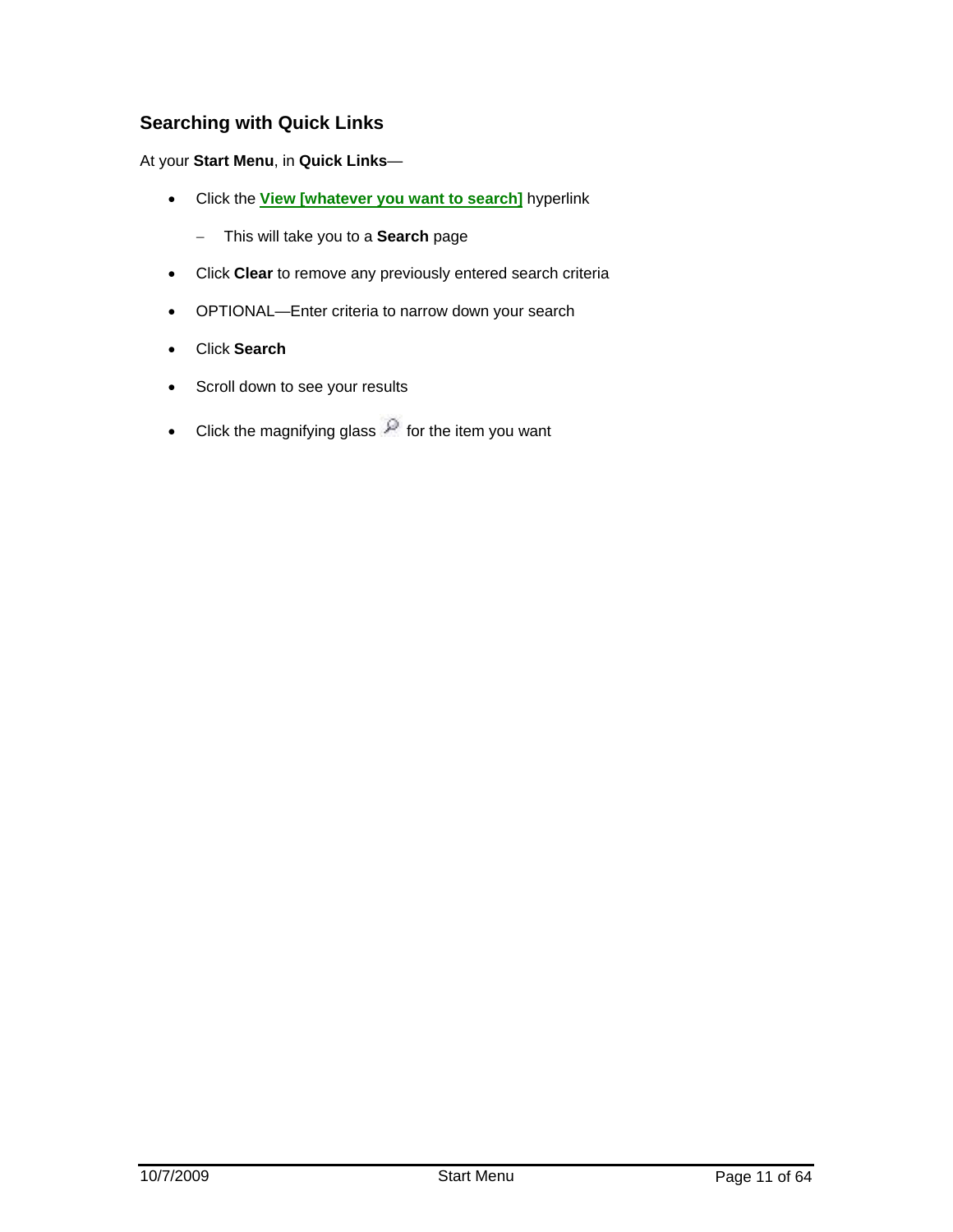### Searching with Quick Links

At your **Start Menu**, in **Quick Links**—

- Click the **View [whatever you want to search]** hyperlink
  - This will take you to a **Search** page
- Click **Clear** to remove any previously entered search criteria
- OPTIONAL—Enter criteria to narrow down your search
- Click **Search**
- Scroll down to see your results
- Click the magnifying glass for the item you want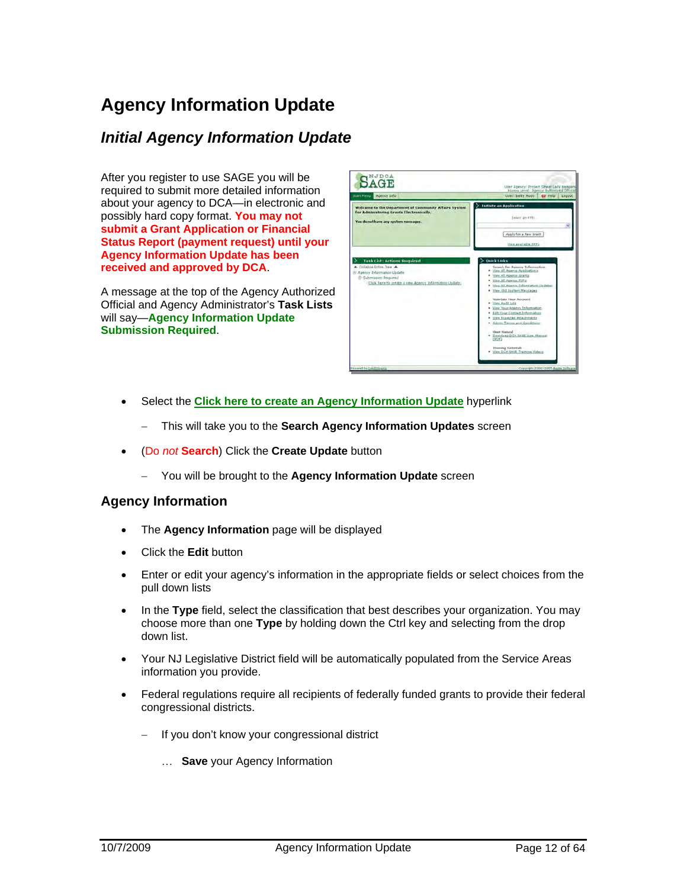# Agency Information Update

## *Initial Agency Information Update*

After you register to use SAGE you will be required to submit more detailed information about your agency to DCA—in electronic and possibly hard copy format. **You may not submit a Grant Application or Financial Status Report (payment request) until your Agency Information Update has been received and approved by DCA**.

A message at the top of the Agency Authorized Official and Agency Administrator's **Task Lists** will say—**Agency Information Update Submission Required**.

- Select the **Click here to create an Agency Information Update** hyperlink
  - This will take you to the **Search Agency Information Updates** screen
- (Do *not* **Search**) Click the **Create Update** button
  - You will be brought to the **Agency Information Update** screen

## Agency Information

- The **Agency Information** page will be displayed
- Click the **Edit** button
- Enter or edit your agency's information in the appropriate fields or select choices from the pull down lists
- In the **Type** field, select the classification that best describes your organization. You may choose more than one **Type** by holding down the Ctrl key and selecting from the drop down list.
- Your NJ Legislative District field will be automatically populated from the Service Areas information you provide.
- Federal regulations require all recipients of federally funded grants to provide their federal congressional districts.
  - If you don't know your congressional district
    - … **Save** your Agency Information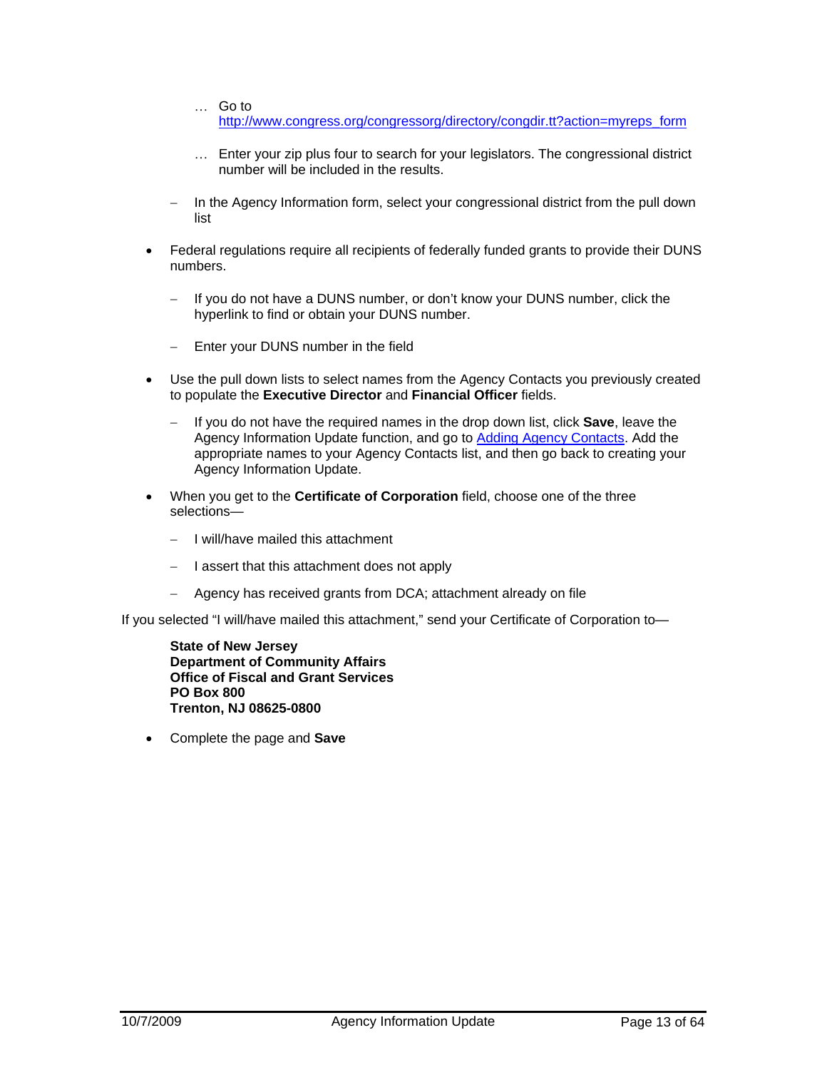- Go to http://www.congress.org/congressorg/directory/congdir.tt?action=myreps_form
    - Enter your zip plus four to search for your legislators. The congressional district number will be included in the results.
  - In the Agency Information form, select your congressional district from the pull down list

- Federal regulations require all recipients of federally funded grants to provide their DUNS numbers.
  - If you do not have a DUNS number, or don't know your DUNS number, click the hyperlink to find or obtain your DUNS number.
  - Enter your DUNS number in the field

- Use the pull down lists to select names from the Agency Contacts you previously created to populate the **Executive Director** and **Financial Officer** fields.
  - If you do not have the required names in the drop down list, click **Save**, leave the Agency Information Update function, and go to [Adding Agency Contacts](#). Add the appropriate names to your Agency Contacts list, and then go back to creating your Agency Information Update.

- When you get to the **Certificate of Corporation** field, choose one of the three selections—
  - I will/have mailed this attachment
  - I assert that this attachment does not apply
  - Agency has received grants from DCA; attachment already on file

If you selected "I will/have mailed this attachment," send your Certificate of Corporation to—

> **State of New Jersey**
> **Department of Community Affairs**
> **Office of Fiscal and Grant Services**
> **PO Box 800**
> **Trenton, NJ 08625-0800**

- Complete the page and **Save**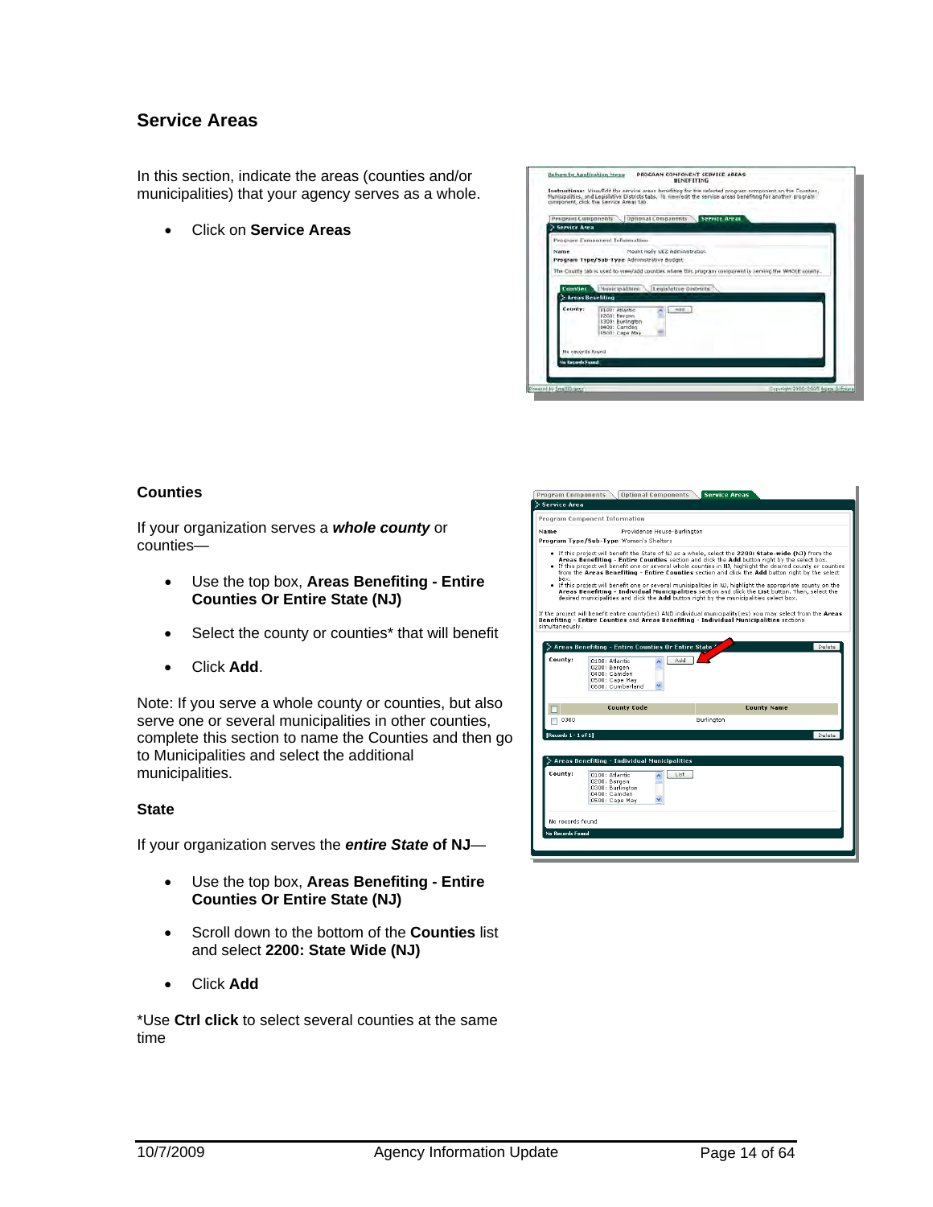## Service Areas

In this section, indicate the areas (counties and/or municipalities) that your agency serves as a whole.

- Click on **Service Areas**

### Counties

If your organization serves a ***whole county*** or counties—

- Use the top box, **Areas Benefiting - Entire Counties Or Entire State (NJ)**
- Select the county or counties* that will benefit
- Click **Add**.

Note: If you serve a whole county or counties, but also serve one or several municipalities in other counties, complete this section to name the Counties and then go to Municipalities and select the additional municipalities.

### State

If your organization serves the ***entire State*** **of NJ**—

- Use the top box, **Areas Benefiting - Entire Counties Or Entire State (NJ)**
- Scroll down to the bottom of the **Counties** list and select **2200: State Wide (NJ)**
- Click **Add**

*Use **Ctrl click** to select several counties at the same time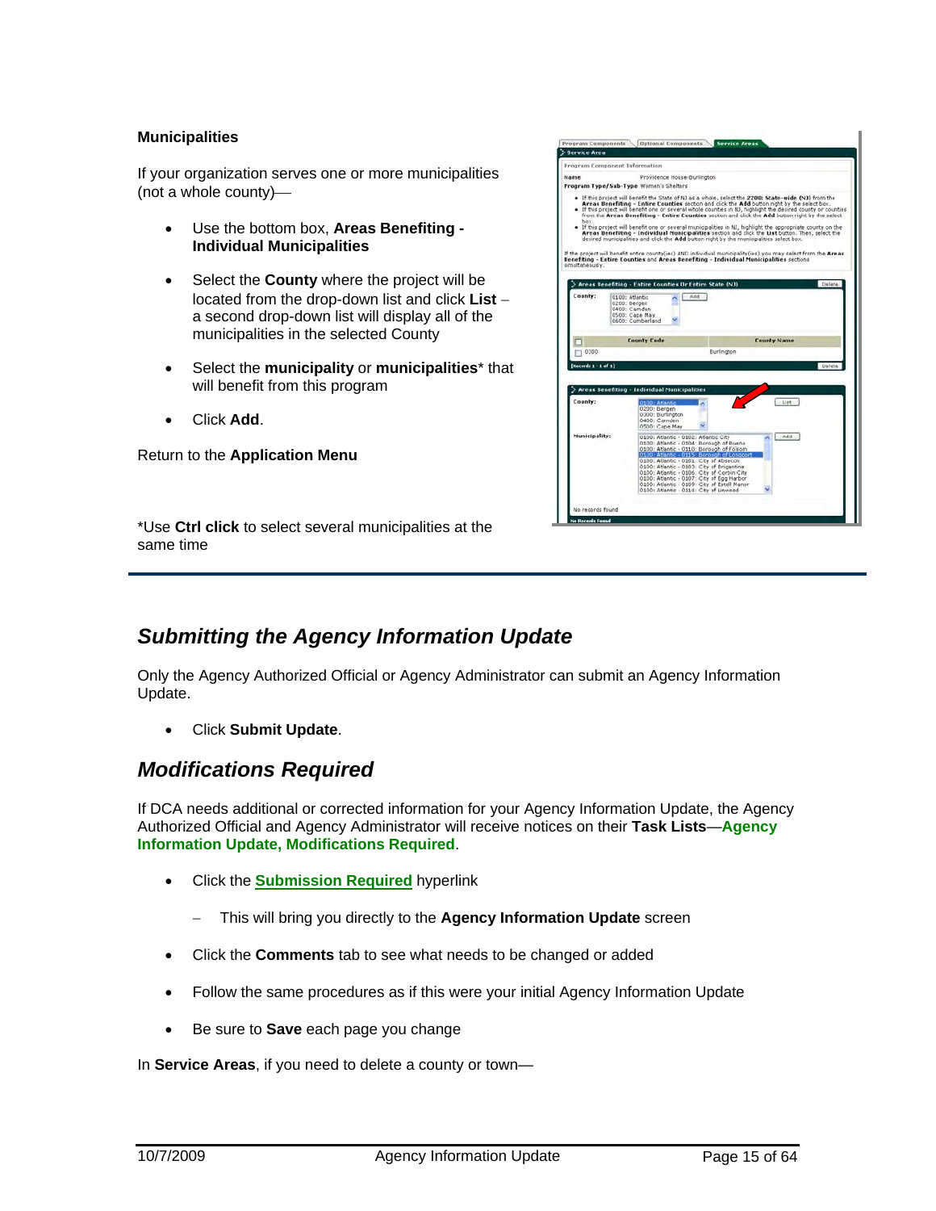**Municipalities**

If your organization serves one or more municipalities (not a whole county)—

- Use the bottom box, **Areas Benefiting - Individual Municipalities**
- Select the **County** where the project will be located from the drop-down list and click **List** – a second drop-down list will display all of the municipalities in the selected County
- Select the **municipality** or **municipalities*** that will benefit from this program
- Click **Add**.

Return to the **Application Menu**

*Use **Ctrl click** to select several municipalities at the same time

## *Submitting the Agency Information Update*

Only the Agency Authorized Official or Agency Administrator can submit an Agency Information Update.

- Click **Submit Update**.

## *Modifications Required*

If DCA needs additional or corrected information for your Agency Information Update, the Agency Authorized Official and Agency Administrator will receive notices on their **Task Lists**—**Agency Information Update, Modifications Required**.

- Click the **Submission Required** hyperlink
  - This will bring you directly to the **Agency Information Update** screen
- Click the **Comments** tab to see what needs to be changed or added
- Follow the same procedures as if this were your initial Agency Information Update
- Be sure to **Save** each page you change

In **Service Areas**, if you need to delete a county or town—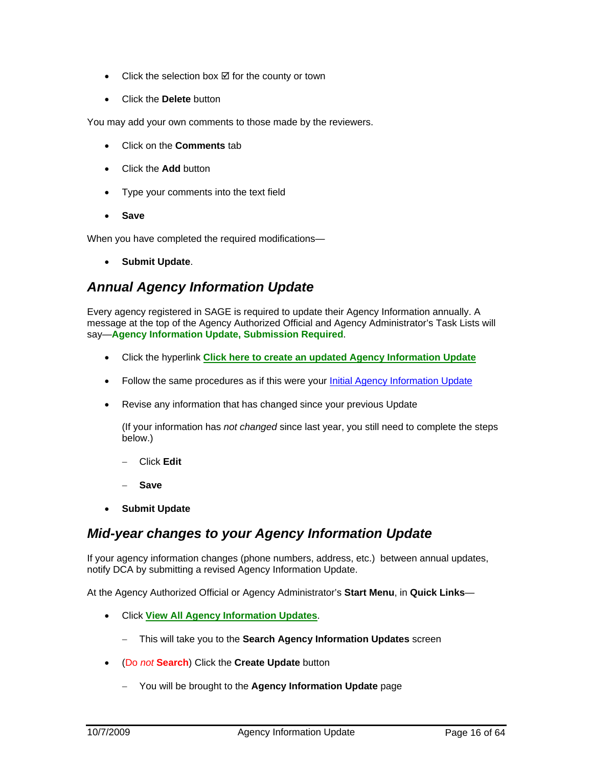- Click the selection box ☑ for the county or town
- Click the **Delete** button

You may add your own comments to those made by the reviewers.

- Click on the **Comments** tab
- Click the **Add** button
- Type your comments into the text field
- **Save**

When you have completed the required modifications—

- **Submit Update**.

## *Annual Agency Information Update*

Every agency registered in SAGE is required to update their Agency Information annually. A message at the top of the Agency Authorized Official and Agency Administrator's Task Lists will say—**Agency Information Update, Submission Required**.

- Click the hyperlink **Click here to create an updated Agency Information Update**
- Follow the same procedures as if this were your Initial Agency Information Update
- Revise any information that has changed since your previous Update

  (If your information has *not changed* since last year, you still need to complete the steps below.)

  - Click **Edit**
  - **Save**
- **Submit Update**

## *Mid-year changes to your Agency Information Update*

If your agency information changes (phone numbers, address, etc.) between annual updates, notify DCA by submitting a revised Agency Information Update.

At the Agency Authorized Official or Agency Administrator's **Start Menu**, in **Quick Links**—

- Click **View All Agency Information Updates**.
  - This will take you to the **Search Agency Information Updates** screen
- (Do *not* **Search**) Click the **Create Update** button
  - You will be brought to the **Agency Information Update** page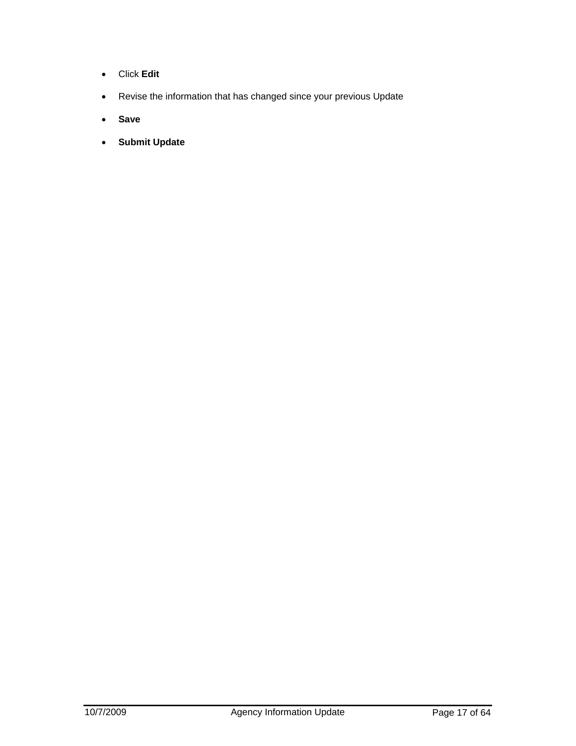- Click **Edit**
- Revise the information that has changed since your previous Update
- **Save**
- **Submit Update**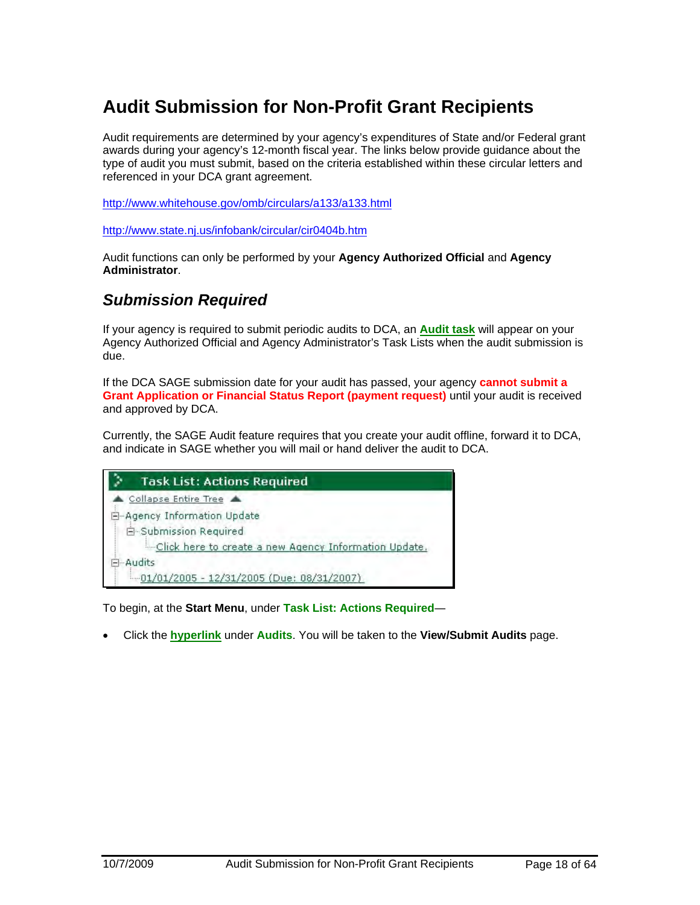# Audit Submission for Non-Profit Grant Recipients

Audit requirements are determined by your agency's expenditures of State and/or Federal grant awards during your agency's 12-month fiscal year. The links below provide guidance about the type of audit you must submit, based on the criteria established within these circular letters and referenced in your DCA grant agreement.

http://www.whitehouse.gov/omb/circulars/a133/a133.html

http://www.state.nj.us/infobank/circular/cir0404b.htm

Audit functions can only be performed by your **Agency Authorized Official** and **Agency Administrator**.

## *Submission Required*

If your agency is required to submit periodic audits to DCA, an **Audit task** will appear on your Agency Authorized Official and Agency Administrator's Task Lists when the audit submission is due.

If the DCA SAGE submission date for your audit has passed, your agency **cannot submit a Grant Application or Financial Status Report (payment request)** until your audit is received and approved by DCA.

Currently, the SAGE Audit feature requires that you create your audit offline, forward it to DCA, and indicate in SAGE whether you will mail or hand deliver the audit to DCA.

Task List: Actions Required

- Collapse Entire Tree
- Agency Information Update
  - Submission Required
    - Click here to create a new Agency Information Update.
- Audits
  - 01/01/2005 - 12/31/2005 (Due: 08/31/2007)

To begin, at the **Start Menu**, under **Task List: Actions Required**—

- Click the **hyperlink** under **Audits**. You will be taken to the **View/Submit Audits** page.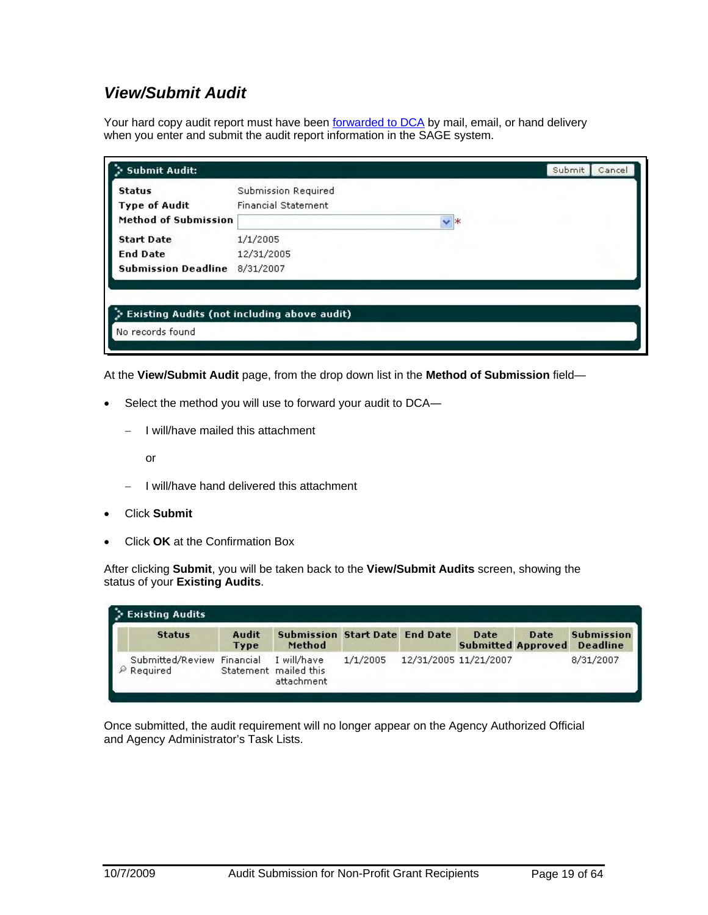## *View/Submit Audit*

Your hard copy audit report must have been forwarded to DCA by mail, email, or hand delivery when you enter and submit the audit report information in the SAGE system.

**Submit Audit:** Submit | Cancel

| | |
|---|---|
| **Status** | Submission Required |
| **Type of Audit** | Financial Statement |
| **Method of Submission** | * |
| **Start Date** | 1/1/2005 |
| **End Date** | 12/31/2005 |
| **Submission Deadline** | 8/31/2007 |

**Existing Audits (not including above audit)**

No records found

At the **View/Submit Audit** page, from the drop down list in the **Method of Submission** field—

- Select the method you will use to forward your audit to DCA—
  - I will/have mailed this attachment

    or

  - I will/have hand delivered this attachment
- Click **Submit**
- Click **OK** at the Confirmation Box

After clicking **Submit**, you will be taken back to the **View/Submit Audits** screen, showing the status of your **Existing Audits**.

**Existing Audits**

| Status | Audit Type | Submission Method | Start Date | End Date | Date Submitted | Date Approved | Submission Deadline |
|---|---|---|---|---|---|---|---|
| Submitted/Review Required | Financial Statement | I will/have mailed this attachment | 1/1/2005 | 12/31/2005 | 11/21/2007 | | 8/31/2007 |

Once submitted, the audit requirement will no longer appear on the Agency Authorized Official and Agency Administrator's Task Lists.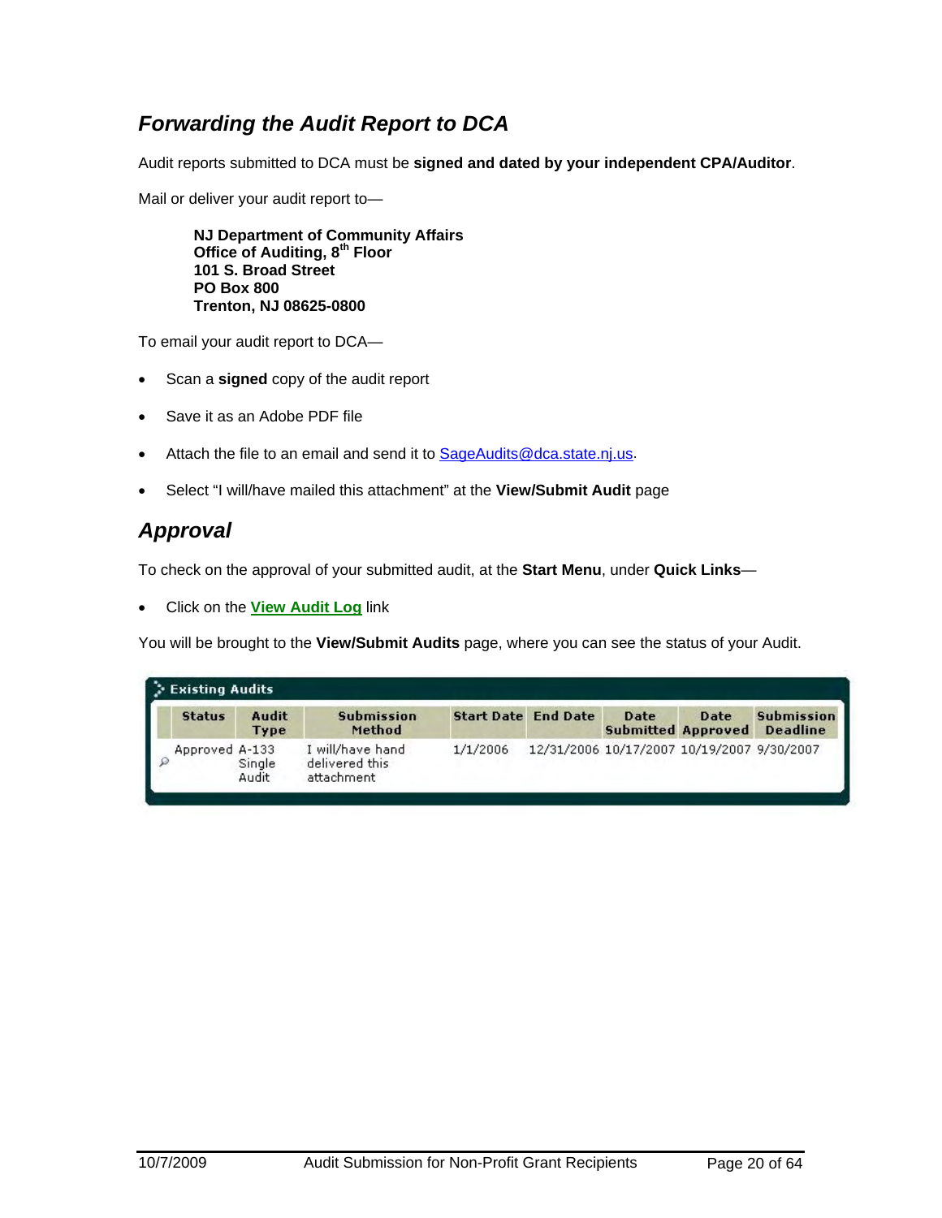## *Forwarding the Audit Report to DCA*

Audit reports submitted to DCA must be **signed and dated by your independent CPA/Auditor**.

Mail or deliver your audit report to—

> **NJ Department of Community Affairs**
> **Office of Auditing, 8th Floor**
> **101 S. Broad Street**
> **PO Box 800**
> **Trenton, NJ 08625-0800**

To email your audit report to DCA—

- Scan a **signed** copy of the audit report
- Save it as an Adobe PDF file
- Attach the file to an email and send it to SageAudits@dca.state.nj.us.
- Select "I will/have mailed this attachment" at the **View/Submit Audit** page

## *Approval*

To check on the approval of your submitted audit, at the **Start Menu**, under **Quick Links**—

- Click on the **View Audit Log** link

You will be brought to the **View/Submit Audits** page, where you can see the status of your Audit.

**Existing Audits**

| | Status | Audit Type | Submission Method | Start Date | End Date | Date Submitted | Date Approved | Submission Deadline |
|---|---|---|---|---|---|---|---|---|
| | Approved | A-133 Single Audit | I will/have hand delivered this attachment | 1/1/2006 | 12/31/2006 | 10/17/2007 | 10/19/2007 | 9/30/2007 |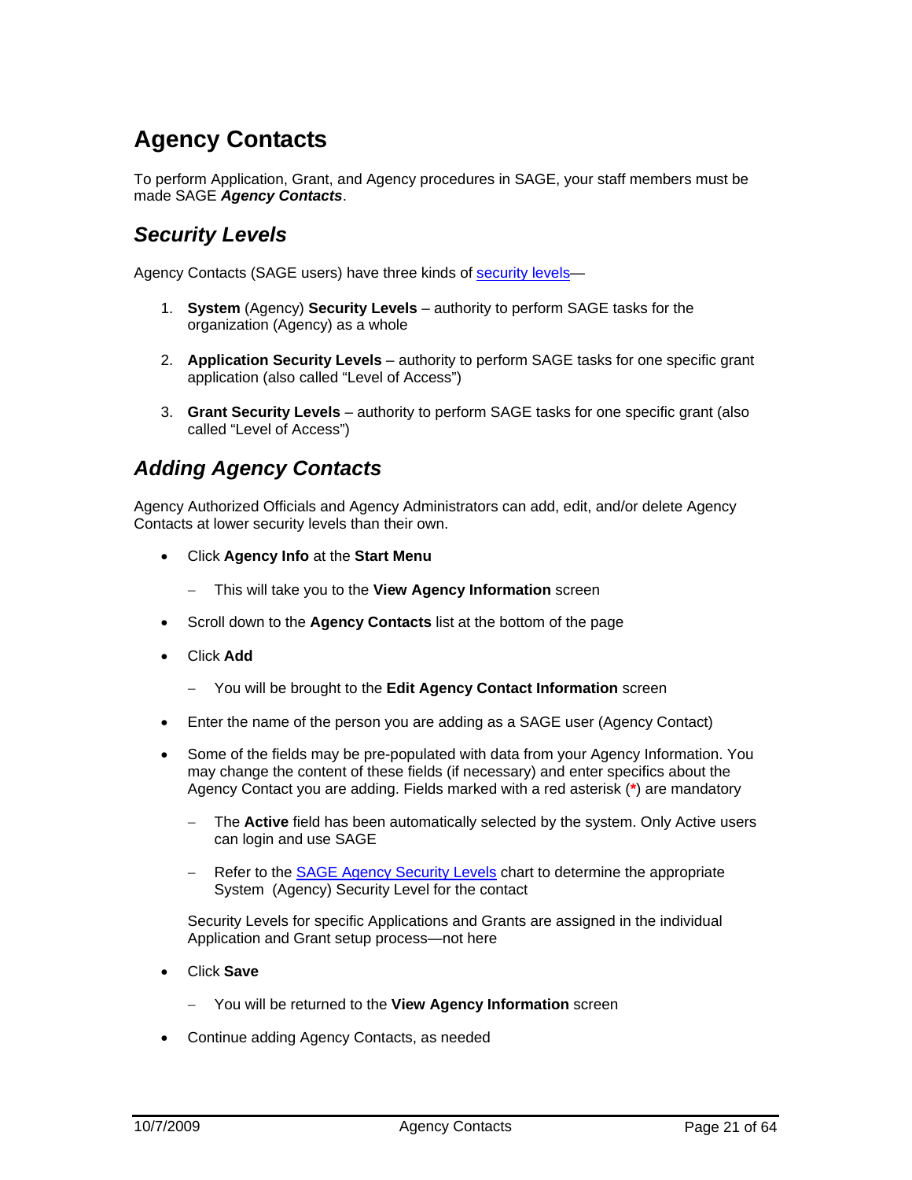# Agency Contacts

To perform Application, Grant, and Agency procedures in SAGE, your staff members must be made SAGE ***Agency Contacts***.

## *Security Levels*

Agency Contacts (SAGE users) have three kinds of security levels—

1. **System** (Agency) **Security Levels** – authority to perform SAGE tasks for the organization (Agency) as a whole
2. **Application Security Levels** – authority to perform SAGE tasks for one specific grant application (also called "Level of Access")
3. **Grant Security Levels** – authority to perform SAGE tasks for one specific grant (also called "Level of Access")

## *Adding Agency Contacts*

Agency Authorized Officials and Agency Administrators can add, edit, and/or delete Agency Contacts at lower security levels than their own.

- Click **Agency Info** at the **Start Menu**
  - This will take you to the **View Agency Information** screen
- Scroll down to the **Agency Contacts** list at the bottom of the page
- Click **Add**
  - You will be brought to the **Edit Agency Contact Information** screen
- Enter the name of the person you are adding as a SAGE user (Agency Contact)
- Some of the fields may be pre-populated with data from your Agency Information. You may change the content of these fields (if necessary) and enter specifics about the Agency Contact you are adding. Fields marked with a red asterisk (*) are mandatory
  - The **Active** field has been automatically selected by the system. Only Active users can login and use SAGE
  - Refer to the SAGE Agency Security Levels chart to determine the appropriate System (Agency) Security Level for the contact

  Security Levels for specific Applications and Grants are assigned in the individual Application and Grant setup process—not here
- Click **Save**
  - You will be returned to the **View Agency Information** screen
- Continue adding Agency Contacts, as needed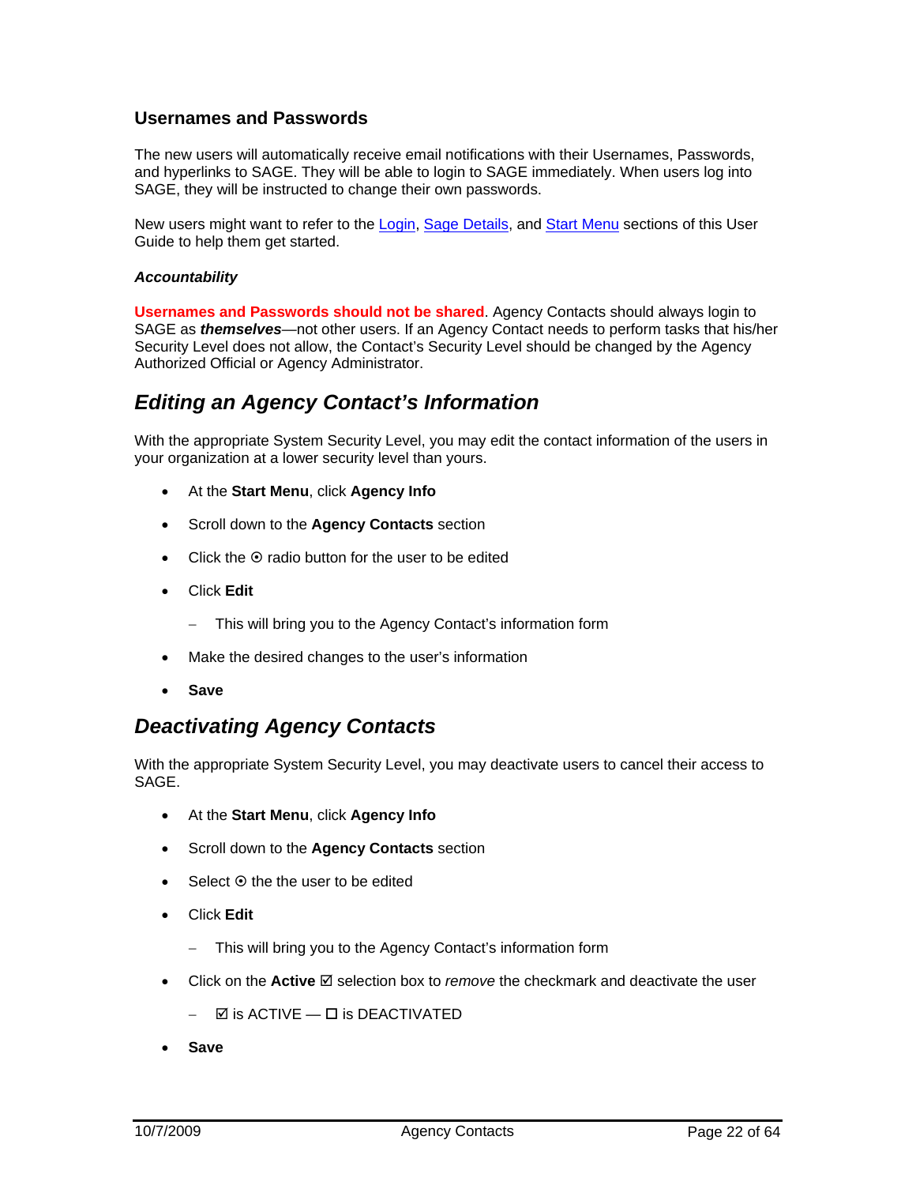### Usernames and Passwords

The new users will automatically receive email notifications with their Usernames, Passwords, and hyperlinks to SAGE. They will be able to login to SAGE immediately. When users log into SAGE, they will be instructed to change their own passwords.

New users might want to refer to the Login, Sage Details, and Start Menu sections of this User Guide to help them get started.

#### *Accountability*

**Usernames and Passwords should not be shared**. Agency Contacts should always login to SAGE as ***themselves***—not other users. If an Agency Contact needs to perform tasks that his/her Security Level does not allow, the Contact's Security Level should be changed by the Agency Authorized Official or Agency Administrator.

## *Editing an Agency Contact's Information*

With the appropriate System Security Level, you may edit the contact information of the users in your organization at a lower security level than yours.

- At the **Start Menu**, click **Agency Info**
- Scroll down to the **Agency Contacts** section
- Click the ⊙ radio button for the user to be edited
- Click **Edit**
  - This will bring you to the Agency Contact's information form
- Make the desired changes to the user's information
- **Save**

## *Deactivating Agency Contacts*

With the appropriate System Security Level, you may deactivate users to cancel their access to SAGE.

- At the **Start Menu**, click **Agency Info**
- Scroll down to the **Agency Contacts** section
- Select ⊙ the the user to be edited
- Click **Edit**
  - This will bring you to the Agency Contact's information form
- Click on the **Active** ☑ selection box to *remove* the checkmark and deactivate the user
  - ☑ is ACTIVE — ☐ is DEACTIVATED
- **Save**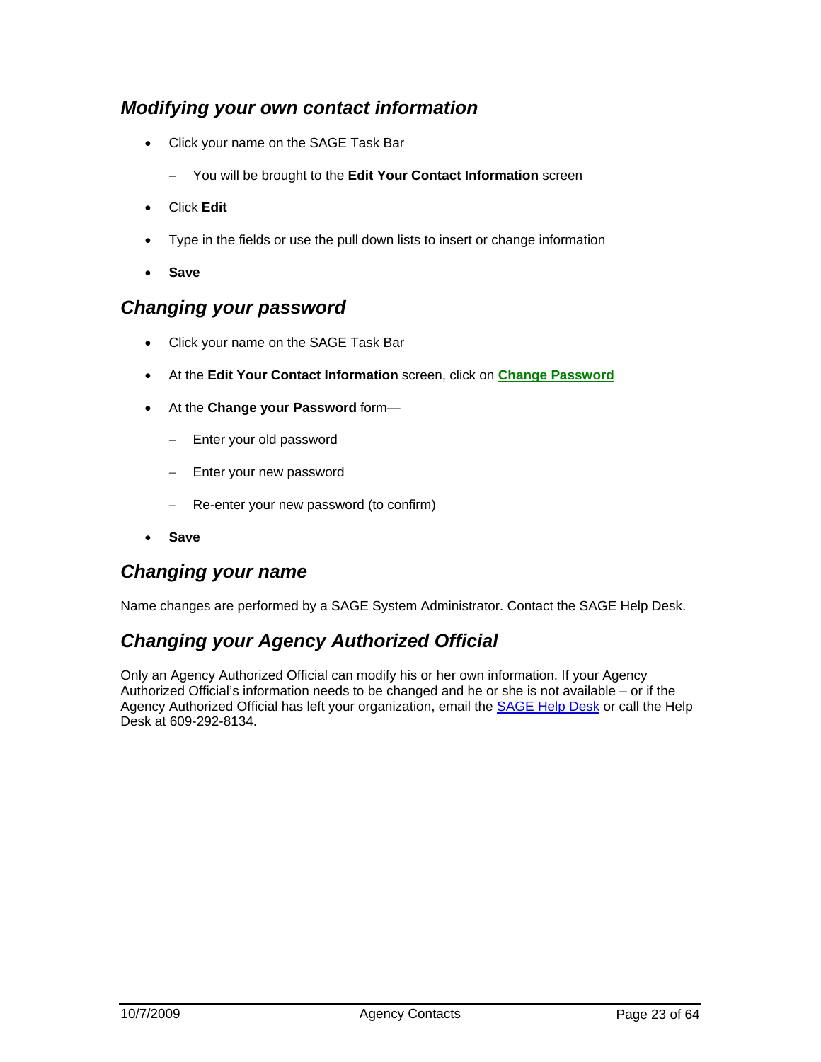## *Modifying your own contact information*

- Click your name on the SAGE Task Bar
  - You will be brought to the **Edit Your Contact Information** screen
- Click **Edit**
- Type in the fields or use the pull down lists to insert or change information
- **Save**

## *Changing your password*

- Click your name on the SAGE Task Bar
- At the **Edit Your Contact Information** screen, click on **Change Password**
- At the **Change your Password** form—
  - Enter your old password
  - Enter your new password
  - Re-enter your new password (to confirm)
- **Save**

## *Changing your name*

Name changes are performed by a SAGE System Administrator. Contact the SAGE Help Desk.

## *Changing your Agency Authorized Official*

Only an Agency Authorized Official can modify his or her own information. If your Agency Authorized Official's information needs to be changed and he or she is not available – or if the Agency Authorized Official has left your organization, email the SAGE Help Desk or call the Help Desk at 609-292-8134.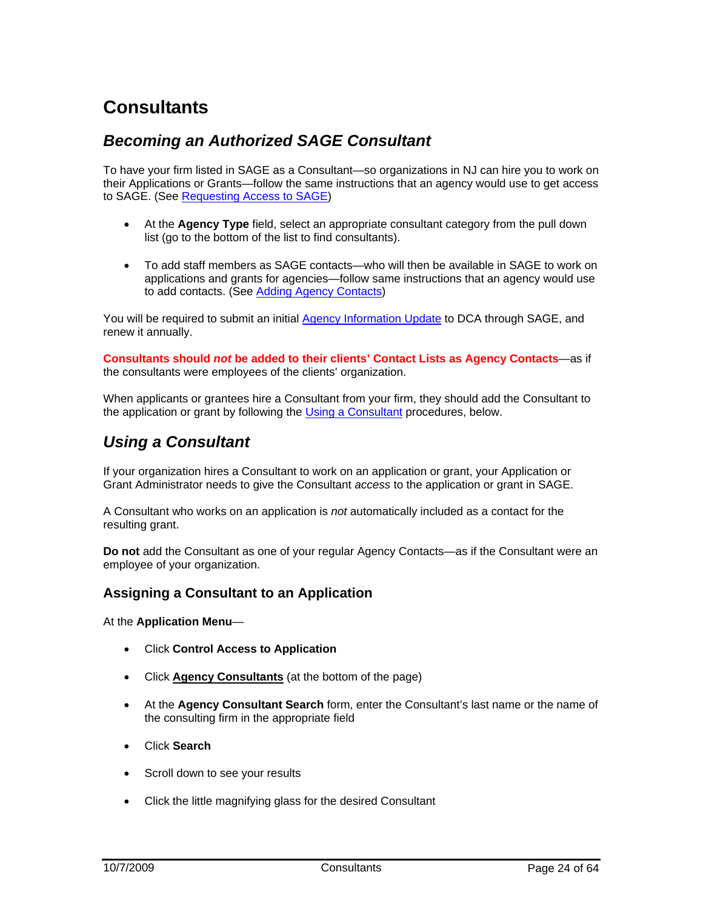# Consultants

## *Becoming an Authorized SAGE Consultant*

To have your firm listed in SAGE as a Consultant—so organizations in NJ can hire you to work on their Applications or Grants—follow the same instructions that an agency would use to get access to SAGE. (See Requesting Access to SAGE)

- At the **Agency Type** field, select an appropriate consultant category from the pull down list (go to the bottom of the list to find consultants).
- To add staff members as SAGE contacts—who will then be available in SAGE to work on applications and grants for agencies—follow same instructions that an agency would use to add contacts. (See Adding Agency Contacts)

You will be required to submit an initial Agency Information Update to DCA through SAGE, and renew it annually.

**Consultants should *not* be added to their clients' Contact Lists as Agency Contacts**—as if the consultants were employees of the clients' organization.

When applicants or grantees hire a Consultant from your firm, they should add the Consultant to the application or grant by following the Using a Consultant procedures, below.

## *Using a Consultant*

If your organization hires a Consultant to work on an application or grant, your Application or Grant Administrator needs to give the Consultant *access* to the application or grant in SAGE.

A Consultant who works on an application is *not* automatically included as a contact for the resulting grant.

**Do not** add the Consultant as one of your regular Agency Contacts—as if the Consultant were an employee of your organization.

### Assigning a Consultant to an Application

At the **Application Menu**—

- Click **Control Access to Application**
- Click **Agency Consultants** (at the bottom of the page)
- At the **Agency Consultant Search** form, enter the Consultant's last name or the name of the consulting firm in the appropriate field
- Click **Search**
- Scroll down to see your results
- Click the little magnifying glass for the desired Consultant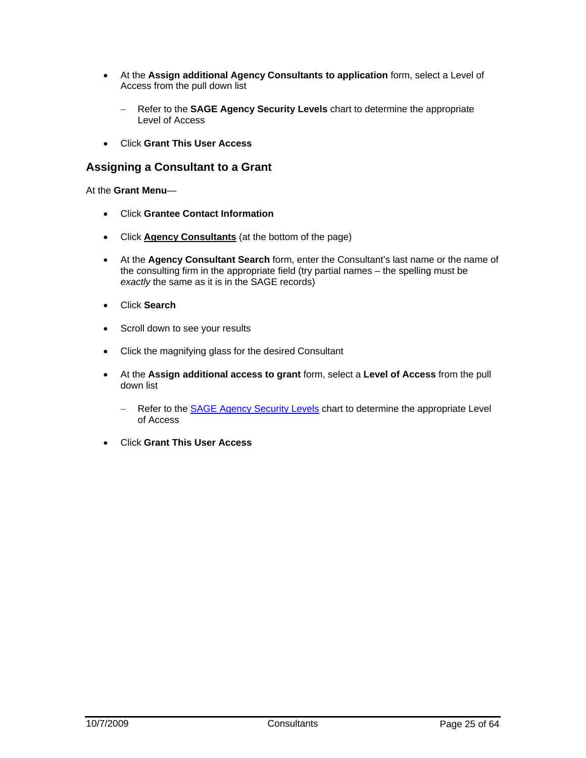- At the **Assign additional Agency Consultants to application** form, select a Level of Access from the pull down list
  - Refer to the **SAGE Agency Security Levels** chart to determine the appropriate Level of Access
- Click **Grant This User Access**

## Assigning a Consultant to a Grant

At the **Grant Menu**—

- Click **Grantee Contact Information**
- Click **Agency Consultants** (at the bottom of the page)
- At the **Agency Consultant Search** form, enter the Consultant's last name or the name of the consulting firm in the appropriate field (try partial names – the spelling must be *exactly* the same as it is in the SAGE records)
- Click **Search**
- Scroll down to see your results
- Click the magnifying glass for the desired Consultant
- At the **Assign additional access to grant** form, select a **Level of Access** from the pull down list
  - Refer to the SAGE Agency Security Levels chart to determine the appropriate Level of Access
- Click **Grant This User Access**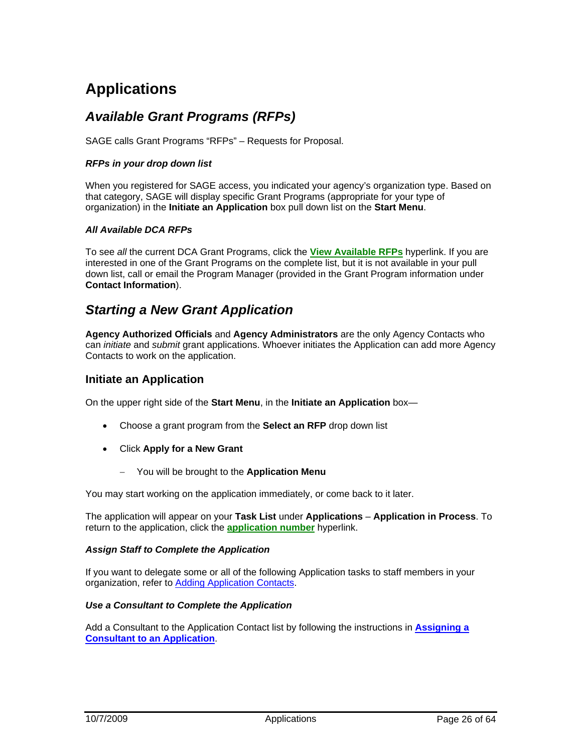# Applications

## *Available Grant Programs (RFPs)*

SAGE calls Grant Programs "RFPs" – Requests for Proposal.

#### *RFPs in your drop down list*

When you registered for SAGE access, you indicated your agency's organization type. Based on that category, SAGE will display specific Grant Programs (appropriate for your type of organization) in the **Initiate an Application** box pull down list on the **Start Menu**.

#### *All Available DCA RFPs*

To see *all* the current DCA Grant Programs, click the **View Available RFPs** hyperlink. If you are interested in one of the Grant Programs on the complete list, but it is not available in your pull down list, call or email the Program Manager (provided in the Grant Program information under **Contact Information**).

## *Starting a New Grant Application*

**Agency Authorized Officials** and **Agency Administrators** are the only Agency Contacts who can *initiate* and *submit* grant applications. Whoever initiates the Application can add more Agency Contacts to work on the application.

### Initiate an Application

On the upper right side of the **Start Menu**, in the **Initiate an Application** box—

- Choose a grant program from the **Select an RFP** drop down list
- Click **Apply for a New Grant**
  - You will be brought to the **Application Menu**

You may start working on the application immediately, or come back to it later.

The application will appear on your **Task List** under **Applications** – **Application in Process**. To return to the application, click the **application number** hyperlink.

#### *Assign Staff to Complete the Application*

If you want to delegate some or all of the following Application tasks to staff members in your organization, refer to Adding Application Contacts.

#### *Use a Consultant to Complete the Application*

Add a Consultant to the Application Contact list by following the instructions in **Assigning a Consultant to an Application**.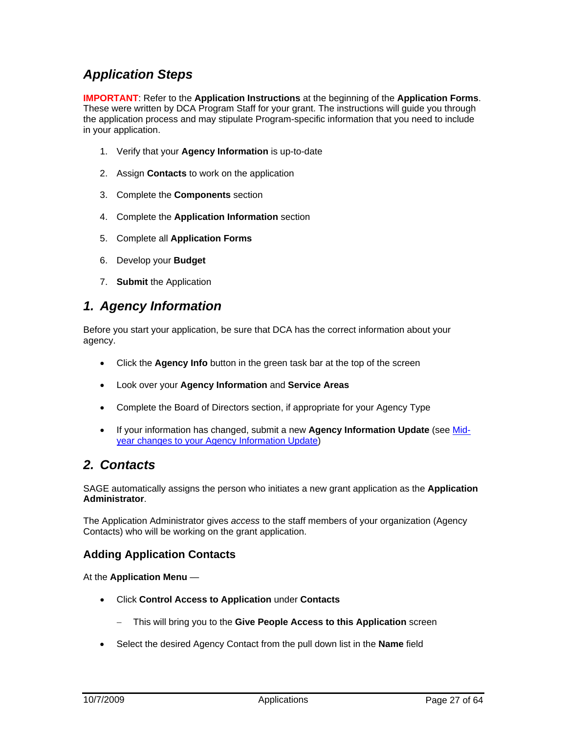## *Application Steps*

**IMPORTANT**: Refer to the **Application Instructions** at the beginning of the **Application Forms**. These were written by DCA Program Staff for your grant. The instructions will guide you through the application process and may stipulate Program-specific information that you need to include in your application.

1. Verify that your **Agency Information** is up-to-date
2. Assign **Contacts** to work on the application
3. Complete the **Components** section
4. Complete the **Application Information** section
5. Complete all **Application Forms**
6. Develop your **Budget**
7. **Submit** the Application

## *1. Agency Information*

Before you start your application, be sure that DCA has the correct information about your agency.

- Click the **Agency Info** button in the green task bar at the top of the screen
- Look over your **Agency Information** and **Service Areas**
- Complete the Board of Directors section, if appropriate for your Agency Type
- If your information has changed, submit a new **Agency Information Update** (see Mid-year changes to your Agency Information Update)

## *2. Contacts*

SAGE automatically assigns the person who initiates a new grant application as the **Application Administrator**.

The Application Administrator gives *access* to the staff members of your organization (Agency Contacts) who will be working on the grant application.

### Adding Application Contacts

At the **Application Menu** —

- Click **Control Access to Application** under **Contacts**
  - This will bring you to the **Give People Access to this Application** screen
- Select the desired Agency Contact from the pull down list in the **Name** field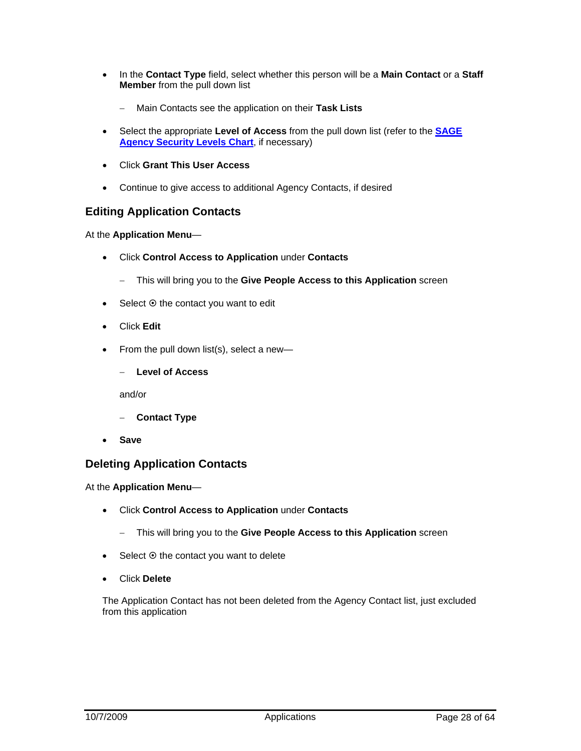- In the **Contact Type** field, select whether this person will be a **Main Contact** or a **Staff Member** from the pull down list
  - Main Contacts see the application on their **Task Lists**
- Select the appropriate **Level of Access** from the pull down list (refer to the **SAGE Agency Security Levels Chart**, if necessary)
- Click **Grant This User Access**
- Continue to give access to additional Agency Contacts, if desired

## Editing Application Contacts

At the **Application Menu**—

- Click **Control Access to Application** under **Contacts**
  - This will bring you to the **Give People Access to this Application** screen
- Select ⦿ the contact you want to edit
- Click **Edit**
- From the pull down list(s), select a new—
  - **Level of Access**

  and/or

  - **Contact Type**
- **Save**

## Deleting Application Contacts

At the **Application Menu**—

- Click **Control Access to Application** under **Contacts**
  - This will bring you to the **Give People Access to this Application** screen
- Select ⦿ the contact you want to delete
- Click **Delete**

The Application Contact has not been deleted from the Agency Contact list, just excluded from this application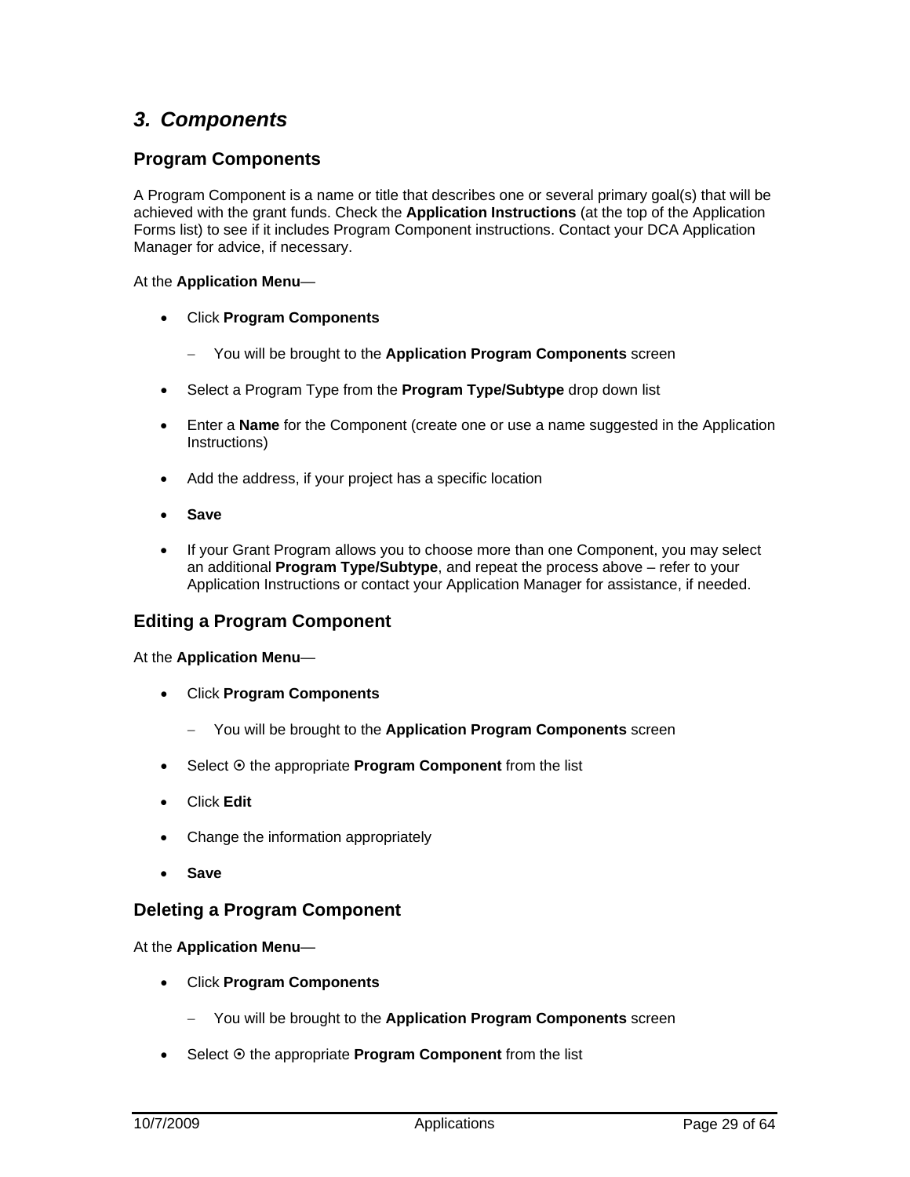## *3. Components*

### Program Components

A Program Component is a name or title that describes one or several primary goal(s) that will be achieved with the grant funds. Check the **Application Instructions** (at the top of the Application Forms list) to see if it includes Program Component instructions. Contact your DCA Application Manager for advice, if necessary.

At the **Application Menu**—

- Click **Program Components**
  - You will be brought to the **Application Program Components** screen
- Select a Program Type from the **Program Type/Subtype** drop down list
- Enter a **Name** for the Component (create one or use a name suggested in the Application Instructions)
- Add the address, if your project has a specific location
- **Save**
- If your Grant Program allows you to choose more than one Component, you may select an additional **Program Type/Subtype**, and repeat the process above – refer to your Application Instructions or contact your Application Manager for assistance, if needed.

### Editing a Program Component

At the **Application Menu**—

- Click **Program Components**
  - You will be brought to the **Application Program Components** screen
- Select ⊙ the appropriate **Program Component** from the list
- Click **Edit**
- Change the information appropriately
- **Save**

### Deleting a Program Component

At the **Application Menu**—

- Click **Program Components**
  - You will be brought to the **Application Program Components** screen
- Select ⊙ the appropriate **Program Component** from the list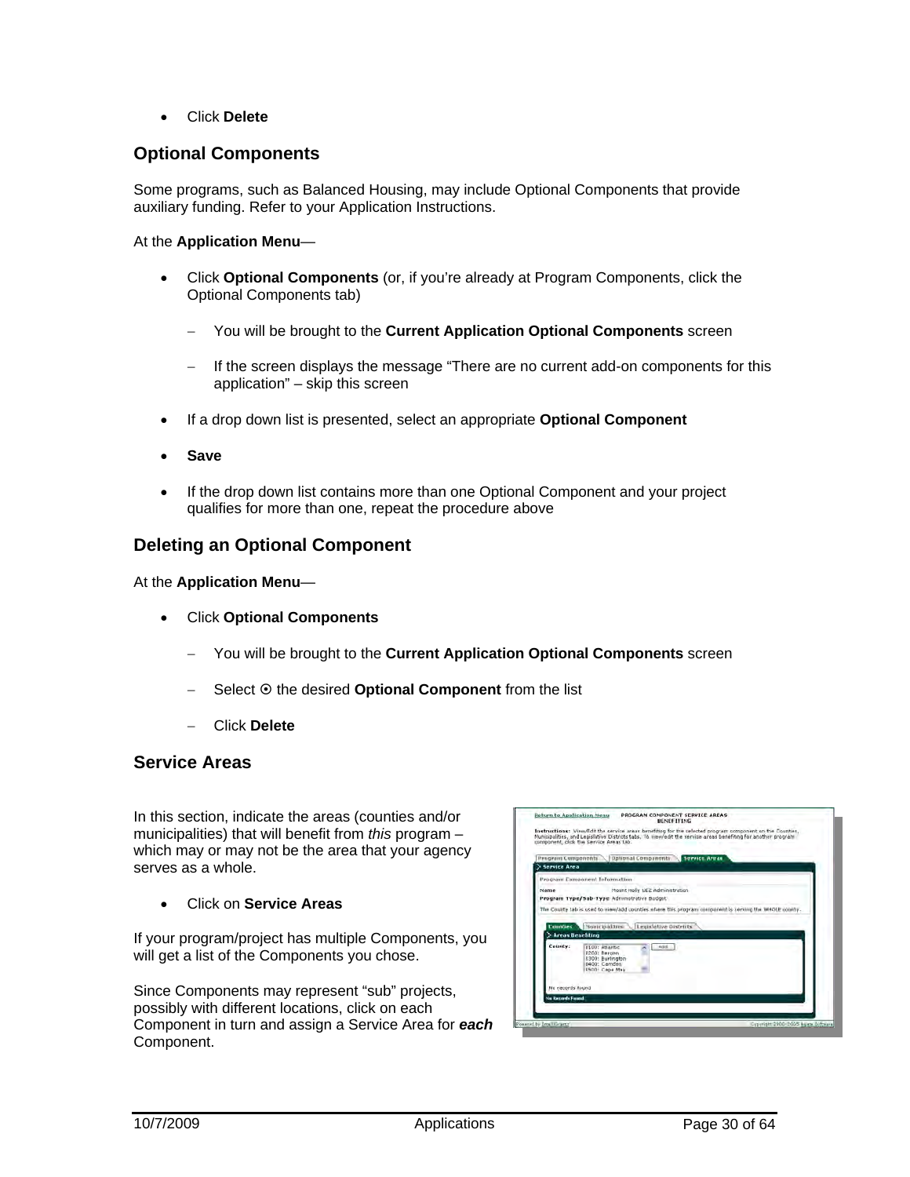- Click **Delete**

## Optional Components

Some programs, such as Balanced Housing, may include Optional Components that provide auxiliary funding. Refer to your Application Instructions.

At the **Application Menu**—

- Click **Optional Components** (or, if you're already at Program Components, click the Optional Components tab)
  - You will be brought to the **Current Application Optional Components** screen
  - If the screen displays the message "There are no current add-on components for this application" – skip this screen
- If a drop down list is presented, select an appropriate **Optional Component**
- **Save**
- If the drop down list contains more than one Optional Component and your project qualifies for more than one, repeat the procedure above

## Deleting an Optional Component

At the **Application Menu**—

- Click **Optional Components**
  - You will be brought to the **Current Application Optional Components** screen
  - Select ⊙ the desired **Optional Component** from the list
  - Click **Delete**

## Service Areas

In this section, indicate the areas (counties and/or municipalities) that will benefit from *this* program – which may or may not be the area that your agency serves as a whole.

- Click on **Service Areas**

If your program/project has multiple Components, you will get a list of the Components you chose.

Since Components may represent "sub" projects, possibly with different locations, click on each Component in turn and assign a Service Area for ***each*** Component.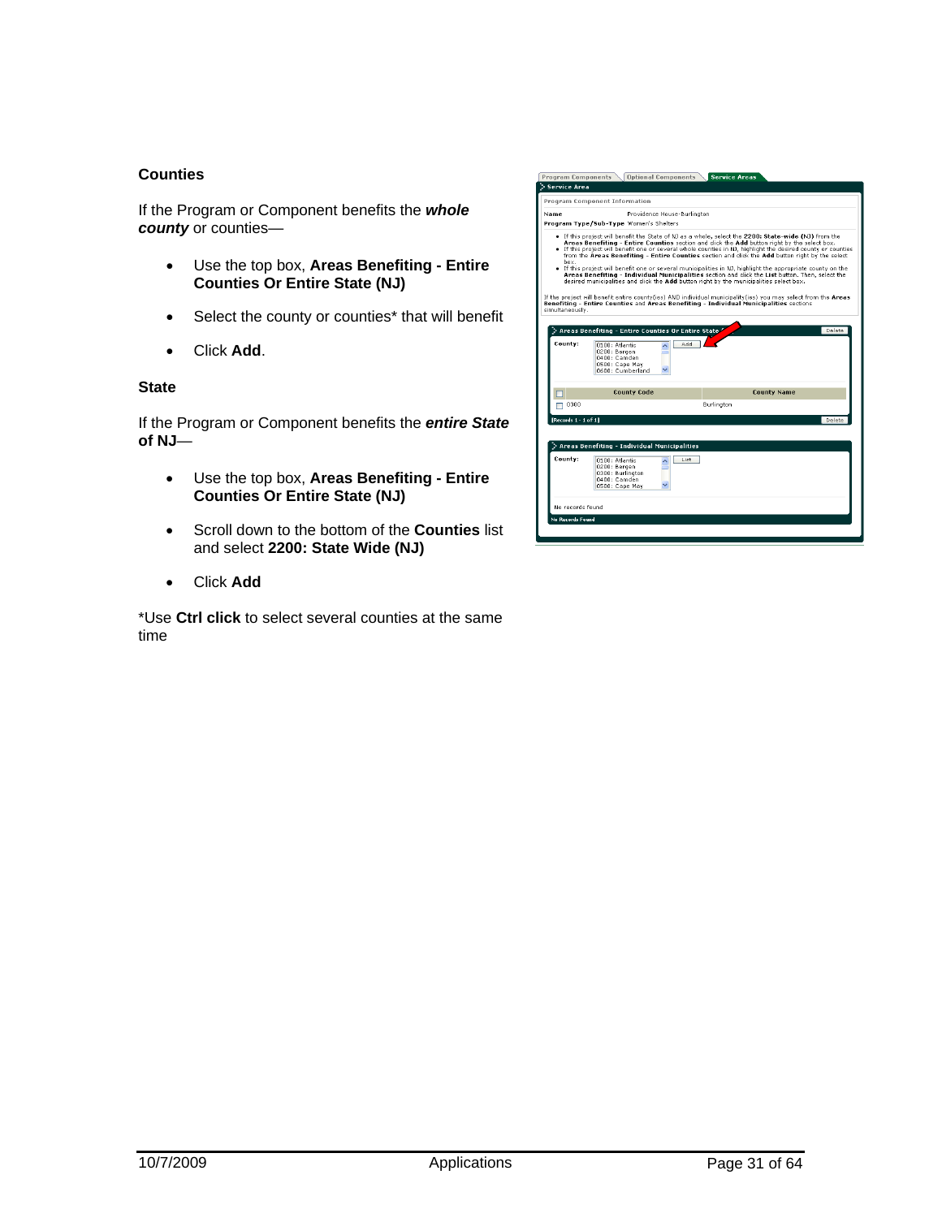**Counties**

If the Program or Component benefits the ***whole county*** or counties—

- Use the top box, **Areas Benefiting - Entire Counties Or Entire State (NJ)**
- Select the county or counties* that will benefit
- Click **Add**.

**State**

If the Program or Component benefits the ***entire State* of NJ**—

- Use the top box, **Areas Benefiting - Entire Counties Or Entire State (NJ)**
- Scroll down to the bottom of the **Counties** list and select **2200: State Wide (NJ)**
- Click **Add**

*Use **Ctrl click** to select several counties at the same time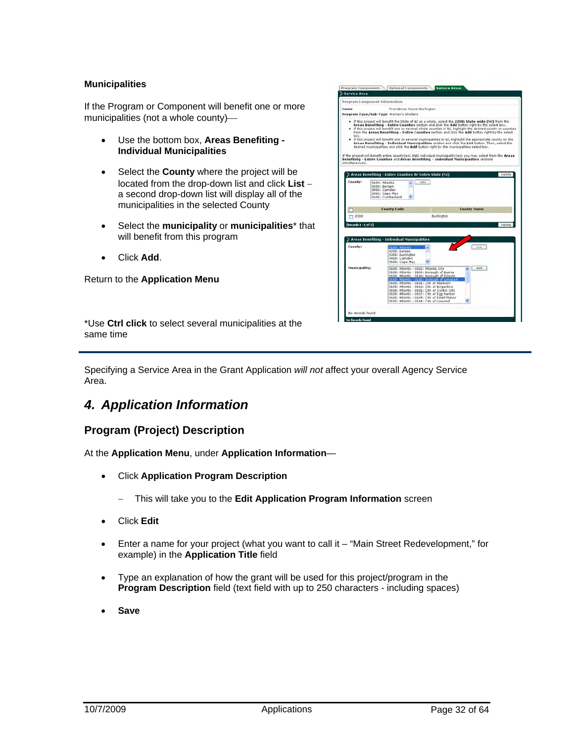### Municipalities

If the Program or Component will benefit one or more municipalities (not a whole county)—

- Use the bottom box, **Areas Benefiting - Individual Municipalities**
- Select the **County** where the project will be located from the drop-down list and click **List** – a second drop-down list will display all of the municipalities in the selected County
- Select the **municipality** or **municipalities*** that will benefit from this program
- Click **Add**.

Return to the **Application Menu**

*Use **Ctrl click** to select several municipalities at the same time

---

Specifying a Service Area in the Grant Application *will not* affect your overall Agency Service Area.

## *4. Application Information*

### Program (Project) Description

At the **Application Menu**, under **Application Information**—

- Click **Application Program Description**
  - This will take you to the **Edit Application Program Information** screen
- Click **Edit**
- Enter a name for your project (what you want to call it – "Main Street Redevelopment," for example) in the **Application Title** field
- Type an explanation of how the grant will be used for this project/program in the **Program Description** field (text field with up to 250 characters - including spaces)
- **Save**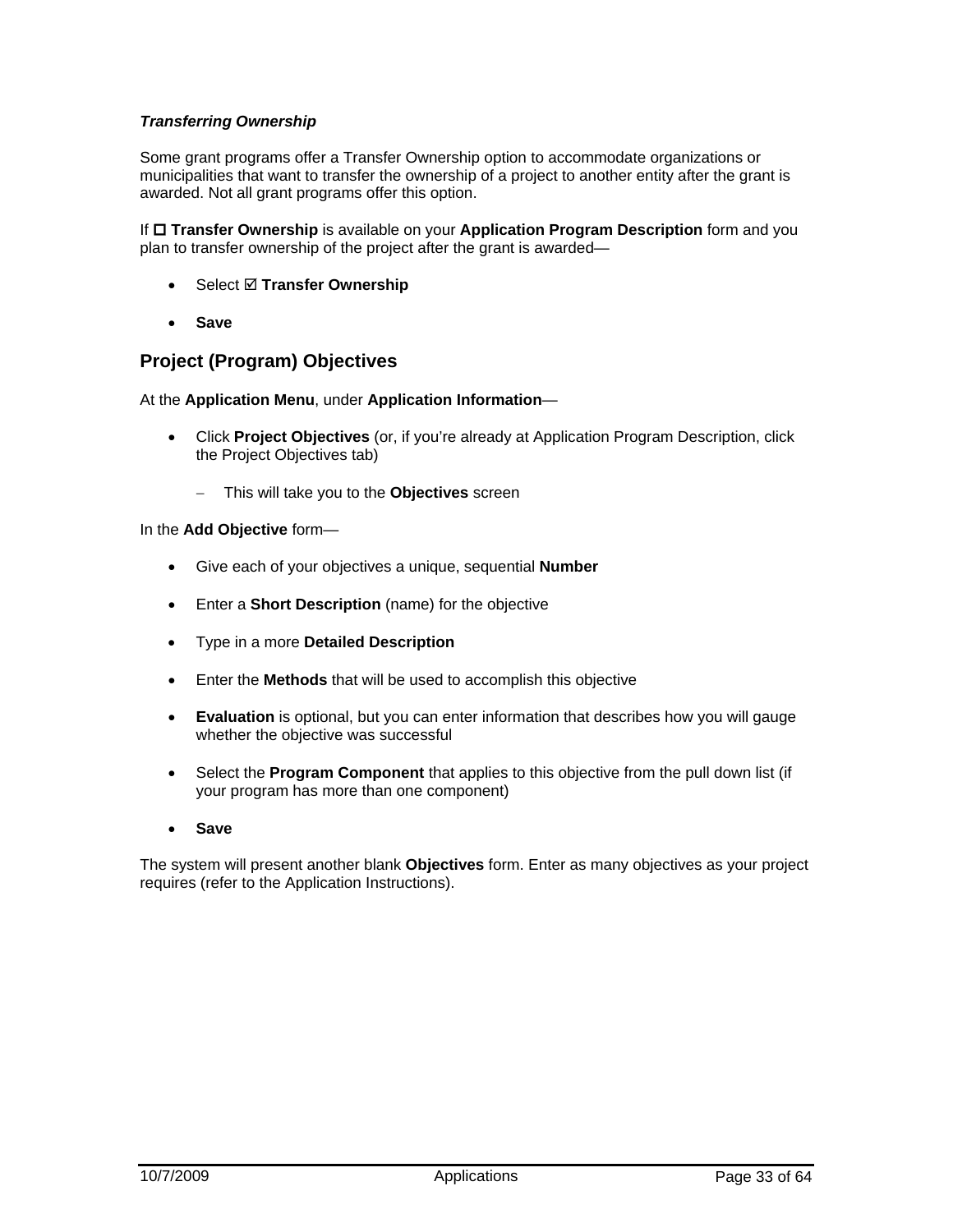***Transferring Ownership***

Some grant programs offer a Transfer Ownership option to accommodate organizations or municipalities that want to transfer the ownership of a project to another entity after the grant is awarded. Not all grant programs offer this option.

If ☐ **Transfer Ownership** is available on your **Application Program Description** form and you plan to transfer ownership of the project after the grant is awarded—

- Select ☑ **Transfer Ownership**
- **Save**

## Project (Program) Objectives

At the **Application Menu**, under **Application Information**—

- Click **Project Objectives** (or, if you're already at Application Program Description, click the Project Objectives tab)
  - This will take you to the **Objectives** screen

In the **Add Objective** form—

- Give each of your objectives a unique, sequential **Number**
- Enter a **Short Description** (name) for the objective
- Type in a more **Detailed Description**
- Enter the **Methods** that will be used to accomplish this objective
- **Evaluation** is optional, but you can enter information that describes how you will gauge whether the objective was successful
- Select the **Program Component** that applies to this objective from the pull down list (if your program has more than one component)
- **Save**

The system will present another blank **Objectives** form. Enter as many objectives as your project requires (refer to the Application Instructions).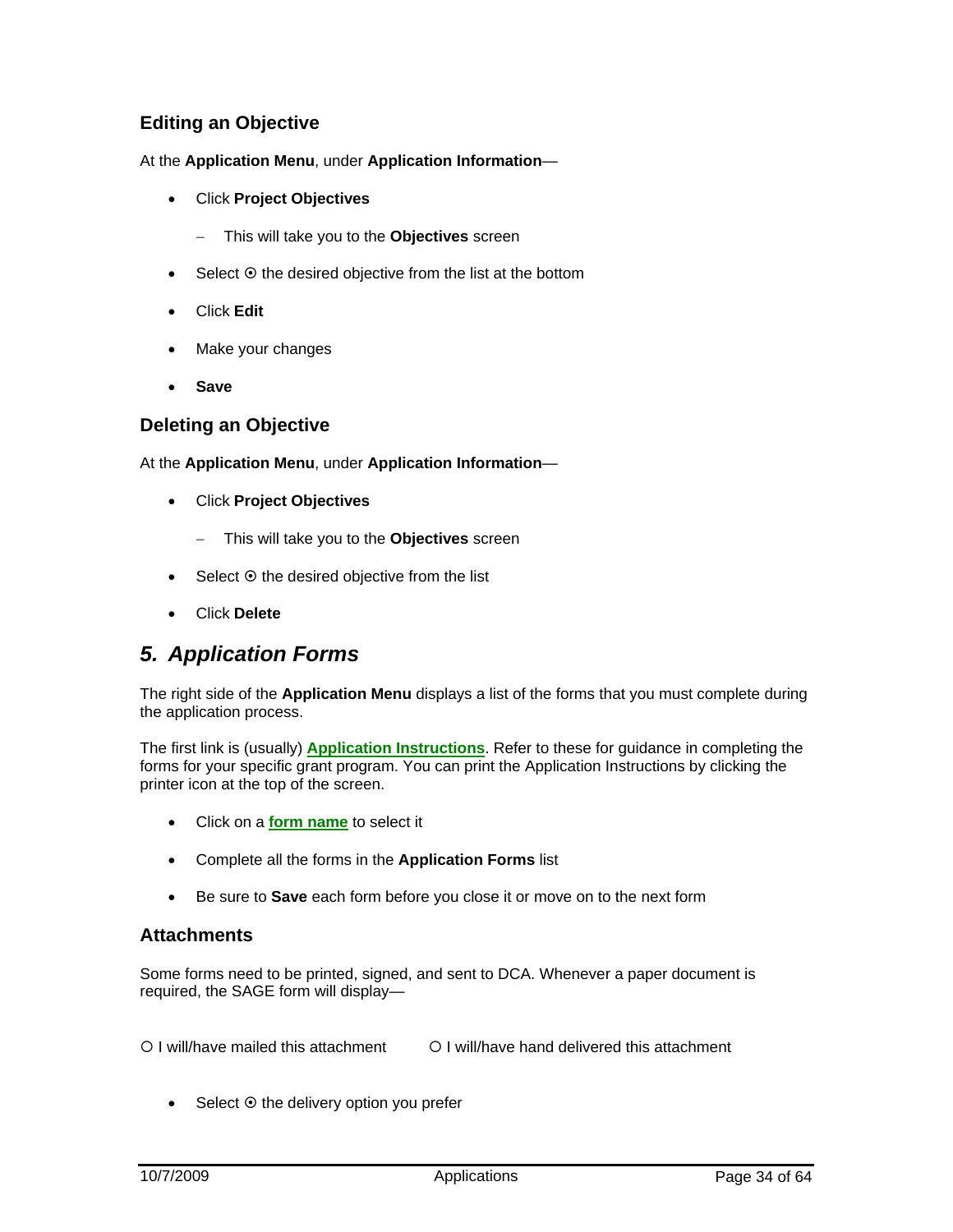### Editing an Objective

At the **Application Menu**, under **Application Information**—

- Click **Project Objectives**
  - This will take you to the **Objectives** screen
- Select ⊙ the desired objective from the list at the bottom
- Click **Edit**
- Make your changes
- **Save**

### Deleting an Objective

At the **Application Menu**, under **Application Information**—

- Click **Project Objectives**
  - This will take you to the **Objectives** screen
- Select ⊙ the desired objective from the list
- Click **Delete**

## *5. Application Forms*

The right side of the **Application Menu** displays a list of the forms that you must complete during the application process.

The first link is (usually) **Application Instructions**. Refer to these for guidance in completing the forms for your specific grant program. You can print the Application Instructions by clicking the printer icon at the top of the screen.

- Click on a **form name** to select it
- Complete all the forms in the **Application Forms** list
- Be sure to **Save** each form before you close it or move on to the next form

### Attachments

Some forms need to be printed, signed, and sent to DCA. Whenever a paper document is required, the SAGE form will display—

○ I will/have mailed this attachment ○ I will/have hand delivered this attachment

- Select ⊙ the delivery option you prefer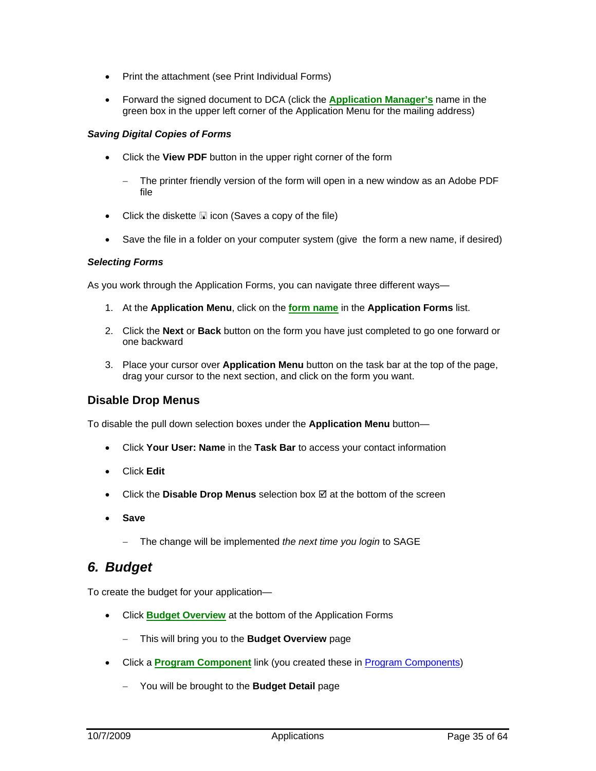- Print the attachment (see Print Individual Forms)
- Forward the signed document to DCA (click the **Application Manager's** name in the green box in the upper left corner of the Application Menu for the mailing address)

***Saving Digital Copies of Forms***

- Click the **View PDF** button in the upper right corner of the form
  - The printer friendly version of the form will open in a new window as an Adobe PDF file
- Click the diskette 🖫 icon (Saves a copy of the file)
- Save the file in a folder on your computer system (give the form a new name, if desired)

***Selecting Forms***

As you work through the Application Forms, you can navigate three different ways—

1. At the **Application Menu**, click on the **form name** in the **Application Forms** list.
2. Click the **Next** or **Back** button on the form you have just completed to go one forward or one backward
3. Place your cursor over **Application Menu** button on the task bar at the top of the page, drag your cursor to the next section, and click on the form you want.

## Disable Drop Menus

To disable the pull down selection boxes under the **Application Menu** button—

- Click **Your User: Name** in the **Task Bar** to access your contact information
- Click **Edit**
- Click the **Disable Drop Menus** selection box ☑ at the bottom of the screen
- **Save**
  - The change will be implemented *the next time you login* to SAGE

# *6. Budget*

To create the budget for your application—

- Click **Budget Overview** at the bottom of the Application Forms
  - This will bring you to the **Budget Overview** page
- Click a **Program Component** link (you created these in Program Components)
  - You will be brought to the **Budget Detail** page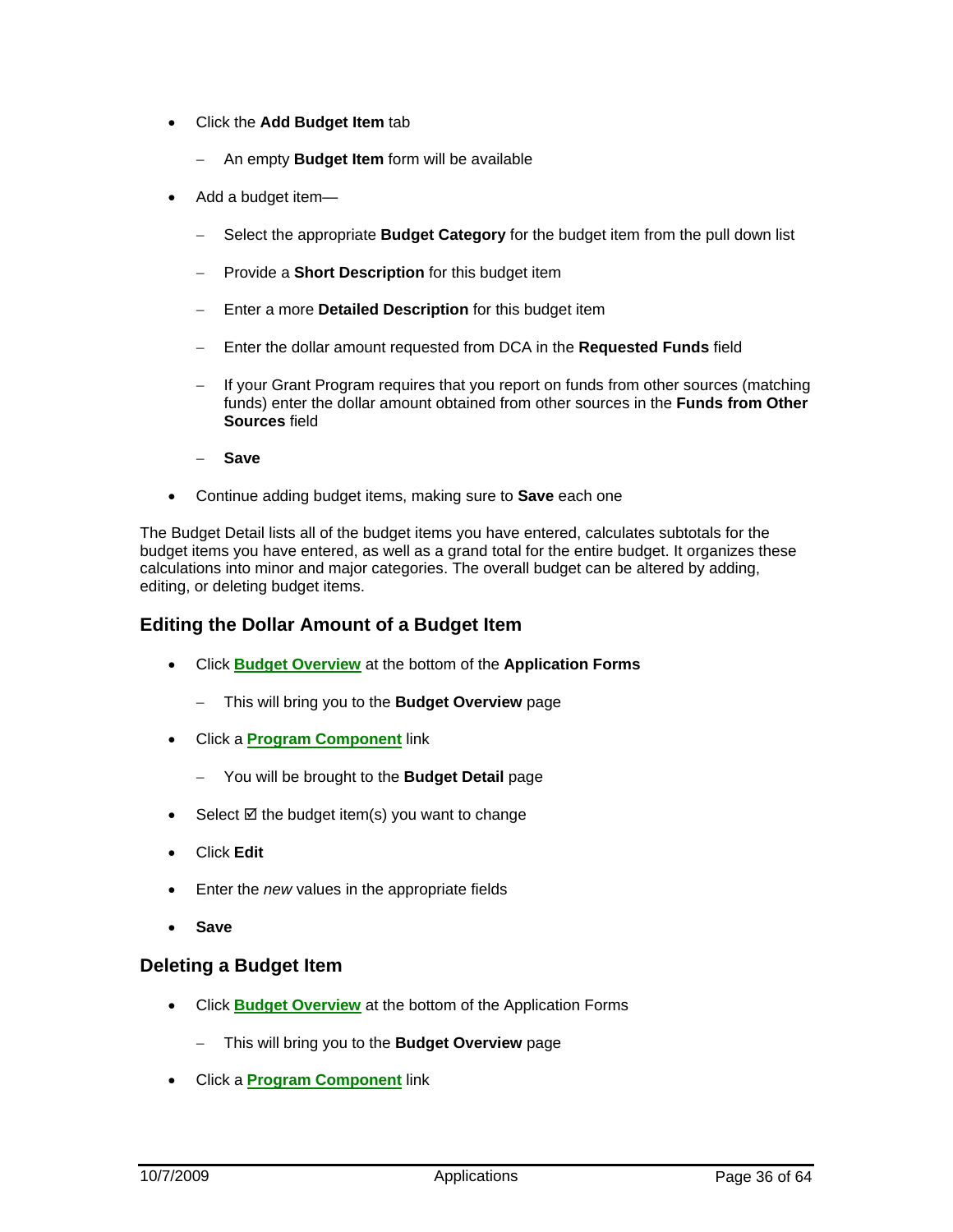- Click the **Add Budget Item** tab
  - An empty **Budget Item** form will be available
- Add a budget item—
  - Select the appropriate **Budget Category** for the budget item from the pull down list
  - Provide a **Short Description** for this budget item
  - Enter a more **Detailed Description** for this budget item
  - Enter the dollar amount requested from DCA in the **Requested Funds** field
  - If your Grant Program requires that you report on funds from other sources (matching funds) enter the dollar amount obtained from other sources in the **Funds from Other Sources** field
  - **Save**
- Continue adding budget items, making sure to **Save** each one

The Budget Detail lists all of the budget items you have entered, calculates subtotals for the budget items you have entered, as well as a grand total for the entire budget. It organizes these calculations into minor and major categories. The overall budget can be altered by adding, editing, or deleting budget items.

### Editing the Dollar Amount of a Budget Item

- Click **Budget Overview** at the bottom of the **Application Forms**
  - This will bring you to the **Budget Overview** page
- Click a **Program Component** link
  - You will be brought to the **Budget Detail** page
- Select ☑ the budget item(s) you want to change
- Click **Edit**
- Enter the *new* values in the appropriate fields
- **Save**

### Deleting a Budget Item

- Click **Budget Overview** at the bottom of the Application Forms
  - This will bring you to the **Budget Overview** page
- Click a **Program Component** link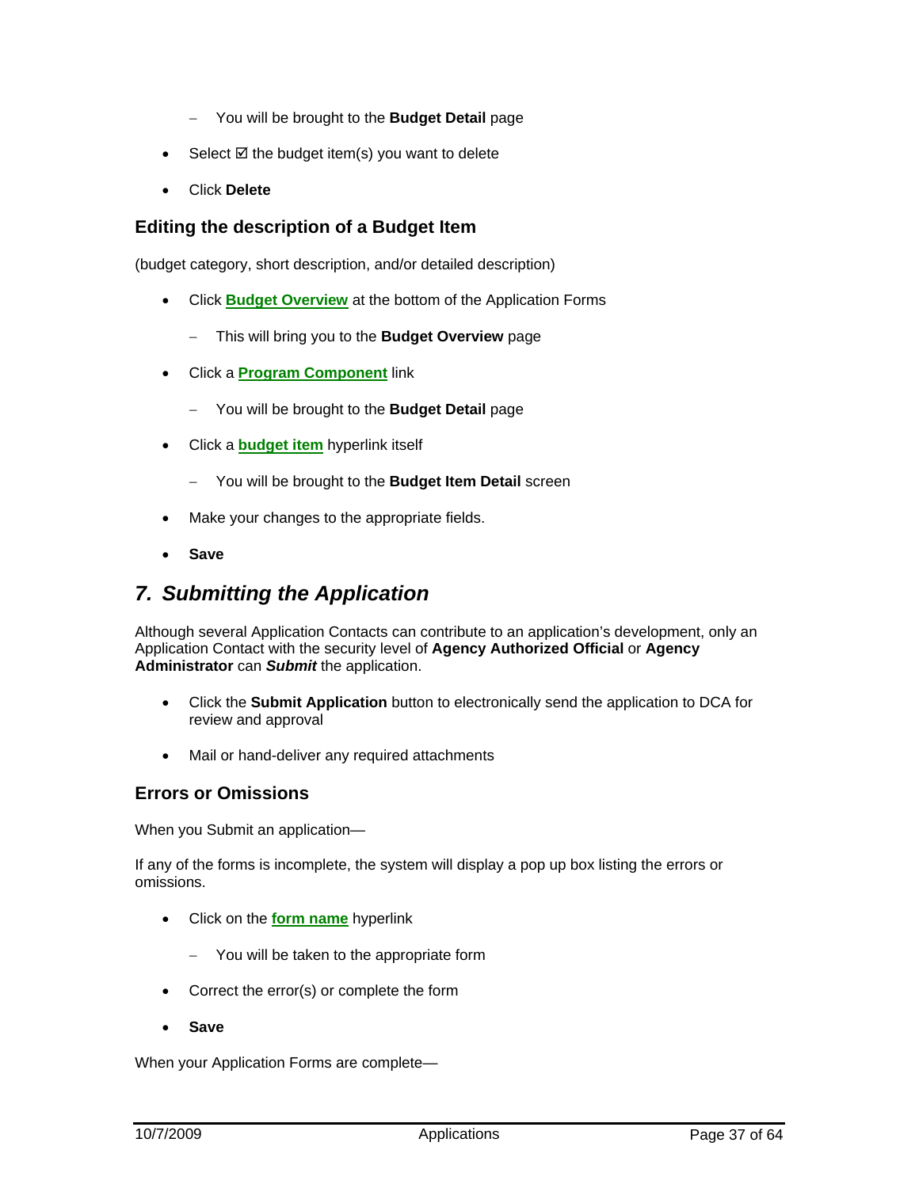- You will be brought to the **Budget Detail** page

- Select ☑ the budget item(s) you want to delete
- Click **Delete**

### Editing the description of a Budget Item

(budget category, short description, and/or detailed description)

- Click **Budget Overview** at the bottom of the Application Forms
  - This will bring you to the **Budget Overview** page
- Click a **Program Component** link
  - You will be brought to the **Budget Detail** page
- Click a **budget item** hyperlink itself
  - You will be brought to the **Budget Item Detail** screen
- Make your changes to the appropriate fields.
- **Save**

## *7. Submitting the Application*

Although several Application Contacts can contribute to an application's development, only an Application Contact with the security level of **Agency Authorized Official** or **Agency Administrator** can ***Submit*** the application.

- Click the **Submit Application** button to electronically send the application to DCA for review and approval
- Mail or hand-deliver any required attachments

### Errors or Omissions

When you Submit an application—

If any of the forms is incomplete, the system will display a pop up box listing the errors or omissions.

- Click on the **form name** hyperlink
  - You will be taken to the appropriate form
- Correct the error(s) or complete the form
- **Save**

When your Application Forms are complete—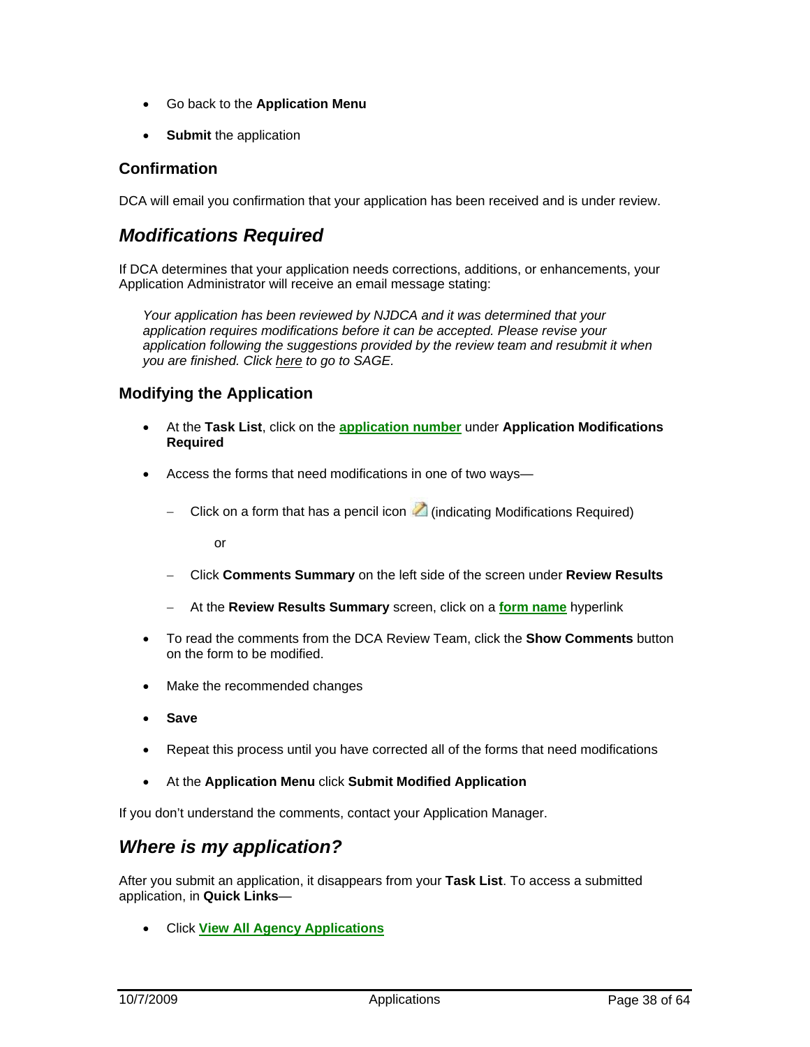- Go back to the **Application Menu**
- **Submit** the application

### Confirmation

DCA will email you confirmation that your application has been received and is under review.

## *Modifications Required*

If DCA determines that your application needs corrections, additions, or enhancements, your Application Administrator will receive an email message stating:

> *Your application has been reviewed by NJDCA and it was determined that your application requires modifications before it can be accepted. Please revise your application following the suggestions provided by the review team and resubmit it when you are finished. Click* here *to go to SAGE.*

### Modifying the Application

- At the **Task List**, click on the **application number** under **Application Modifications Required**
- Access the forms that need modifications in one of two ways—
  - Click on a form that has a pencil icon (indicating Modifications Required)

    or

  - Click **Comments Summary** on the left side of the screen under **Review Results**
  - At the **Review Results Summary** screen, click on a **form name** hyperlink
- To read the comments from the DCA Review Team, click the **Show Comments** button on the form to be modified.
- Make the recommended changes
- **Save**
- Repeat this process until you have corrected all of the forms that need modifications
- At the **Application Menu** click **Submit Modified Application**

If you don't understand the comments, contact your Application Manager.

## *Where is my application?*

After you submit an application, it disappears from your **Task List**. To access a submitted application, in **Quick Links**—

- Click **View All Agency Applications**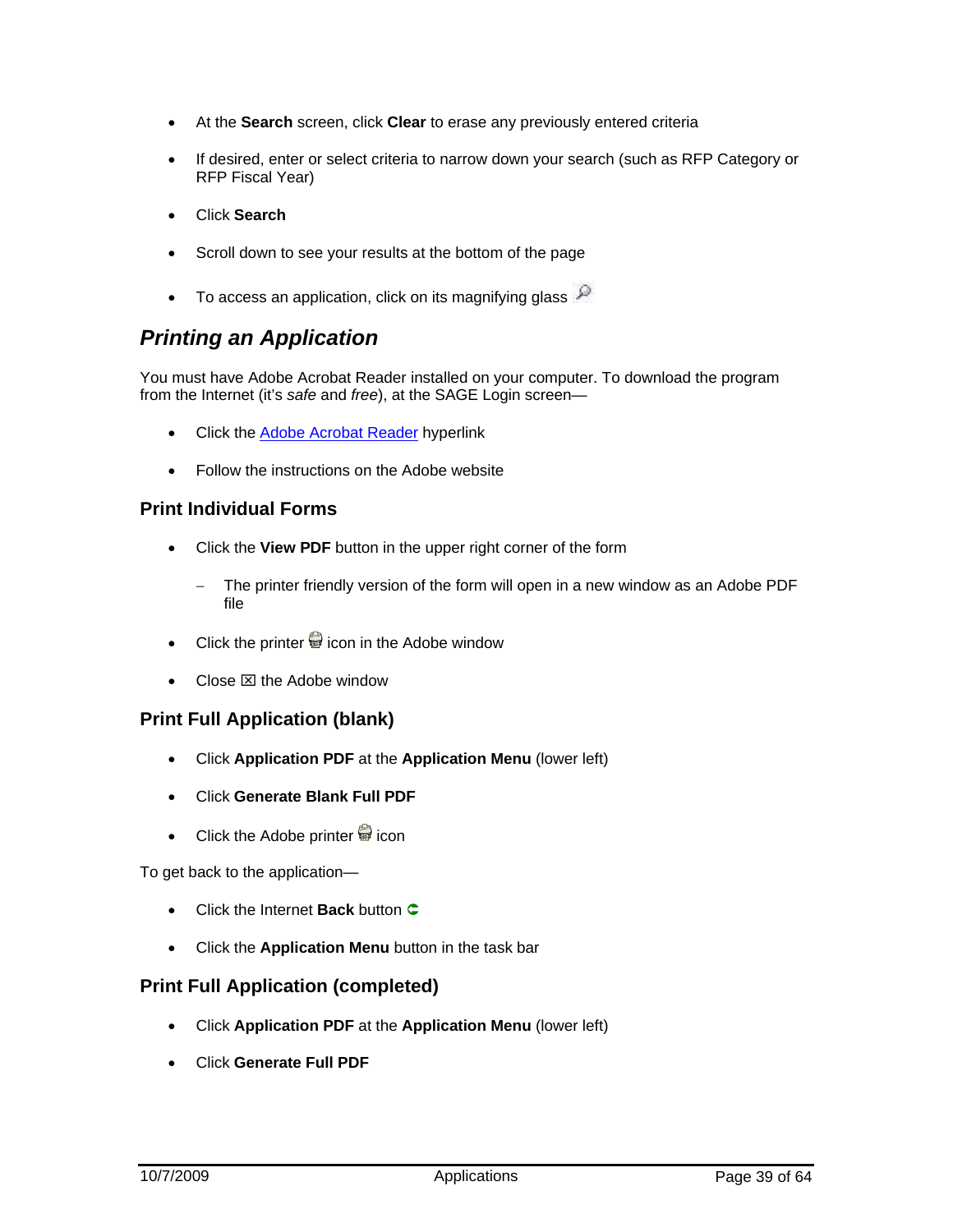- At the **Search** screen, click **Clear** to erase any previously entered criteria
- If desired, enter or select criteria to narrow down your search (such as RFP Category or RFP Fiscal Year)
- Click **Search**
- Scroll down to see your results at the bottom of the page
- To access an application, click on its magnifying glass

## *Printing an Application*

You must have Adobe Acrobat Reader installed on your computer. To download the program from the Internet (it's *safe* and *free*), at the SAGE Login screen—

- Click the Adobe Acrobat Reader hyperlink
- Follow the instructions on the Adobe website

### Print Individual Forms

- Click the **View PDF** button in the upper right corner of the form
  - The printer friendly version of the form will open in a new window as an Adobe PDF file
- Click the printer icon in the Adobe window
- Close ☒ the Adobe window

### Print Full Application (blank)

- Click **Application PDF** at the **Application Menu** (lower left)
- Click **Generate Blank Full PDF**
- Click the Adobe printer icon

To get back to the application—

- Click the Internet **Back** button
- Click the **Application Menu** button in the task bar

### Print Full Application (completed)

- Click **Application PDF** at the **Application Menu** (lower left)
- Click **Generate Full PDF**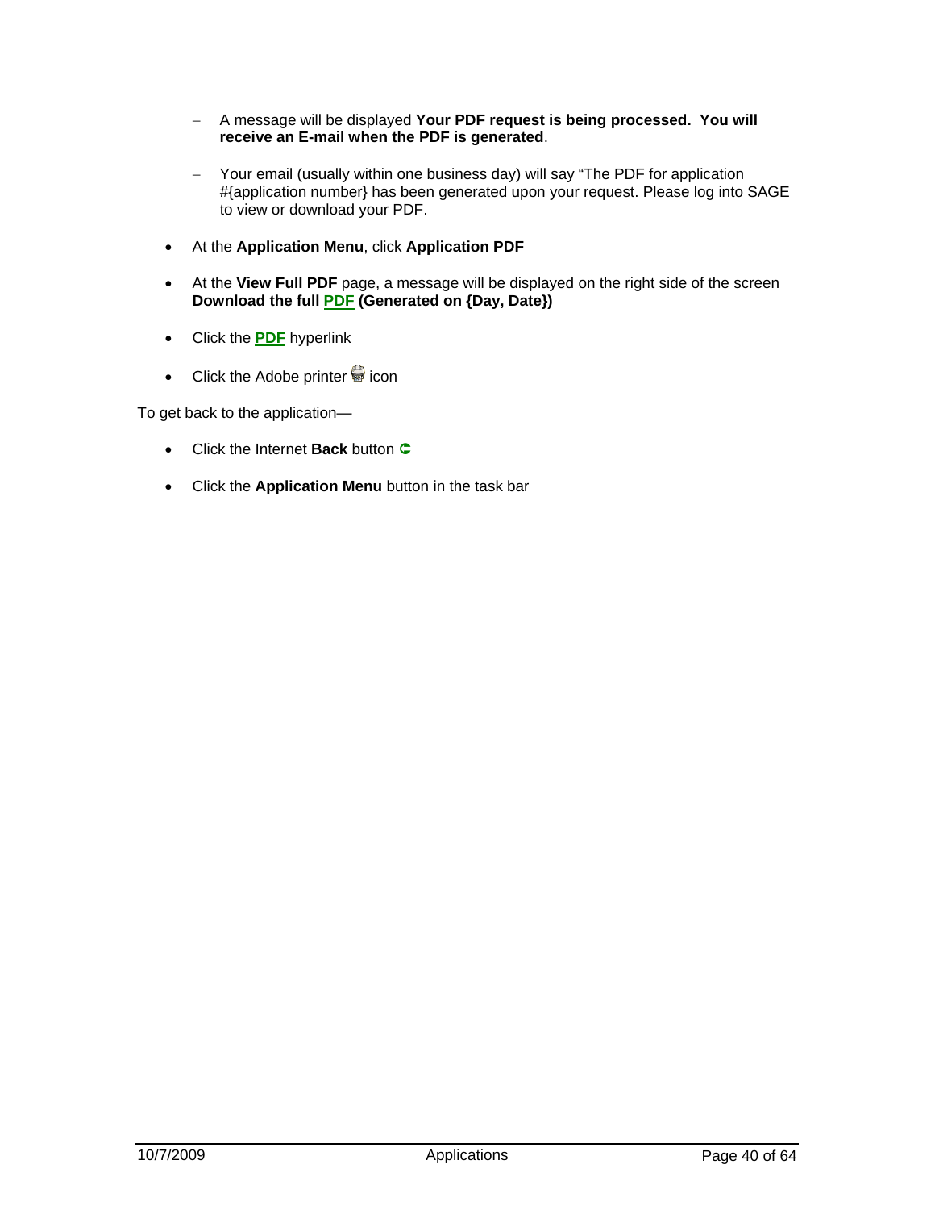- A message will be displayed **Your PDF request is being processed. You will receive an E-mail when the PDF is generated**.

  - Your email (usually within one business day) will say "The PDF for application #{application number} has been generated upon your request. Please log into SAGE to view or download your PDF.

- At the **Application Menu**, click **Application PDF**

- At the **View Full PDF** page, a message will be displayed on the right side of the screen **Download the full PDF (Generated on {Day, Date})**

- Click the **PDF** hyperlink

- Click the Adobe printer icon

To get back to the application—

- Click the Internet **Back** button

- Click the **Application Menu** button in the task bar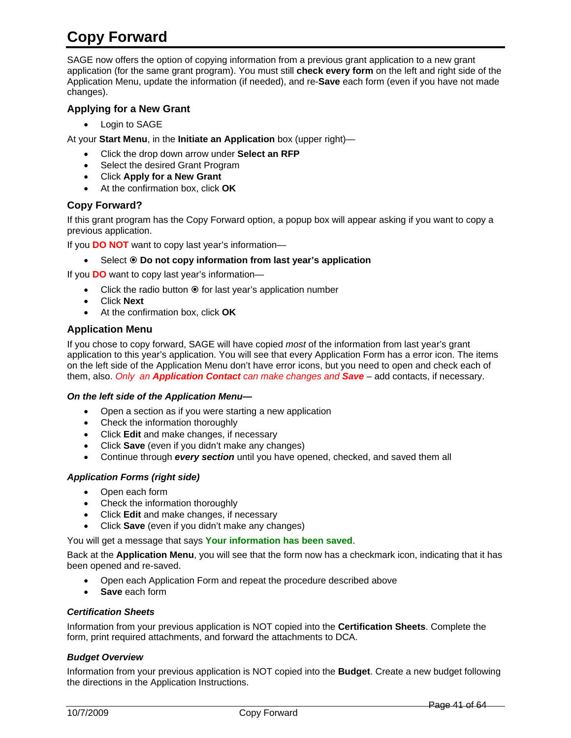# Copy Forward

SAGE now offers the option of copying information from a previous grant application to a new grant application (for the same grant program). You must still **check every form** on the left and right side of the Application Menu, update the information (if needed), and re-**Save** each form (even if you have not made changes).

## Applying for a New Grant

- Login to SAGE

At your **Start Menu**, in the **Initiate an Application** box (upper right)—

- Click the drop down arrow under **Select an RFP**
- Select the desired Grant Program
- Click **Apply for a New Grant**
- At the confirmation box, click **OK**

## Copy Forward?

If this grant program has the Copy Forward option, a popup box will appear asking if you want to copy a previous application.

If you **DO NOT** want to copy last year's information—

- Select ⦿ **Do not copy information from last year's application**

If you **DO** want to copy last year's information—

- Click the radio button ⦿ for last year's application number
- Click **Next**
- At the confirmation box, click **OK**

## Application Menu

If you chose to copy forward, SAGE will have copied *most* of the information from last year's grant application to this year's application. You will see that every Application Form has a error icon. The items on the left side of the Application Menu don't have error icons, but you need to open and check each of them, also. *Only an **Application Contact** can make changes and **Save*** – add contacts, if necessary.

### *On the left side of the Application Menu—*

- Open a section as if you were starting a new application
- Check the information thoroughly
- Click **Edit** and make changes, if necessary
- Click **Save** (even if you didn't make any changes)
- Continue through ***every section*** until you have opened, checked, and saved them all

### *Application Forms (right side)*

- Open each form
- Check the information thoroughly
- Click **Edit** and make changes, if necessary
- Click **Save** (even if you didn't make any changes)

You will get a message that says **Your information has been saved**.

Back at the **Application Menu**, you will see that the form now has a checkmark icon, indicating that it has been opened and re-saved.

- Open each Application Form and repeat the procedure described above
- **Save** each form

### *Certification Sheets*

Information from your previous application is NOT copied into the **Certification Sheets**. Complete the form, print required attachments, and forward the attachments to DCA.

### *Budget Overview*

Information from your previous application is NOT copied into the **Budget**. Create a new budget following the directions in the Application Instructions.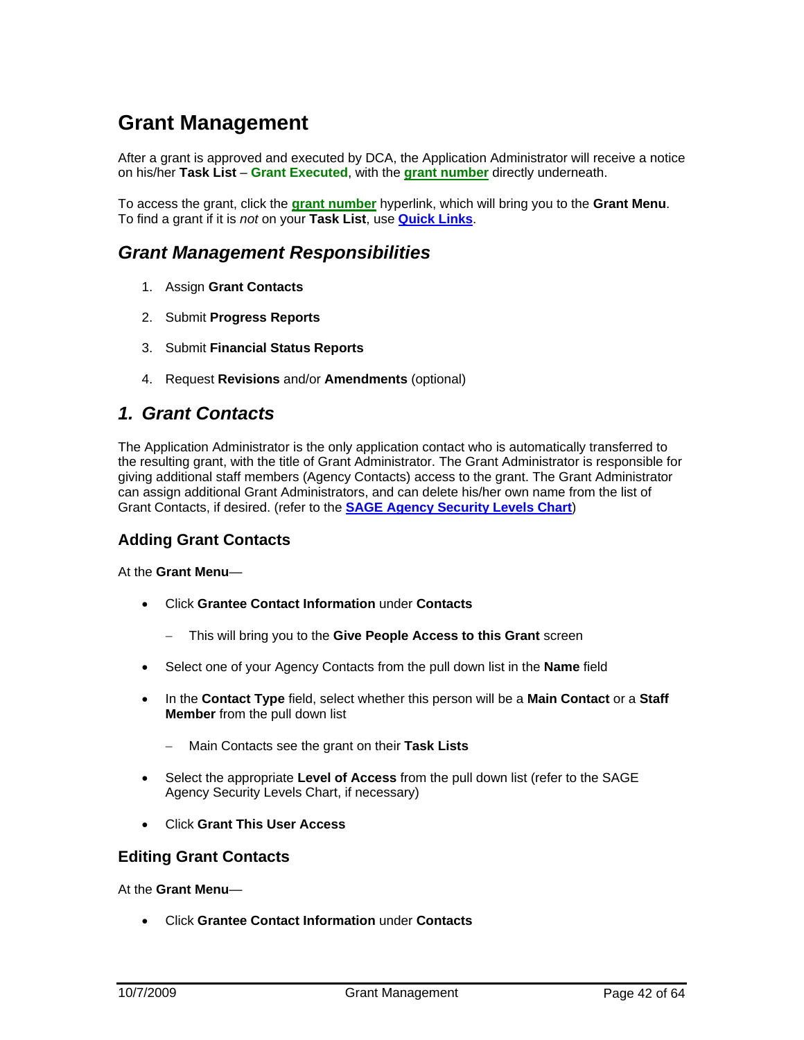# Grant Management

After a grant is approved and executed by DCA, the Application Administrator will receive a notice on his/her **Task List** – **Grant Executed**, with the **grant number** directly underneath.

To access the grant, click the **grant number** hyperlink, which will bring you to the **Grant Menu**. To find a grant if it is *not* on your **Task List**, use **Quick Links**.

## *Grant Management Responsibilities*

1. Assign **Grant Contacts**
2. Submit **Progress Reports**
3. Submit **Financial Status Reports**
4. Request **Revisions** and/or **Amendments** (optional)

## *1. Grant Contacts*

The Application Administrator is the only application contact who is automatically transferred to the resulting grant, with the title of Grant Administrator. The Grant Administrator is responsible for giving additional staff members (Agency Contacts) access to the grant. The Grant Administrator can assign additional Grant Administrators, and can delete his/her own name from the list of Grant Contacts, if desired. (refer to the **SAGE Agency Security Levels Chart**)

### Adding Grant Contacts

At the **Grant Menu**—

- Click **Grantee Contact Information** under **Contacts**
  - This will bring you to the **Give People Access to this Grant** screen
- Select one of your Agency Contacts from the pull down list in the **Name** field
- In the **Contact Type** field, select whether this person will be a **Main Contact** or a **Staff Member** from the pull down list
  - Main Contacts see the grant on their **Task Lists**
- Select the appropriate **Level of Access** from the pull down list (refer to the SAGE Agency Security Levels Chart, if necessary)
- Click **Grant This User Access**

### Editing Grant Contacts

At the **Grant Menu**—

- Click **Grantee Contact Information** under **Contacts**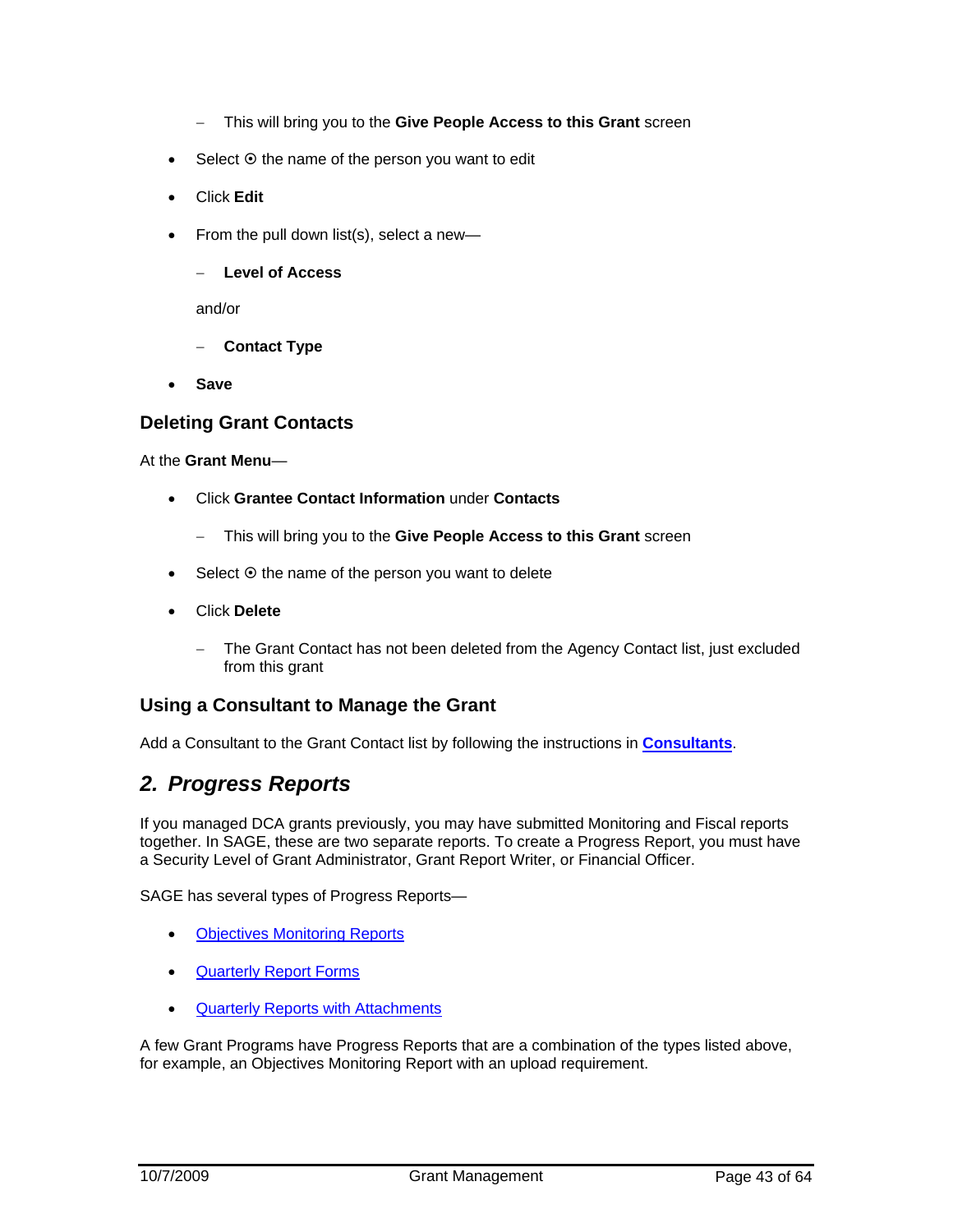- This will bring you to the **Give People Access to this Grant** screen
- Select ⦿ the name of the person you want to edit
- Click **Edit**
- From the pull down list(s), select a new—
  - **Level of Access**

  and/or

  - **Contact Type**
- **Save**

### Deleting Grant Contacts

At the **Grant Menu**—

- Click **Grantee Contact Information** under **Contacts**
  - This will bring you to the **Give People Access to this Grant** screen
- Select ⦿ the name of the person you want to delete
- Click **Delete**
  - The Grant Contact has not been deleted from the Agency Contact list, just excluded from this grant

### Using a Consultant to Manage the Grant

Add a Consultant to the Grant Contact list by following the instructions in **Consultants**.

## *2. Progress Reports*

If you managed DCA grants previously, you may have submitted Monitoring and Fiscal reports together. In SAGE, these are two separate reports. To create a Progress Report, you must have a Security Level of Grant Administrator, Grant Report Writer, or Financial Officer.

SAGE has several types of Progress Reports—

- Objectives Monitoring Reports
- Quarterly Report Forms
- Quarterly Reports with Attachments

A few Grant Programs have Progress Reports that are a combination of the types listed above, for example, an Objectives Monitoring Report with an upload requirement.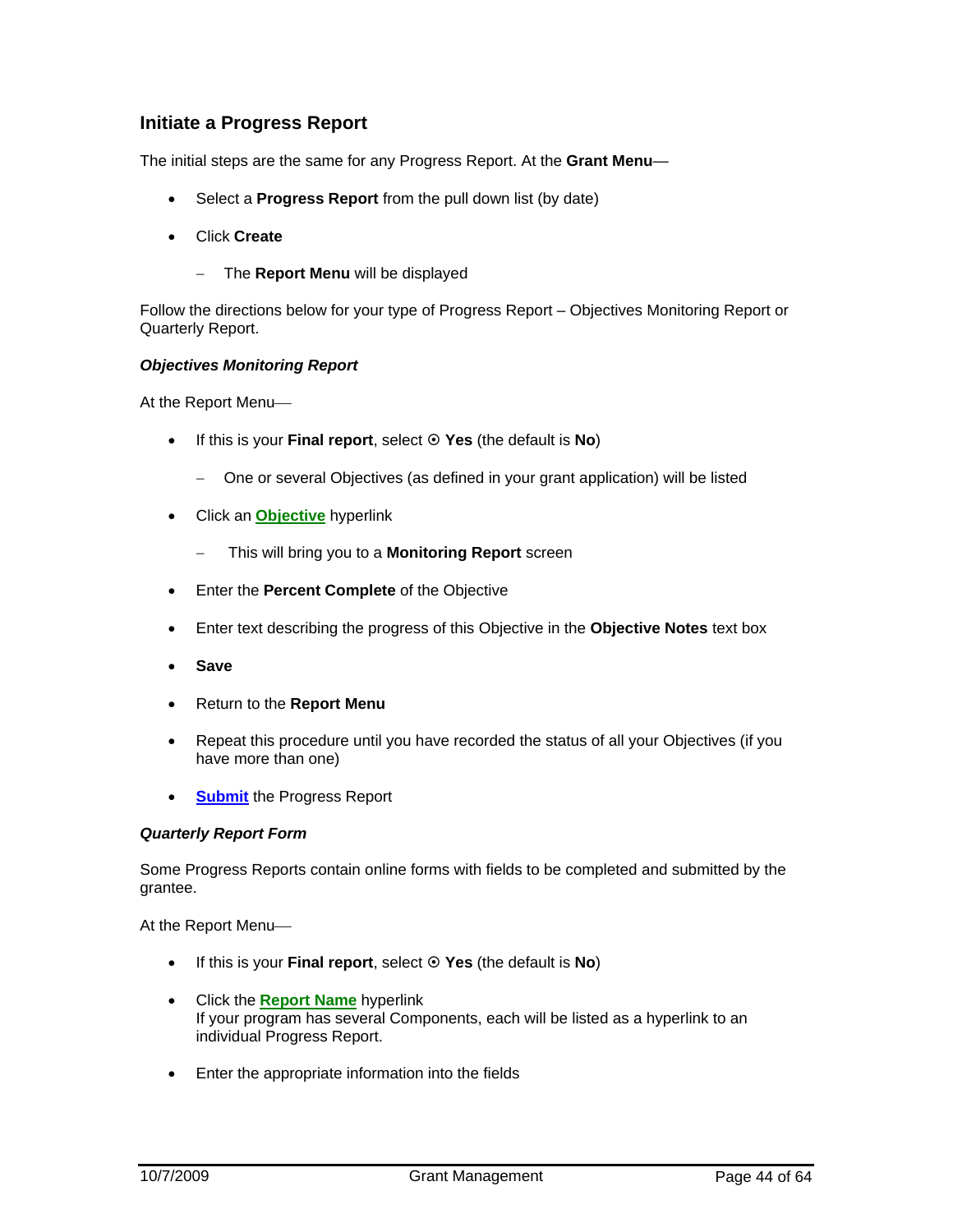### Initiate a Progress Report

The initial steps are the same for any Progress Report. At the **Grant Menu**—

- Select a **Progress Report** from the pull down list (by date)
- Click **Create**
  - The **Report Menu** will be displayed

Follow the directions below for your type of Progress Report – Objectives Monitoring Report or Quarterly Report.

***Objectives Monitoring Report***

At the Report Menu—

- If this is your **Final report**, select ⊙ **Yes** (the default is **No**)
  - One or several Objectives (as defined in your grant application) will be listed
- Click an **Objective** hyperlink
  - This will bring you to a **Monitoring Report** screen
- Enter the **Percent Complete** of the Objective
- Enter text describing the progress of this Objective in the **Objective Notes** text box
- **Save**
- Return to the **Report Menu**
- Repeat this procedure until you have recorded the status of all your Objectives (if you have more than one)
- **Submit** the Progress Report

***Quarterly Report Form***

Some Progress Reports contain online forms with fields to be completed and submitted by the grantee.

At the Report Menu—

- If this is your **Final report**, select ⊙ **Yes** (the default is **No**)
- Click the **Report Name** hyperlink
  If your program has several Components, each will be listed as a hyperlink to an individual Progress Report.
- Enter the appropriate information into the fields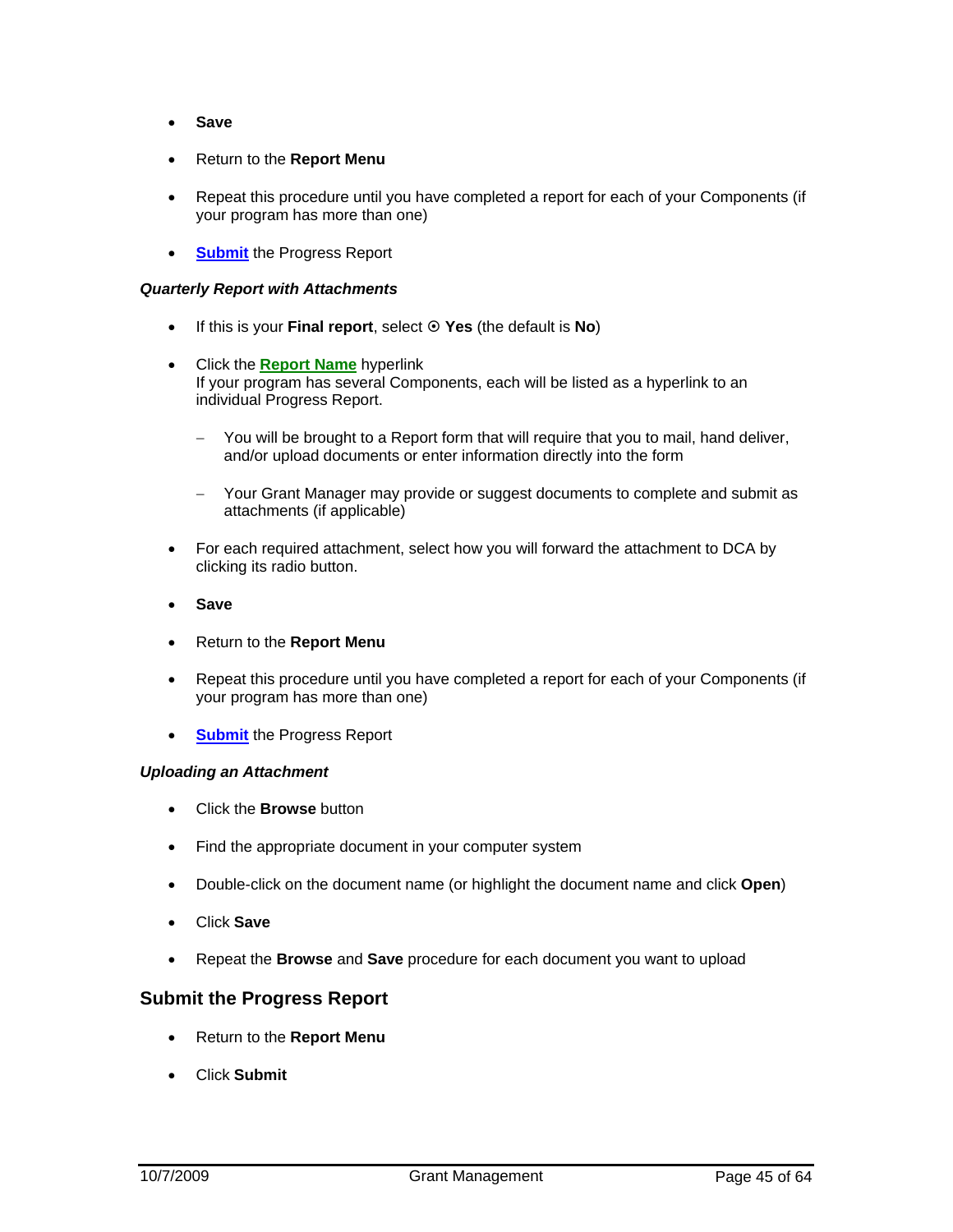- **Save**
- Return to the **Report Menu**
- Repeat this procedure until you have completed a report for each of your Components (if your program has more than one)
- **Submit** the Progress Report

***Quarterly Report with Attachments***

- If this is your **Final report**, select ⊙ **Yes** (the default is **No**)
- Click the **Report Name** hyperlink
  If your program has several Components, each will be listed as a hyperlink to an individual Progress Report.
  - You will be brought to a Report form that will require that you to mail, hand deliver, and/or upload documents or enter information directly into the form
  - Your Grant Manager may provide or suggest documents to complete and submit as attachments (if applicable)
- For each required attachment, select how you will forward the attachment to DCA by clicking its radio button.
- **Save**
- Return to the **Report Menu**
- Repeat this procedure until you have completed a report for each of your Components (if your program has more than one)
- **Submit** the Progress Report

***Uploading an Attachment***

- Click the **Browse** button
- Find the appropriate document in your computer system
- Double-click on the document name (or highlight the document name and click **Open**)
- Click **Save**
- Repeat the **Browse** and **Save** procedure for each document you want to upload

## Submit the Progress Report

- Return to the **Report Menu**
- Click **Submit**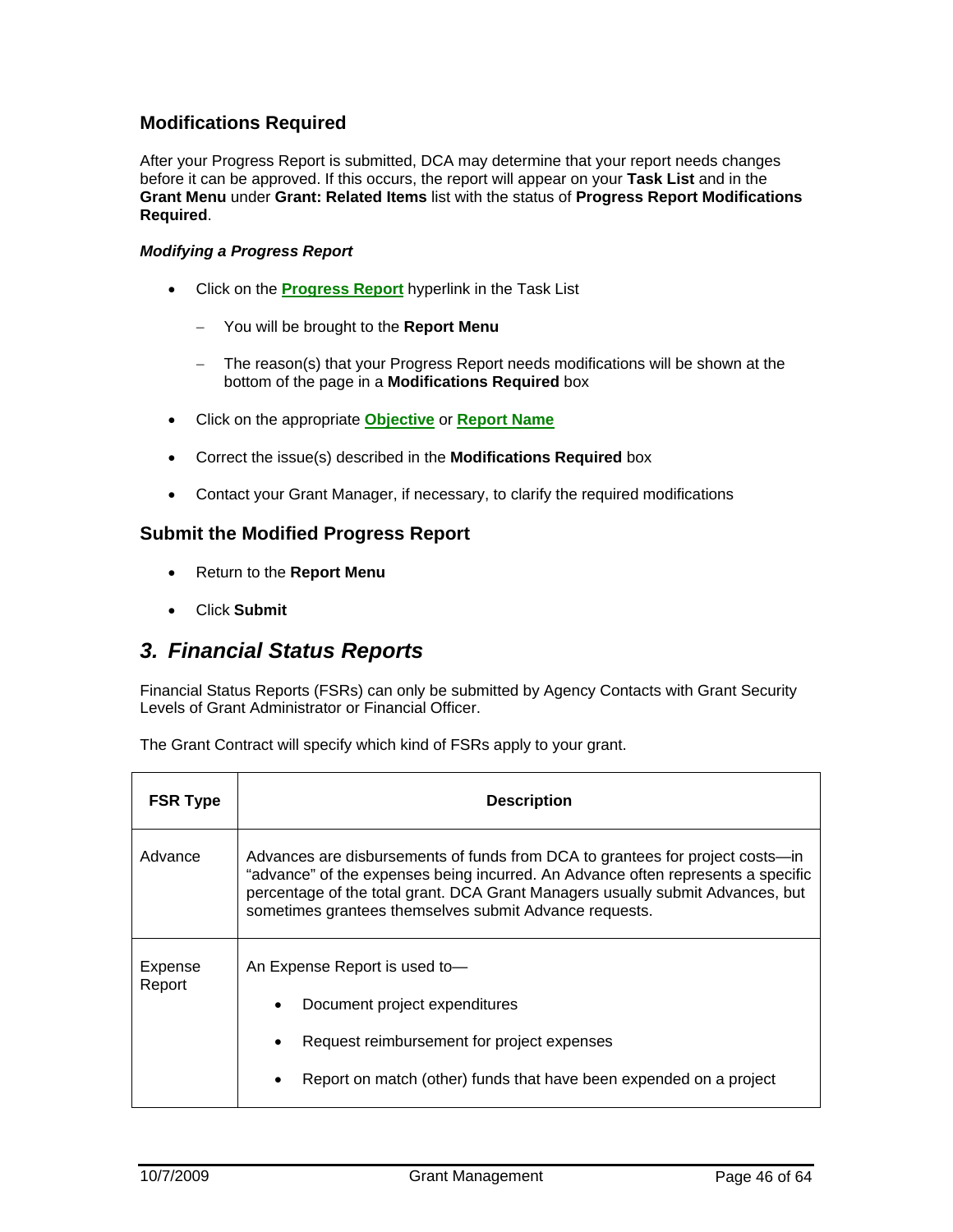## Modifications Required

After your Progress Report is submitted, DCA may determine that your report needs changes before it can be approved. If this occurs, the report will appear on your **Task List** and in the **Grant Menu** under **Grant: Related Items** list with the status of **Progress Report Modifications Required**.

***Modifying a Progress Report***

- Click on the **Progress Report** hyperlink in the Task List
  - You will be brought to the **Report Menu**
  - The reason(s) that your Progress Report needs modifications will be shown at the bottom of the page in a **Modifications Required** box
- Click on the appropriate **Objective** or **Report Name**
- Correct the issue(s) described in the **Modifications Required** box
- Contact your Grant Manager, if necessary, to clarify the required modifications

## Submit the Modified Progress Report

- Return to the **Report Menu**
- Click **Submit**

# *3. Financial Status Reports*

Financial Status Reports (FSRs) can only be submitted by Agency Contacts with Grant Security Levels of Grant Administrator or Financial Officer.

The Grant Contract will specify which kind of FSRs apply to your grant.

| FSR Type | Description |
|---|---|
| Advance | Advances are disbursements of funds from DCA to grantees for project costs—in "advance" of the expenses being incurred. An Advance often represents a specific percentage of the total grant. DCA Grant Managers usually submit Advances, but sometimes grantees themselves submit Advance requests. |
| Expense Report | An Expense Report is used to— <br>• Document project expenditures <br>• Request reimbursement for project expenses <br>• Report on match (other) funds that have been expended on a project |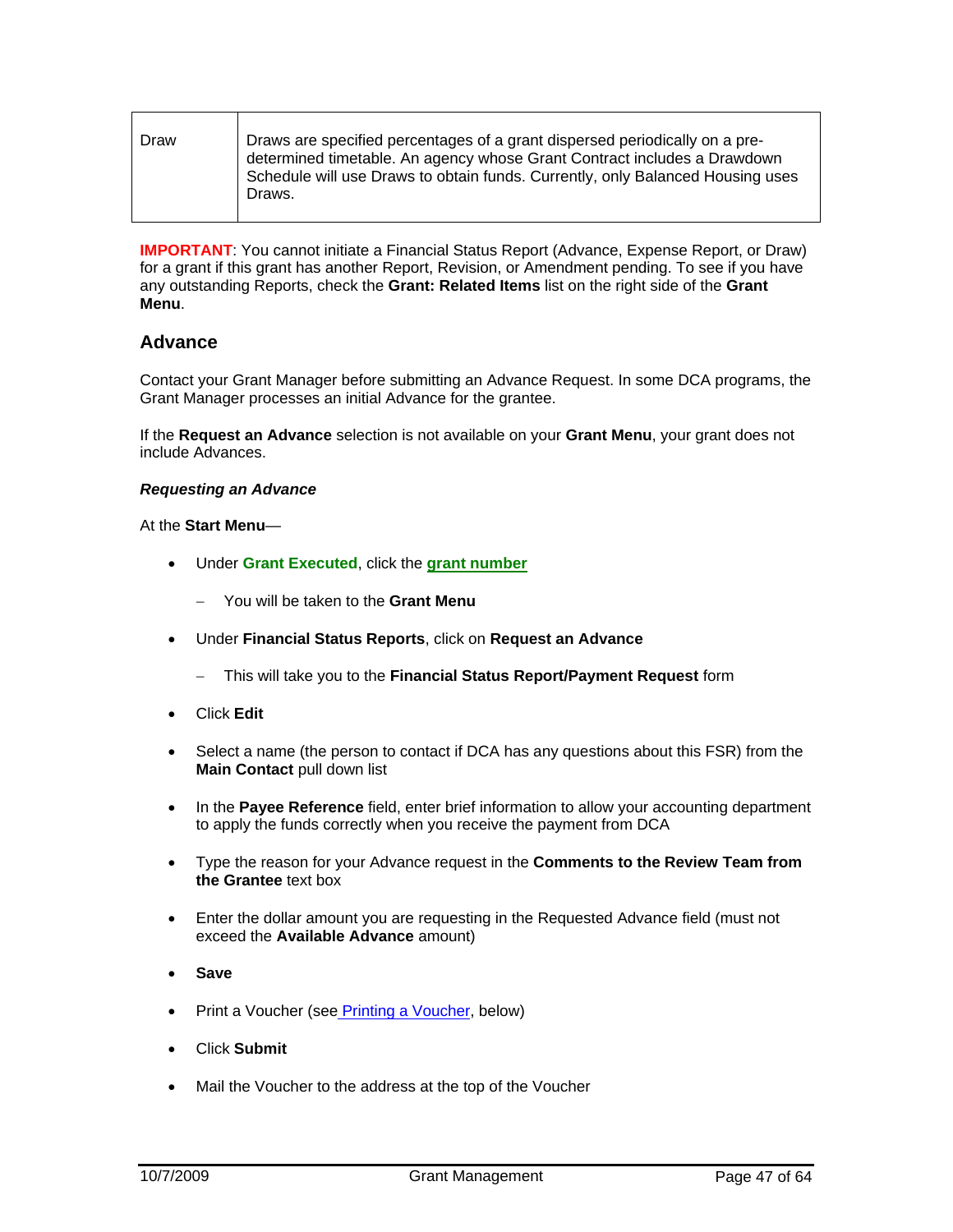| Draw | Draws are specified percentages of a grant dispersed periodically on a pre-determined timetable. An agency whose Grant Contract includes a Drawdown Schedule will use Draws to obtain funds. Currently, only Balanced Housing uses Draws. |
|---|---|

**IMPORTANT**: You cannot initiate a Financial Status Report (Advance, Expense Report, or Draw) for a grant if this grant has another Report, Revision, or Amendment pending. To see if you have any outstanding Reports, check the **Grant: Related Items** list on the right side of the **Grant Menu**.

## Advance

Contact your Grant Manager before submitting an Advance Request. In some DCA programs, the Grant Manager processes an initial Advance for the grantee.

If the **Request an Advance** selection is not available on your **Grant Menu**, your grant does not include Advances.

***Requesting an Advance***

At the **Start Menu**—

- Under **Grant Executed**, click the **grant number**
  - You will be taken to the **Grant Menu**
- Under **Financial Status Reports**, click on **Request an Advance**
  - This will take you to the **Financial Status Report/Payment Request** form
- Click **Edit**
- Select a name (the person to contact if DCA has any questions about this FSR) from the **Main Contact** pull down list
- In the **Payee Reference** field, enter brief information to allow your accounting department to apply the funds correctly when you receive the payment from DCA
- Type the reason for your Advance request in the **Comments to the Review Team from the Grantee** text box
- Enter the dollar amount you are requesting in the Requested Advance field (must not exceed the **Available Advance** amount)
- **Save**
- Print a Voucher (see Printing a Voucher, below)
- Click **Submit**
- Mail the Voucher to the address at the top of the Voucher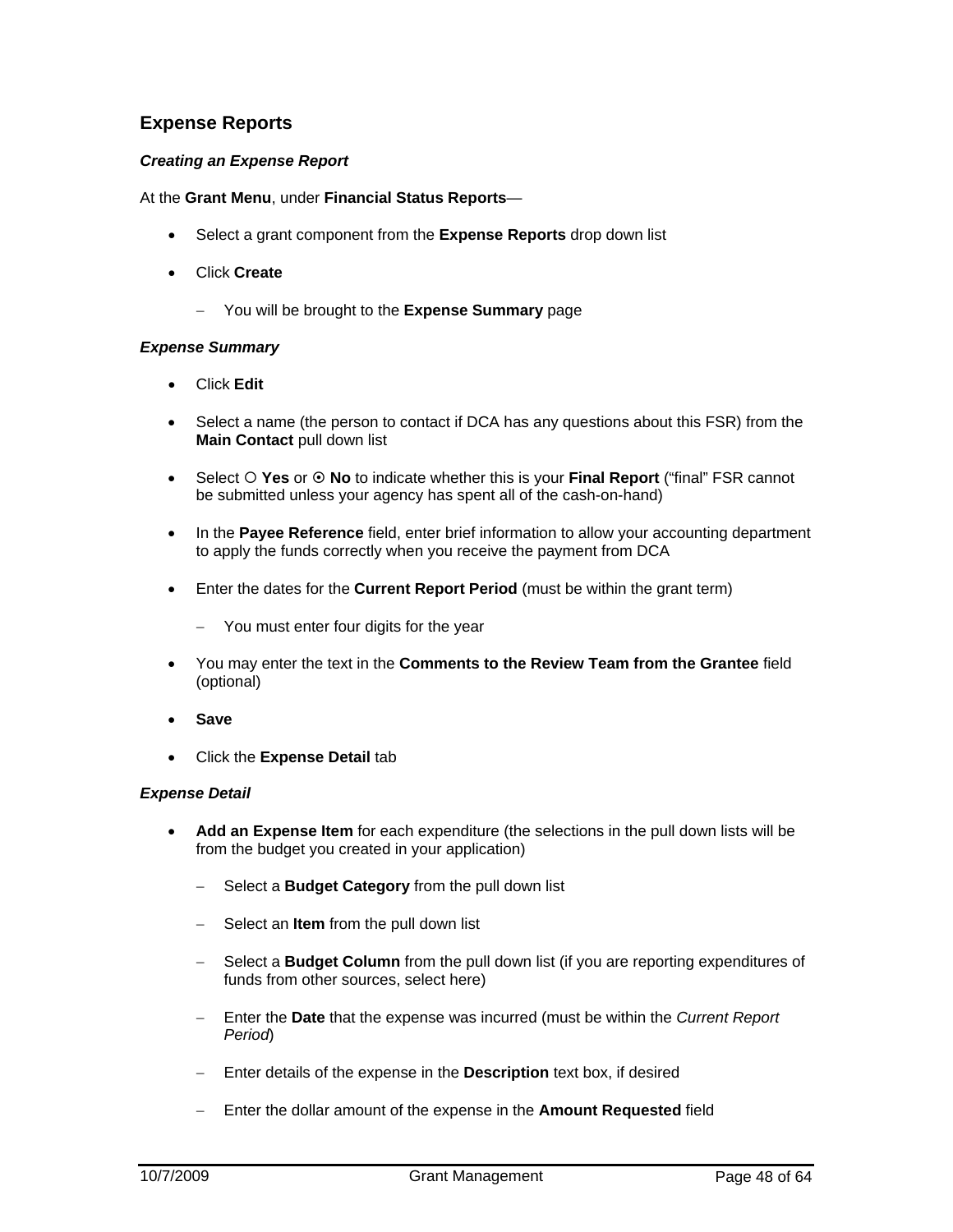## Expense Reports

### *Creating an Expense Report*

At the **Grant Menu**, under **Financial Status Reports**—

- Select a grant component from the **Expense Reports** drop down list
- Click **Create**
  - You will be brought to the **Expense Summary** page

### *Expense Summary*

- Click **Edit**
- Select a name (the person to contact if DCA has any questions about this FSR) from the **Main Contact** pull down list
- Select ○ **Yes** or ⊙ **No** to indicate whether this is your **Final Report** ("final" FSR cannot be submitted unless your agency has spent all of the cash-on-hand)
- In the **Payee Reference** field, enter brief information to allow your accounting department to apply the funds correctly when you receive the payment from DCA
- Enter the dates for the **Current Report Period** (must be within the grant term)
  - You must enter four digits for the year
- You may enter the text in the **Comments to the Review Team from the Grantee** field (optional)
- **Save**
- Click the **Expense Detail** tab

### *Expense Detail*

- **Add an Expense Item** for each expenditure (the selections in the pull down lists will be from the budget you created in your application)
  - Select a **Budget Category** from the pull down list
  - Select an **Item** from the pull down list
  - Select a **Budget Column** from the pull down list (if you are reporting expenditures of funds from other sources, select here)
  - Enter the **Date** that the expense was incurred (must be within the *Current Report Period*)
  - Enter details of the expense in the **Description** text box, if desired
  - Enter the dollar amount of the expense in the **Amount Requested** field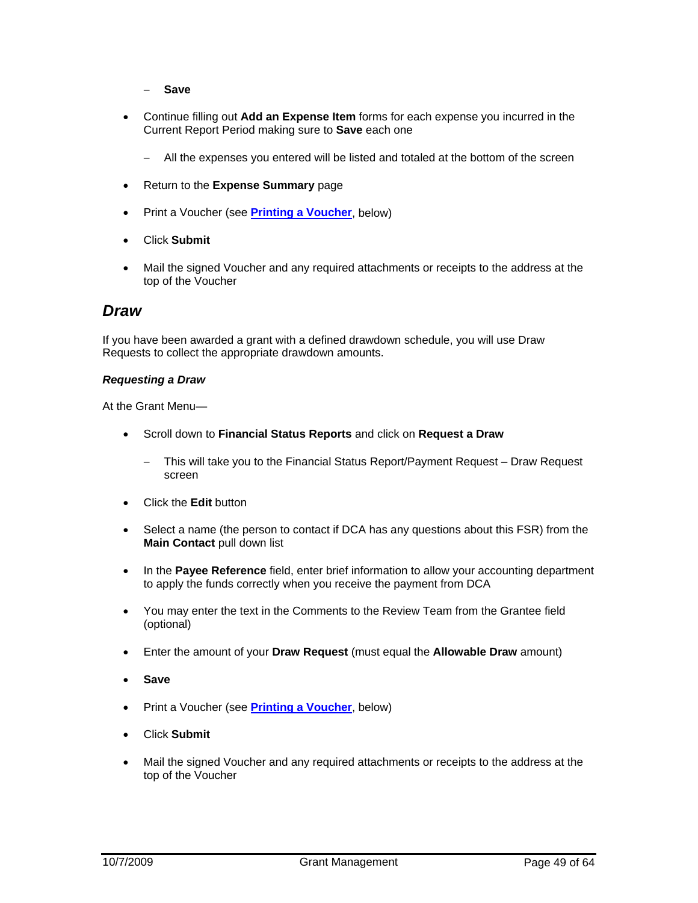- **Save**

- Continue filling out **Add an Expense Item** forms for each expense you incurred in the Current Report Period making sure to **Save** each one

   - All the expenses you entered will be listed and totaled at the bottom of the screen

- Return to the **Expense Summary** page

- Print a Voucher (see **Printing a Voucher**, below)

- Click **Submit**

- Mail the signed Voucher and any required attachments or receipts to the address at the top of the Voucher

## *Draw*

If you have been awarded a grant with a defined drawdown schedule, you will use Draw Requests to collect the appropriate drawdown amounts.

### *Requesting a Draw*

At the Grant Menu—

- Scroll down to **Financial Status Reports** and click on **Request a Draw**

   - This will take you to the Financial Status Report/Payment Request – Draw Request screen

- Click the **Edit** button

- Select a name (the person to contact if DCA has any questions about this FSR) from the **Main Contact** pull down list

- In the **Payee Reference** field, enter brief information to allow your accounting department to apply the funds correctly when you receive the payment from DCA

- You may enter the text in the Comments to the Review Team from the Grantee field (optional)

- Enter the amount of your **Draw Request** (must equal the **Allowable Draw** amount)

- **Save**

- Print a Voucher (see **Printing a Voucher**, below)

- Click **Submit**

- Mail the signed Voucher and any required attachments or receipts to the address at the top of the Voucher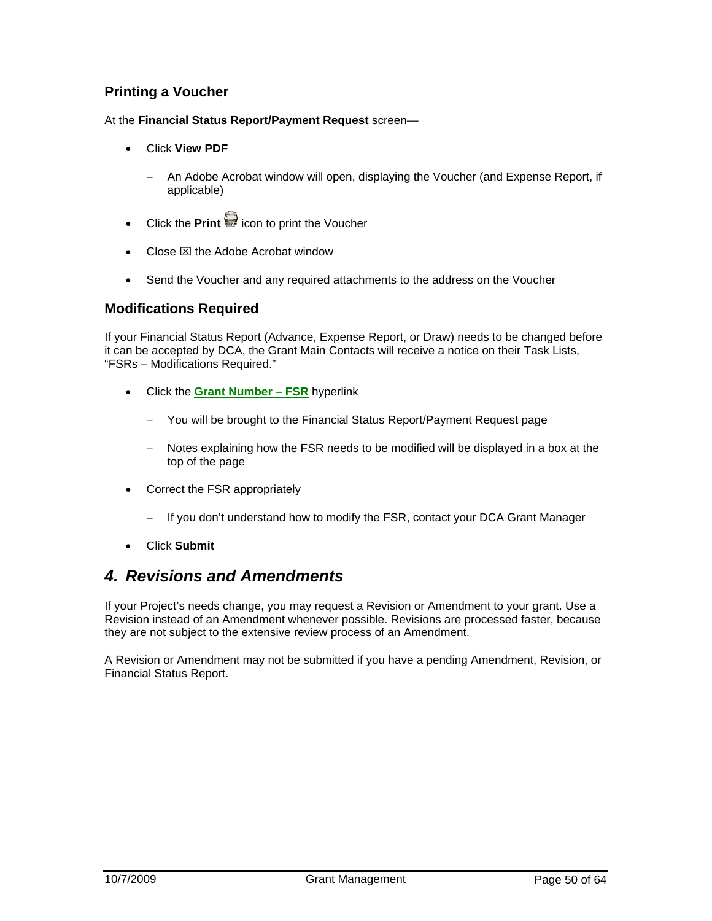### Printing a Voucher

At the **Financial Status Report/Payment Request** screen—

- Click **View PDF**
  - An Adobe Acrobat window will open, displaying the Voucher (and Expense Report, if applicable)
- Click the **Print** icon to print the Voucher
- Close ☒ the Adobe Acrobat window
- Send the Voucher and any required attachments to the address on the Voucher

### Modifications Required

If your Financial Status Report (Advance, Expense Report, or Draw) needs to be changed before it can be accepted by DCA, the Grant Main Contacts will receive a notice on their Task Lists, "FSRs – Modifications Required."

- Click the **Grant Number – FSR** hyperlink
  - You will be brought to the Financial Status Report/Payment Request page
  - Notes explaining how the FSR needs to be modified will be displayed in a box at the top of the page
- Correct the FSR appropriately
  - If you don't understand how to modify the FSR, contact your DCA Grant Manager
- Click **Submit**

## *4. Revisions and Amendments*

If your Project's needs change, you may request a Revision or Amendment to your grant. Use a Revision instead of an Amendment whenever possible. Revisions are processed faster, because they are not subject to the extensive review process of an Amendment.

A Revision or Amendment may not be submitted if you have a pending Amendment, Revision, or Financial Status Report.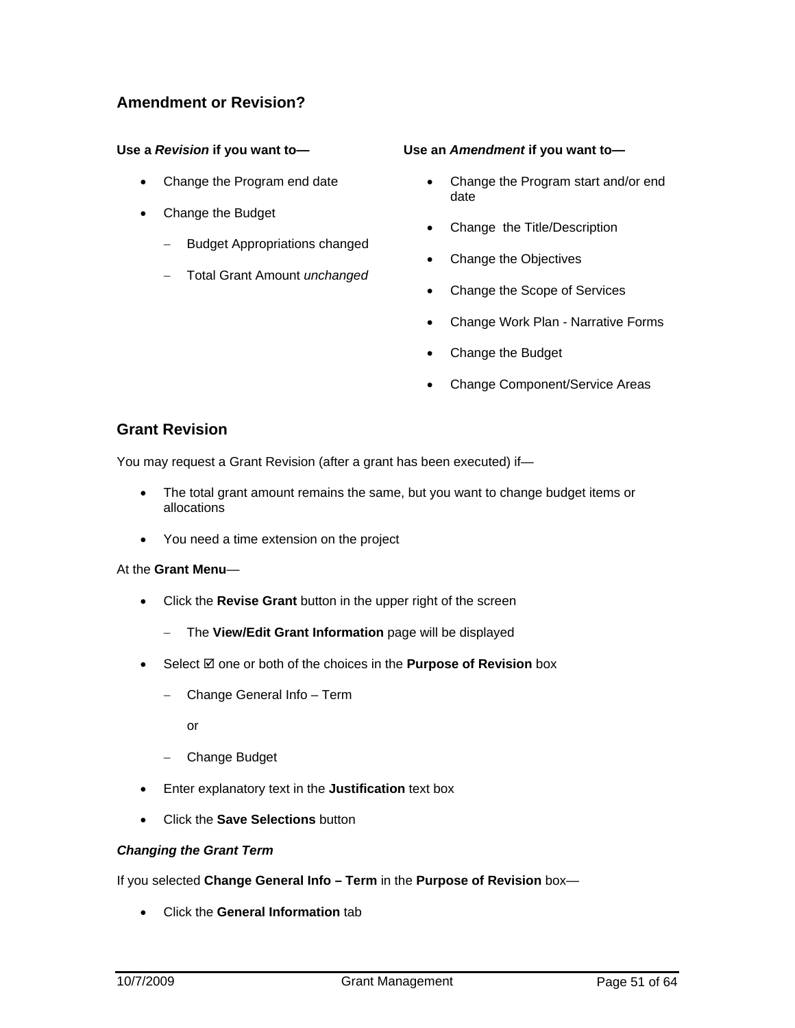## Amendment or Revision?

**Use a *Revision* if you want to—**

- Change the Program end date
- Change the Budget
  - Budget Appropriations changed
  - Total Grant Amount *unchanged*

**Use an *Amendment* if you want to—**

- Change the Program start and/or end date
- Change the Title/Description
- Change the Objectives
- Change the Scope of Services
- Change Work Plan - Narrative Forms
- Change the Budget
- Change Component/Service Areas

## Grant Revision

You may request a Grant Revision (after a grant has been executed) if—

- The total grant amount remains the same, but you want to change budget items or allocations
- You need a time extension on the project

At the **Grant Menu**—

- Click the **Revise Grant** button in the upper right of the screen
  - The **View/Edit Grant Information** page will be displayed
- Select ☑ one or both of the choices in the **Purpose of Revision** box
  - Change General Info – Term

    or

  - Change Budget
- Enter explanatory text in the **Justification** text box
- Click the **Save Selections** button

***Changing the Grant Term***

If you selected **Change General Info – Term** in the **Purpose of Revision** box—

- Click the **General Information** tab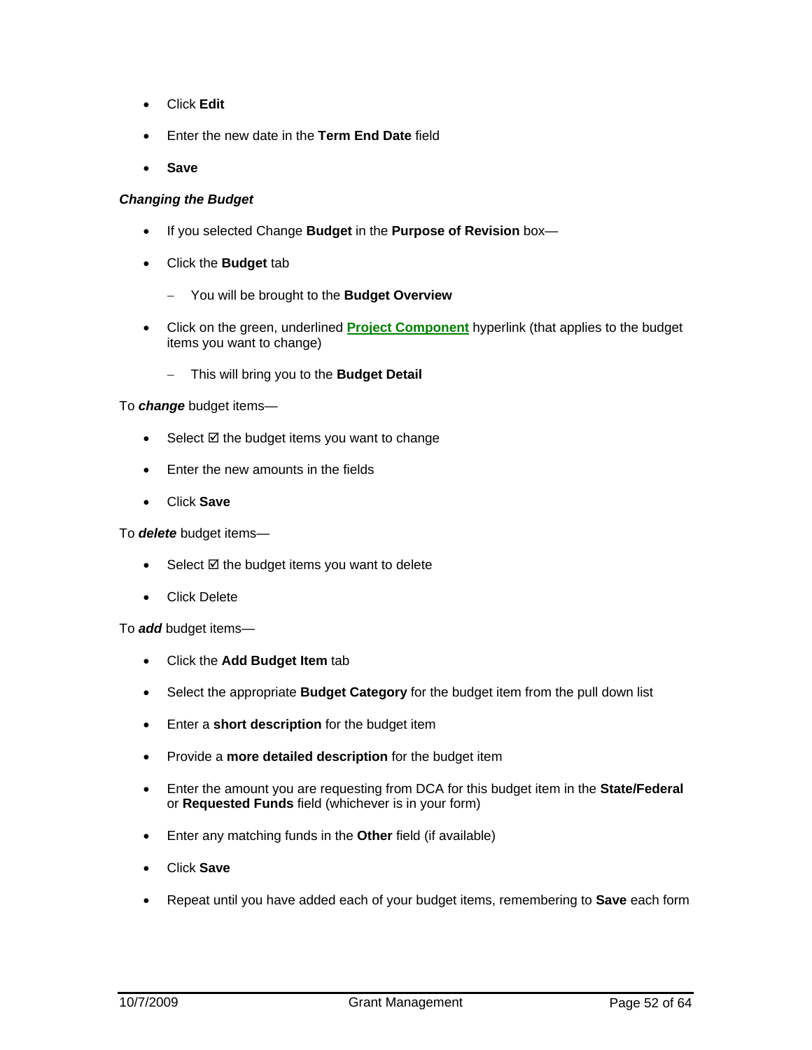- Click **Edit**
- Enter the new date in the **Term End Date** field
- **Save**

***Changing the Budget***

- If you selected Change **Budget** in the **Purpose of Revision** box—
- Click the **Budget** tab
  - You will be brought to the **Budget Overview**
- Click on the green, underlined **Project Component** hyperlink (that applies to the budget items you want to change)
  - This will bring you to the **Budget Detail**

To ***change*** budget items—

- Select ☑ the budget items you want to change
- Enter the new amounts in the fields
- Click **Save**

To ***delete*** budget items—

- Select ☑ the budget items you want to delete
- Click Delete

To ***add*** budget items—

- Click the **Add Budget Item** tab
- Select the appropriate **Budget Category** for the budget item from the pull down list
- Enter a **short description** for the budget item
- Provide a **more detailed description** for the budget item
- Enter the amount you are requesting from DCA for this budget item in the **State/Federal** or **Requested Funds** field (whichever is in your form)
- Enter any matching funds in the **Other** field (if available)
- Click **Save**
- Repeat until you have added each of your budget items, remembering to **Save** each form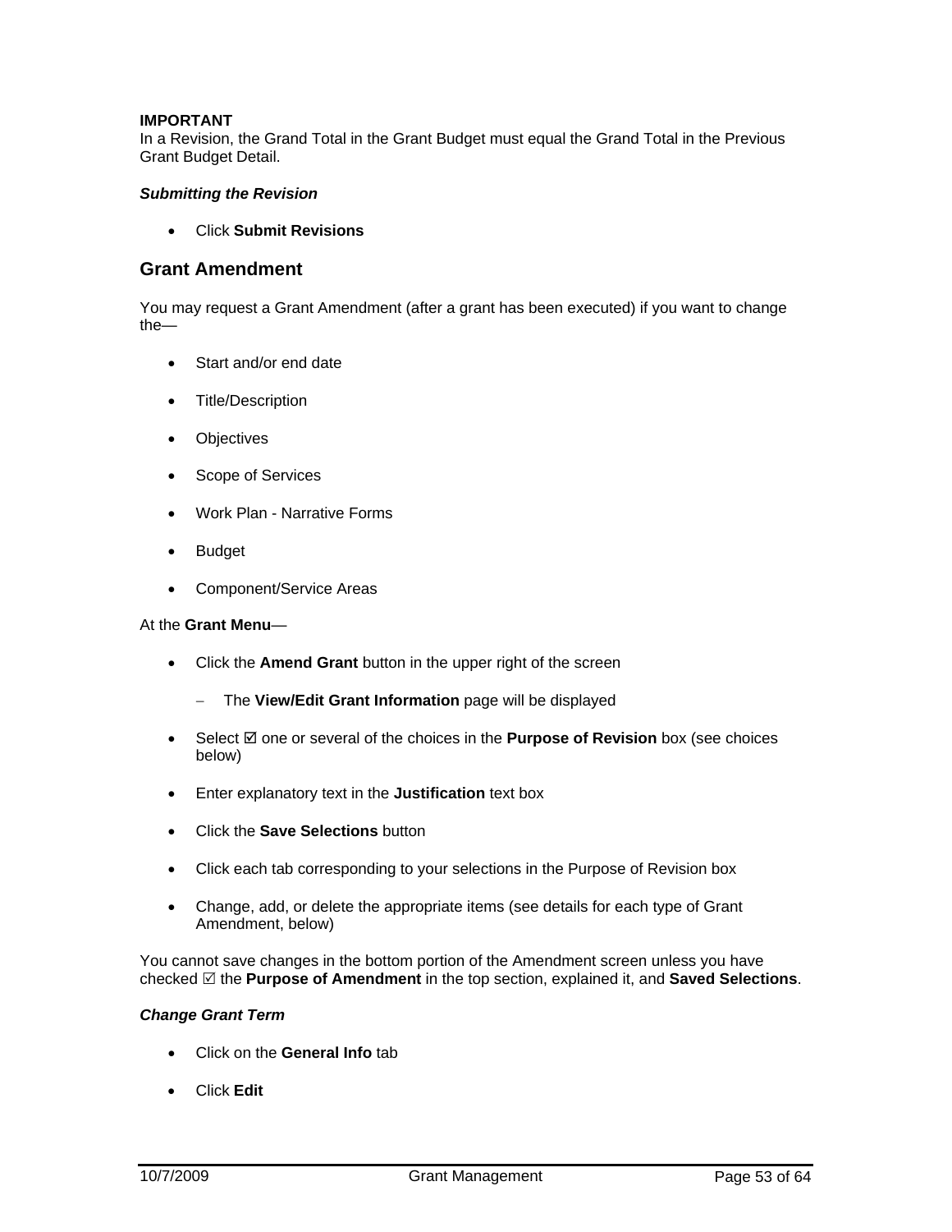**IMPORTANT**
In a Revision, the Grand Total in the Grant Budget must equal the Grand Total in the Previous Grant Budget Detail.

***Submitting the Revision***

- Click **Submit Revisions**

## Grant Amendment

You may request a Grant Amendment (after a grant has been executed) if you want to change the—

- Start and/or end date
- Title/Description
- Objectives
- Scope of Services
- Work Plan - Narrative Forms
- Budget
- Component/Service Areas

At the **Grant Menu**—

- Click the **Amend Grant** button in the upper right of the screen
  - The **View/Edit Grant Information** page will be displayed
- Select ☑ one or several of the choices in the **Purpose of Revision** box (see choices below)
- Enter explanatory text in the **Justification** text box
- Click the **Save Selections** button
- Click each tab corresponding to your selections in the Purpose of Revision box
- Change, add, or delete the appropriate items (see details for each type of Grant Amendment, below)

You cannot save changes in the bottom portion of the Amendment screen unless you have checked ☑ the **Purpose of Amendment** in the top section, explained it, and **Saved Selections**.

***Change Grant Term***

- Click on the **General Info** tab
- Click **Edit**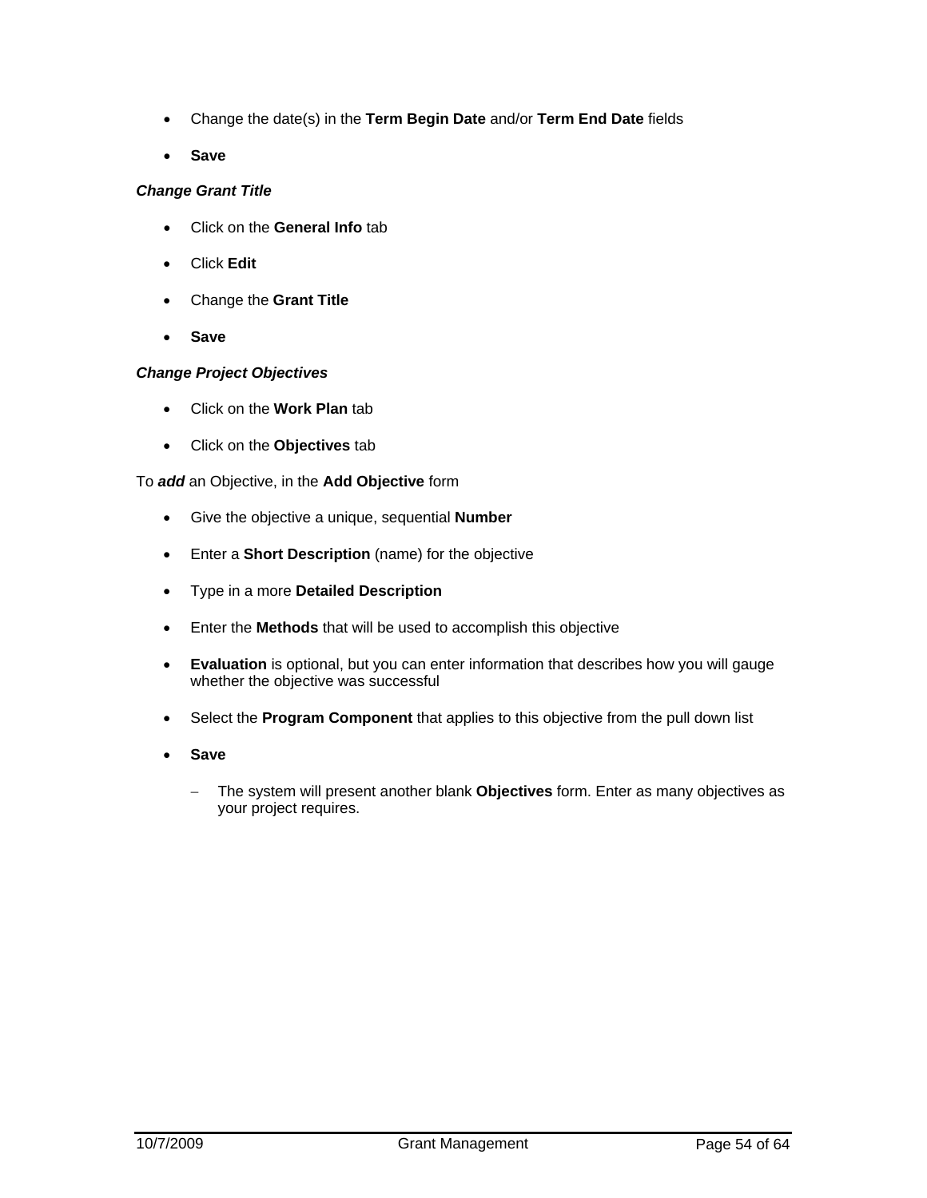- Change the date(s) in the **Term Begin Date** and/or **Term End Date** fields
- **Save**

***Change Grant Title***

- Click on the **General Info** tab
- Click **Edit**
- Change the **Grant Title**
- **Save**

***Change Project Objectives***

- Click on the **Work Plan** tab
- Click on the **Objectives** tab

To ***add*** an Objective, in the **Add Objective** form

- Give the objective a unique, sequential **Number**
- Enter a **Short Description** (name) for the objective
- Type in a more **Detailed Description**
- Enter the **Methods** that will be used to accomplish this objective
- **Evaluation** is optional, but you can enter information that describes how you will gauge whether the objective was successful
- Select the **Program Component** that applies to this objective from the pull down list
- **Save**
  - The system will present another blank **Objectives** form. Enter as many objectives as your project requires.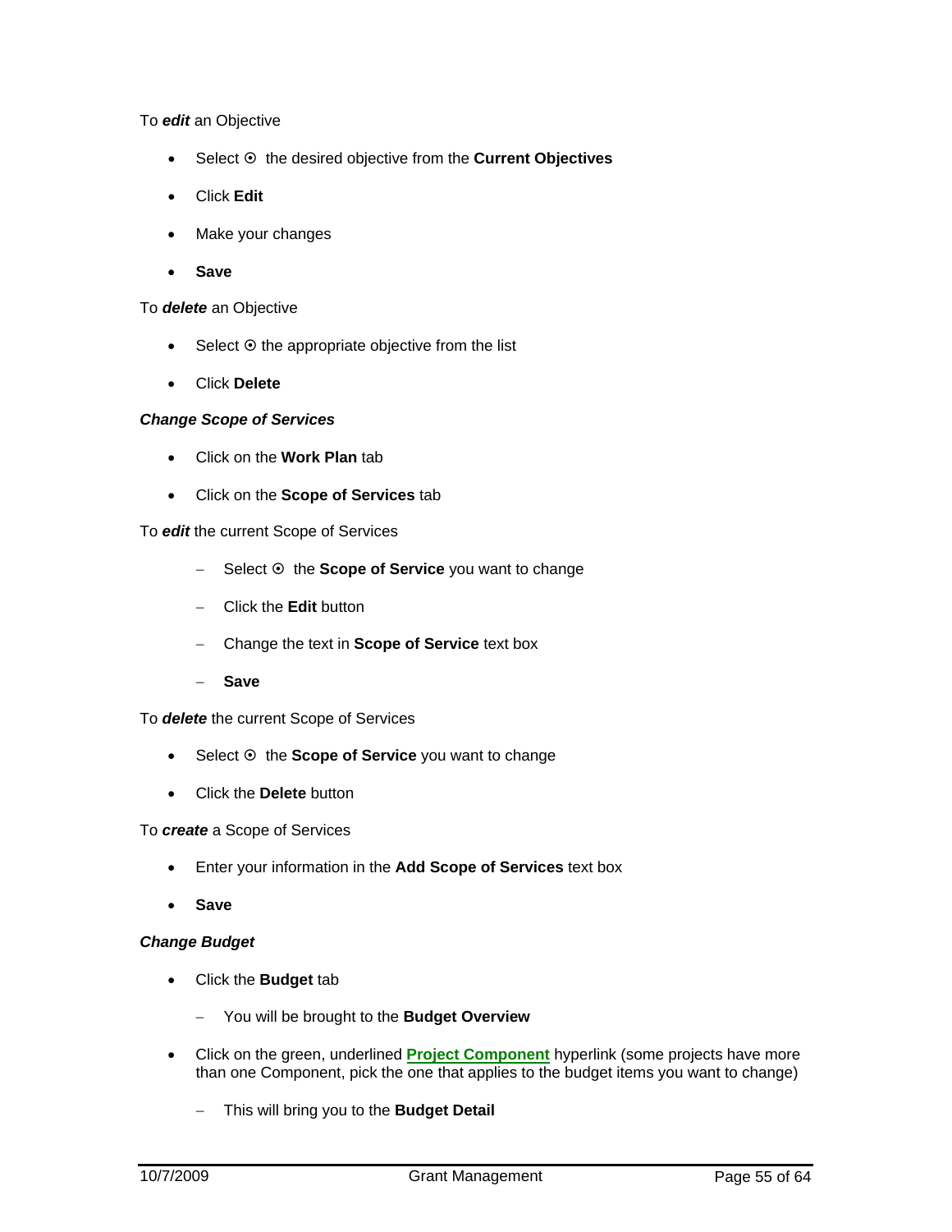To ***edit*** an Objective

- Select ⊙ the desired objective from the **Current Objectives**
- Click **Edit**
- Make your changes
- **Save**

To ***delete*** an Objective

- Select ⊙ the appropriate objective from the list
- Click **Delete**

***Change Scope of Services***

- Click on the **Work Plan** tab
- Click on the **Scope of Services** tab

To ***edit*** the current Scope of Services

- Select ⊙ the **Scope of Service** you want to change
- Click the **Edit** button
- Change the text in **Scope of Service** text box
- **Save**

To ***delete*** the current Scope of Services

- Select ⊙ the **Scope of Service** you want to change
- Click the **Delete** button

To ***create*** a Scope of Services

- Enter your information in the **Add Scope of Services** text box
- **Save**

***Change Budget***

- Click the **Budget** tab
  - You will be brought to the **Budget Overview**
- Click on the green, underlined **Project Component** hyperlink (some projects have more than one Component, pick the one that applies to the budget items you want to change)
  - This will bring you to the **Budget Detail**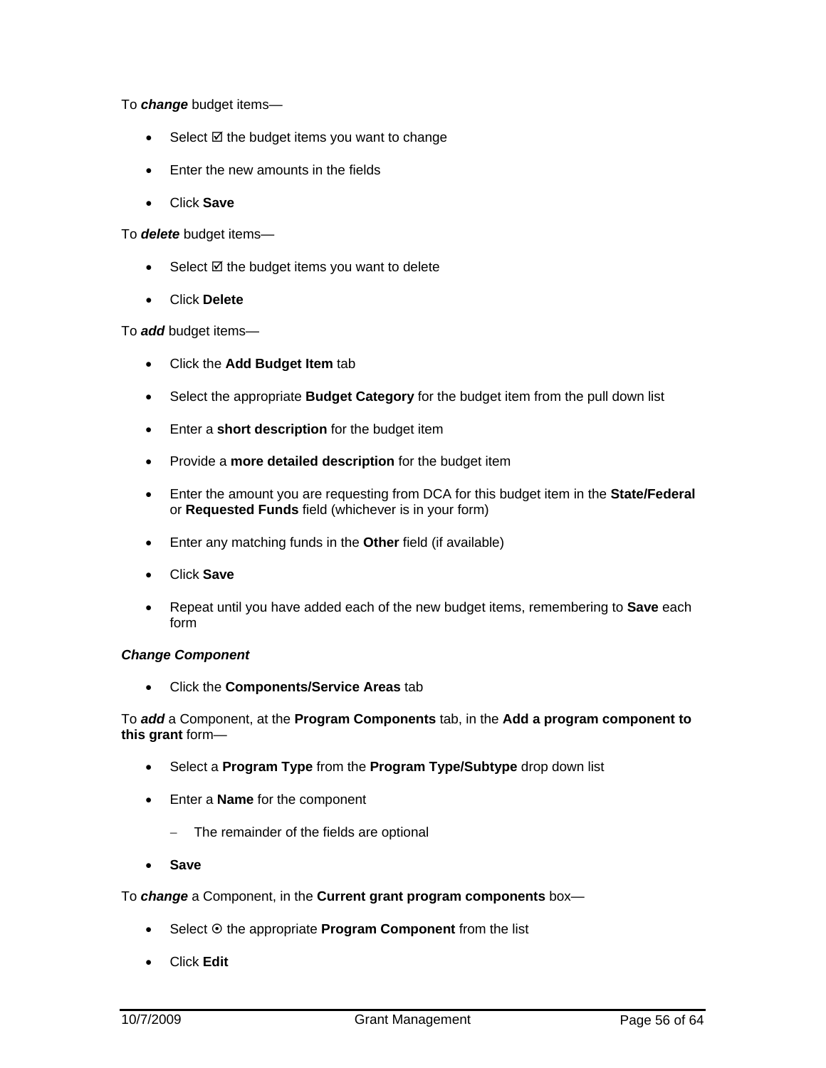To ***change*** budget items—

- Select ☑ the budget items you want to change
- Enter the new amounts in the fields
- Click **Save**

To ***delete*** budget items—

- Select ☑ the budget items you want to delete
- Click **Delete**

To ***add*** budget items—

- Click the **Add Budget Item** tab
- Select the appropriate **Budget Category** for the budget item from the pull down list
- Enter a **short description** for the budget item
- Provide a **more detailed description** for the budget item
- Enter the amount you are requesting from DCA for this budget item in the **State/Federal** or **Requested Funds** field (whichever is in your form)
- Enter any matching funds in the **Other** field (if available)
- Click **Save**
- Repeat until you have added each of the new budget items, remembering to **Save** each form

***Change Component***

- Click the **Components/Service Areas** tab

To ***add*** a Component, at the **Program Components** tab, in the **Add a program component to this grant** form—

- Select a **Program Type** from the **Program Type/Subtype** drop down list
- Enter a **Name** for the component
  - The remainder of the fields are optional
- **Save**

To ***change*** a Component, in the **Current grant program components** box—

- Select ⊙ the appropriate **Program Component** from the list
- Click **Edit**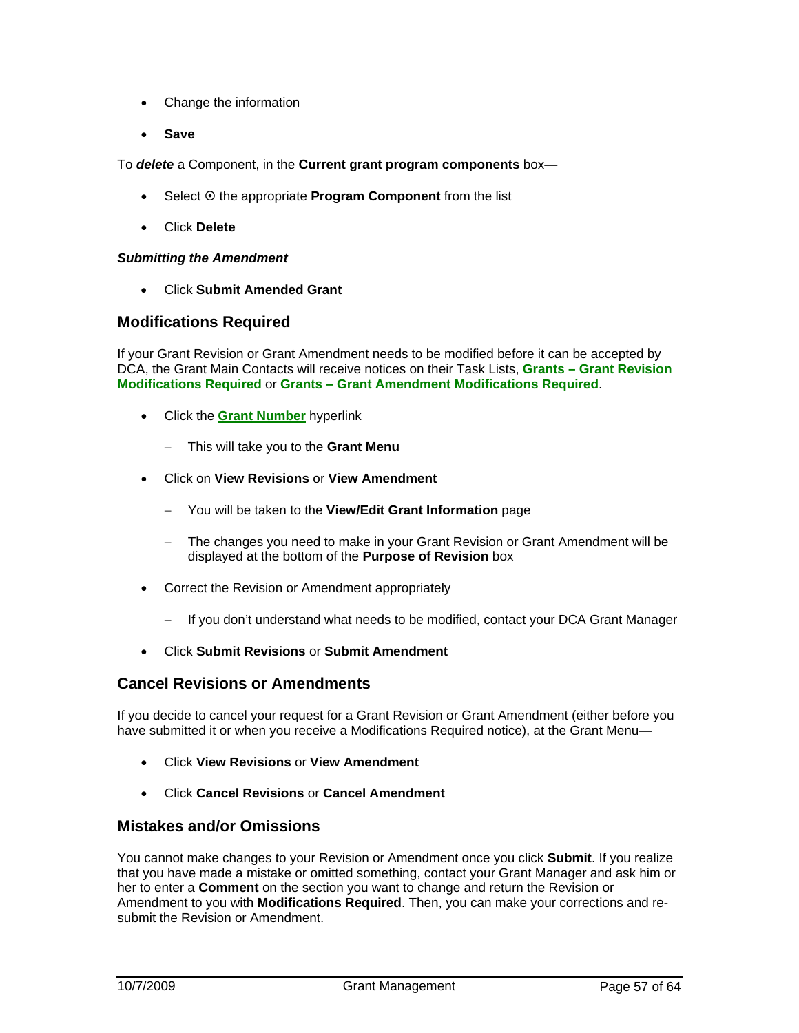- Change the information
- **Save**

To ***delete*** a Component, in the **Current grant program components** box—

- Select ⊙ the appropriate **Program Component** from the list
- Click **Delete**

***Submitting the Amendment***

- Click **Submit Amended Grant**

## Modifications Required

If your Grant Revision or Grant Amendment needs to be modified before it can be accepted by DCA, the Grant Main Contacts will receive notices on their Task Lists, **Grants – Grant Revision Modifications Required** or **Grants – Grant Amendment Modifications Required**.

- Click the **Grant Number** hyperlink
  - This will take you to the **Grant Menu**
- Click on **View Revisions** or **View Amendment**
  - You will be taken to the **View/Edit Grant Information** page
  - The changes you need to make in your Grant Revision or Grant Amendment will be displayed at the bottom of the **Purpose of Revision** box
- Correct the Revision or Amendment appropriately
  - If you don't understand what needs to be modified, contact your DCA Grant Manager
- Click **Submit Revisions** or **Submit Amendment**

## Cancel Revisions or Amendments

If you decide to cancel your request for a Grant Revision or Grant Amendment (either before you have submitted it or when you receive a Modifications Required notice), at the Grant Menu—

- Click **View Revisions** or **View Amendment**
- Click **Cancel Revisions** or **Cancel Amendment**

## Mistakes and/or Omissions

You cannot make changes to your Revision or Amendment once you click **Submit**. If you realize that you have made a mistake or omitted something, contact your Grant Manager and ask him or her to enter a **Comment** on the section you want to change and return the Revision or Amendment to you with **Modifications Required**. Then, you can make your corrections and re-submit the Revision or Amendment.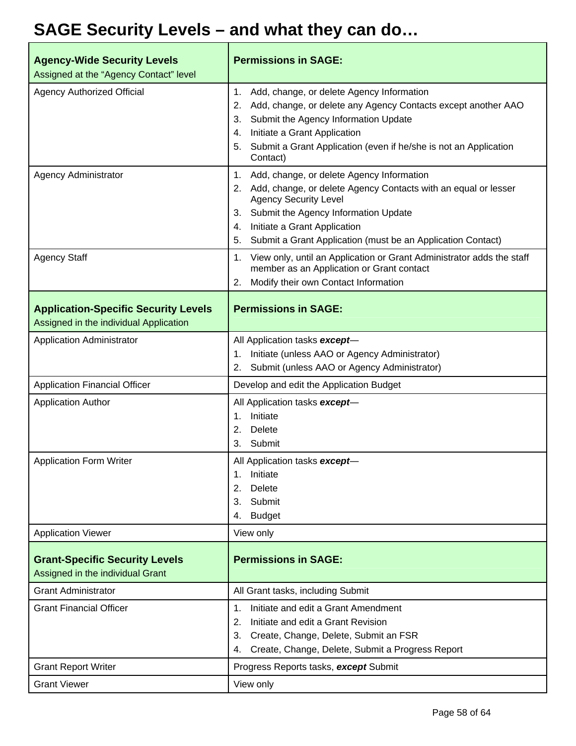# SAGE Security Levels – and what they can do…

| **Agency-Wide Security Levels**<br>Assigned at the "Agency Contact" level | **Permissions in SAGE:** |
|---|---|
| Agency Authorized Official | 1. Add, change, or delete Agency Information<br>2. Add, change, or delete any Agency Contacts except another AAO<br>3. Submit the Agency Information Update<br>4. Initiate a Grant Application<br>5. Submit a Grant Application (even if he/she is not an Application Contact) |
| Agency Administrator | 1. Add, change, or delete Agency Information<br>2. Add, change, or delete Agency Contacts with an equal or lesser Agency Security Level<br>3. Submit the Agency Information Update<br>4. Initiate a Grant Application<br>5. Submit a Grant Application (must be an Application Contact) |
| Agency Staff | 1. View only, until an Application or Grant Administrator adds the staff member as an Application or Grant contact<br>2. Modify their own Contact Information |
| **Application-Specific Security Levels**<br>Assigned in the individual Application | **Permissions in SAGE:** |
| Application Administrator | All Application tasks ***except***—<br>1. Initiate (unless AAO or Agency Administrator)<br>2. Submit (unless AAO or Agency Administrator) |
| Application Financial Officer | Develop and edit the Application Budget |
| Application Author | All Application tasks ***except***—<br>1. Initiate<br>2. Delete<br>3. Submit |
| Application Form Writer | All Application tasks ***except***—<br>1. Initiate<br>2. Delete<br>3. Submit<br>4. Budget |
| Application Viewer | View only |
| **Grant-Specific Security Levels**<br>Assigned in the individual Grant | **Permissions in SAGE:** |
| Grant Administrator | All Grant tasks, including Submit |
| Grant Financial Officer | 1. Initiate and edit a Grant Amendment<br>2. Initiate and edit a Grant Revision<br>3. Create, Change, Delete, Submit an FSR<br>4. Create, Change, Delete, Submit a Progress Report |
| Grant Report Writer | Progress Reports tasks, ***except*** Submit |
| Grant Viewer | View only |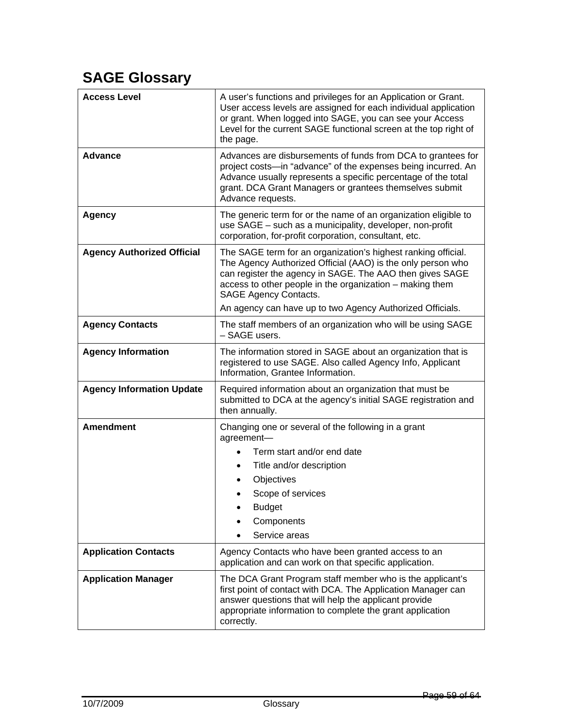## SAGE Glossary

| | |
|---|---|
| **Access Level** | A user's functions and privileges for an Application or Grant. User access levels are assigned for each individual application or grant. When logged into SAGE, you can see your Access Level for the current SAGE functional screen at the top right of the page. |
| **Advance** | Advances are disbursements of funds from DCA to grantees for project costs—in "advance" of the expenses being incurred. An Advance usually represents a specific percentage of the total grant. DCA Grant Managers or grantees themselves submit Advance requests. |
| **Agency** | The generic term for or the name of an organization eligible to use SAGE – such as a municipality, developer, non-profit corporation, for-profit corporation, consultant, etc. |
| **Agency Authorized Official** | The SAGE term for an organization's highest ranking official. The Agency Authorized Official (AAO) is the only person who can register the agency in SAGE. The AAO then gives SAGE access to other people in the organization – making them SAGE Agency Contacts.<br>An agency can have up to two Agency Authorized Officials. |
| **Agency Contacts** | The staff members of an organization who will be using SAGE – SAGE users. |
| **Agency Information** | The information stored in SAGE about an organization that is registered to use SAGE. Also called Agency Info, Applicant Information, Grantee Information. |
| **Agency Information Update** | Required information about an organization that must be submitted to DCA at the agency's initial SAGE registration and then annually. |
| **Amendment** | Changing one or several of the following in a grant agreement—<br>• Term start and/or end date<br>• Title and/or description<br>• Objectives<br>• Scope of services<br>• Budget<br>• Components<br>• Service areas |
| **Application Contacts** | Agency Contacts who have been granted access to an application and can work on that specific application. |
| **Application Manager** | The DCA Grant Program staff member who is the applicant's first point of contact with DCA. The Application Manager can answer questions that will help the applicant provide appropriate information to complete the grant application correctly. |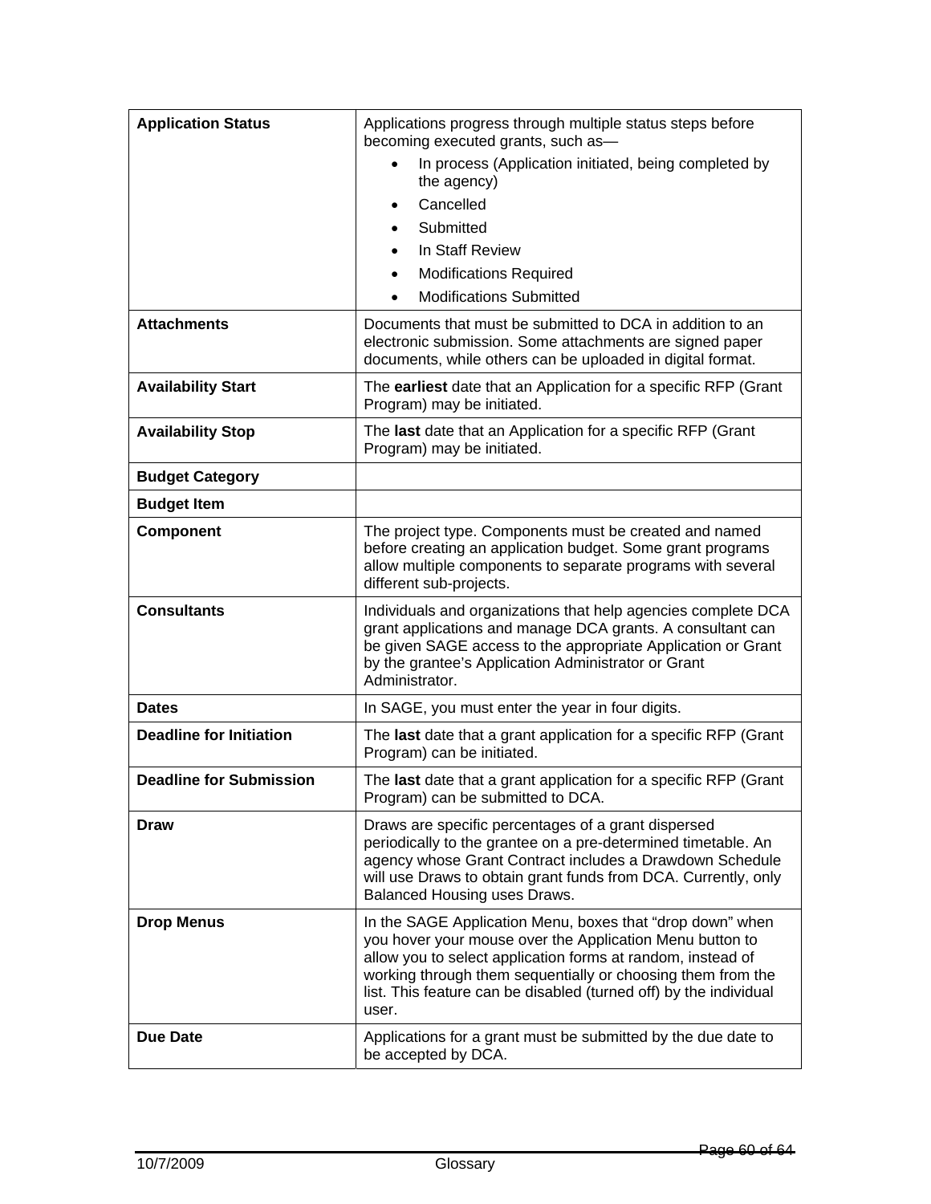| | |
|---|---|
| **Application Status** | Applications progress through multiple status steps before becoming executed grants, such as—<br>• In process (Application initiated, being completed by the agency)<br>• Cancelled<br>• Submitted<br>• In Staff Review<br>• Modifications Required<br>• Modifications Submitted |
| **Attachments** | Documents that must be submitted to DCA in addition to an electronic submission. Some attachments are signed paper documents, while others can be uploaded in digital format. |
| **Availability Start** | The **earliest** date that an Application for a specific RFP (Grant Program) may be initiated. |
| **Availability Stop** | The **last** date that an Application for a specific RFP (Grant Program) may be initiated. |
| **Budget Category** | |
| **Budget Item** | |
| **Component** | The project type. Components must be created and named before creating an application budget. Some grant programs allow multiple components to separate programs with several different sub-projects. |
| **Consultants** | Individuals and organizations that help agencies complete DCA grant applications and manage DCA grants. A consultant can be given SAGE access to the appropriate Application or Grant by the grantee's Application Administrator or Grant Administrator. |
| **Dates** | In SAGE, you must enter the year in four digits. |
| **Deadline for Initiation** | The **last** date that a grant application for a specific RFP (Grant Program) can be initiated. |
| **Deadline for Submission** | The **last** date that a grant application for a specific RFP (Grant Program) can be submitted to DCA. |
| **Draw** | Draws are specific percentages of a grant dispersed periodically to the grantee on a pre-determined timetable. An agency whose Grant Contract includes a Drawdown Schedule will use Draws to obtain grant funds from DCA. Currently, only Balanced Housing uses Draws. |
| **Drop Menus** | In the SAGE Application Menu, boxes that "drop down" when you hover your mouse over the Application Menu button to allow you to select application forms at random, instead of working through them sequentially or choosing them from the list. This feature can be disabled (turned off) by the individual user. |
| **Due Date** | Applications for a grant must be submitted by the due date to be accepted by DCA. |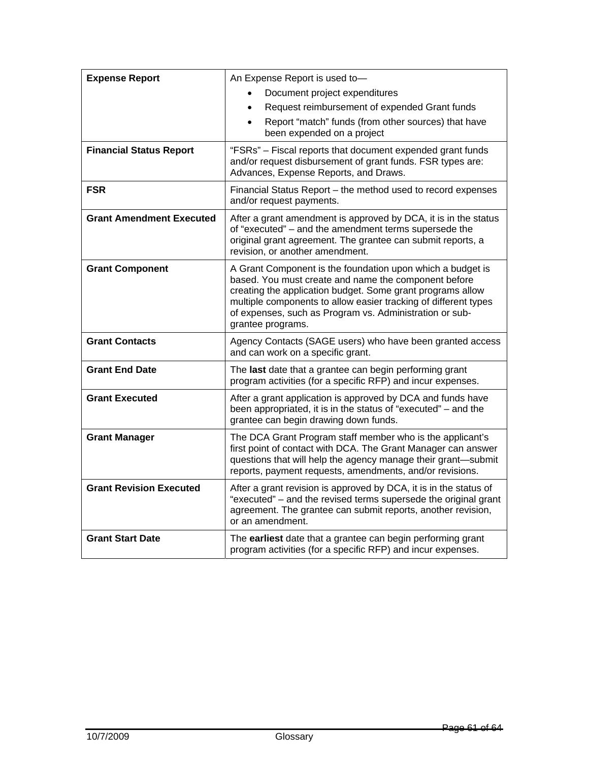| | |
|---|---|
| **Expense Report** | An Expense Report is used to—<br>• Document project expenditures<br>• Request reimbursement of expended Grant funds<br>• Report "match" funds (from other sources) that have been expended on a project |
| **Financial Status Report** | "FSRs" – Fiscal reports that document expended grant funds and/or request disbursement of grant funds. FSR types are: Advances, Expense Reports, and Draws. |
| **FSR** | Financial Status Report – the method used to record expenses and/or request payments. |
| **Grant Amendment Executed** | After a grant amendment is approved by DCA, it is in the status of "executed" – and the amendment terms supersede the original grant agreement. The grantee can submit reports, a revision, or another amendment. |
| **Grant Component** | A Grant Component is the foundation upon which a budget is based. You must create and name the component before creating the application budget. Some grant programs allow multiple components to allow easier tracking of different types of expenses, such as Program vs. Administration or sub-grantee programs. |
| **Grant Contacts** | Agency Contacts (SAGE users) who have been granted access and can work on a specific grant. |
| **Grant End Date** | The **last** date that a grantee can begin performing grant program activities (for a specific RFP) and incur expenses. |
| **Grant Executed** | After a grant application is approved by DCA and funds have been appropriated, it is in the status of "executed" – and the grantee can begin drawing down funds. |
| **Grant Manager** | The DCA Grant Program staff member who is the applicant's first point of contact with DCA. The Grant Manager can answer questions that will help the agency manage their grant—submit reports, payment requests, amendments, and/or revisions. |
| **Grant Revision Executed** | After a grant revision is approved by DCA, it is in the status of "executed" – and the revised terms supersede the original grant agreement. The grantee can submit reports, another revision, or an amendment. |
| **Grant Start Date** | The **earliest** date that a grantee can begin performing grant program activities (for a specific RFP) and incur expenses. |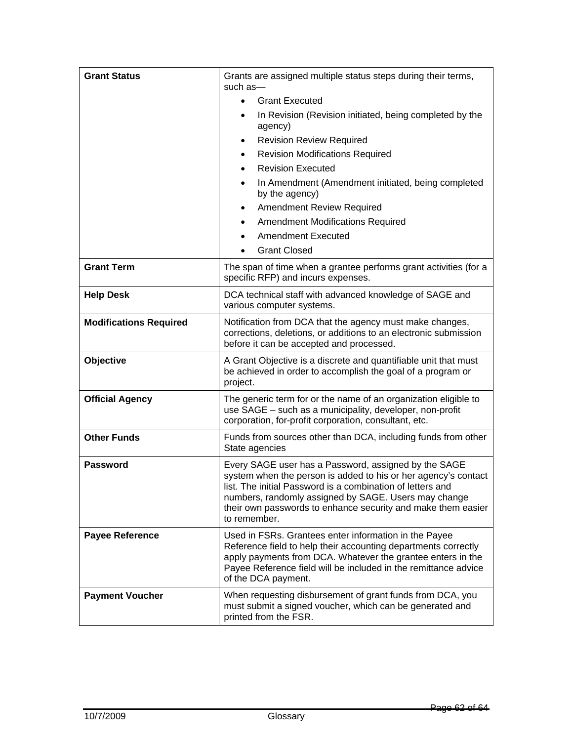| | |
|---|---|
| **Grant Status** | Grants are assigned multiple status steps during their terms, such as— <br>• Grant Executed <br>• In Revision (Revision initiated, being completed by the agency) <br>• Revision Review Required <br>• Revision Modifications Required <br>• Revision Executed <br>• In Amendment (Amendment initiated, being completed by the agency) <br>• Amendment Review Required <br>• Amendment Modifications Required <br>• Amendment Executed <br>• Grant Closed |
| **Grant Term** | The span of time when a grantee performs grant activities (for a specific RFP) and incurs expenses. |
| **Help Desk** | DCA technical staff with advanced knowledge of SAGE and various computer systems. |
| **Modifications Required** | Notification from DCA that the agency must make changes, corrections, deletions, or additions to an electronic submission before it can be accepted and processed. |
| **Objective** | A Grant Objective is a discrete and quantifiable unit that must be achieved in order to accomplish the goal of a program or project. |
| **Official Agency** | The generic term for or the name of an organization eligible to use SAGE – such as a municipality, developer, non-profit corporation, for-profit corporation, consultant, etc. |
| **Other Funds** | Funds from sources other than DCA, including funds from other State agencies |
| **Password** | Every SAGE user has a Password, assigned by the SAGE system when the person is added to his or her agency's contact list. The initial Password is a combination of letters and numbers, randomly assigned by SAGE. Users may change their own passwords to enhance security and make them easier to remember. |
| **Payee Reference** | Used in FSRs. Grantees enter information in the Payee Reference field to help their accounting departments correctly apply payments from DCA. Whatever the grantee enters in the Payee Reference field will be included in the remittance advice of the DCA payment. |
| **Payment Voucher** | When requesting disbursement of grant funds from DCA, you must submit a signed voucher, which can be generated and printed from the FSR. |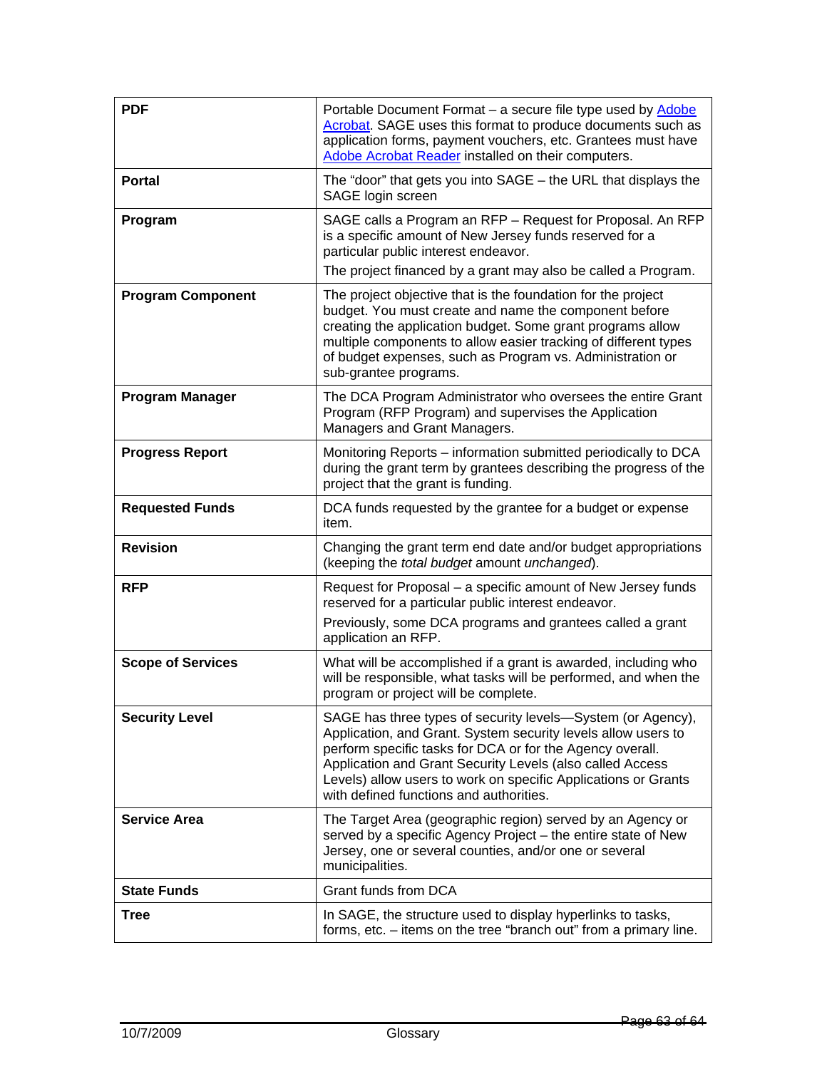| | |
|---|---|
| **PDF** | Portable Document Format – a secure file type used by Adobe Acrobat. SAGE uses this format to produce documents such as application forms, payment vouchers, etc. Grantees must have Adobe Acrobat Reader installed on their computers. |
| **Portal** | The "door" that gets you into SAGE – the URL that displays the SAGE login screen |
| **Program** | SAGE calls a Program an RFP – Request for Proposal. An RFP is a specific amount of New Jersey funds reserved for a particular public interest endeavor.<br>The project financed by a grant may also be called a Program. |
| **Program Component** | The project objective that is the foundation for the project budget. You must create and name the component before creating the application budget. Some grant programs allow multiple components to allow easier tracking of different types of budget expenses, such as Program vs. Administration or sub-grantee programs. |
| **Program Manager** | The DCA Program Administrator who oversees the entire Grant Program (RFP Program) and supervises the Application Managers and Grant Managers. |
| **Progress Report** | Monitoring Reports – information submitted periodically to DCA during the grant term by grantees describing the progress of the project that the grant is funding. |
| **Requested Funds** | DCA funds requested by the grantee for a budget or expense item. |
| **Revision** | Changing the grant term end date and/or budget appropriations (keeping the *total budget* amount *unchanged*). |
| **RFP** | Request for Proposal – a specific amount of New Jersey funds reserved for a particular public interest endeavor.<br>Previously, some DCA programs and grantees called a grant application an RFP. |
| **Scope of Services** | What will be accomplished if a grant is awarded, including who will be responsible, what tasks will be performed, and when the program or project will be complete. |
| **Security Level** | SAGE has three types of security levels—System (or Agency), Application, and Grant. System security levels allow users to perform specific tasks for DCA or for the Agency overall. Application and Grant Security Levels (also called Access Levels) allow users to work on specific Applications or Grants with defined functions and authorities. |
| **Service Area** | The Target Area (geographic region) served by an Agency or served by a specific Agency Project – the entire state of New Jersey, one or several counties, and/or one or several municipalities. |
| **State Funds** | Grant funds from DCA |
| **Tree** | In SAGE, the structure used to display hyperlinks to tasks, forms, etc. – items on the tree "branch out" from a primary line. |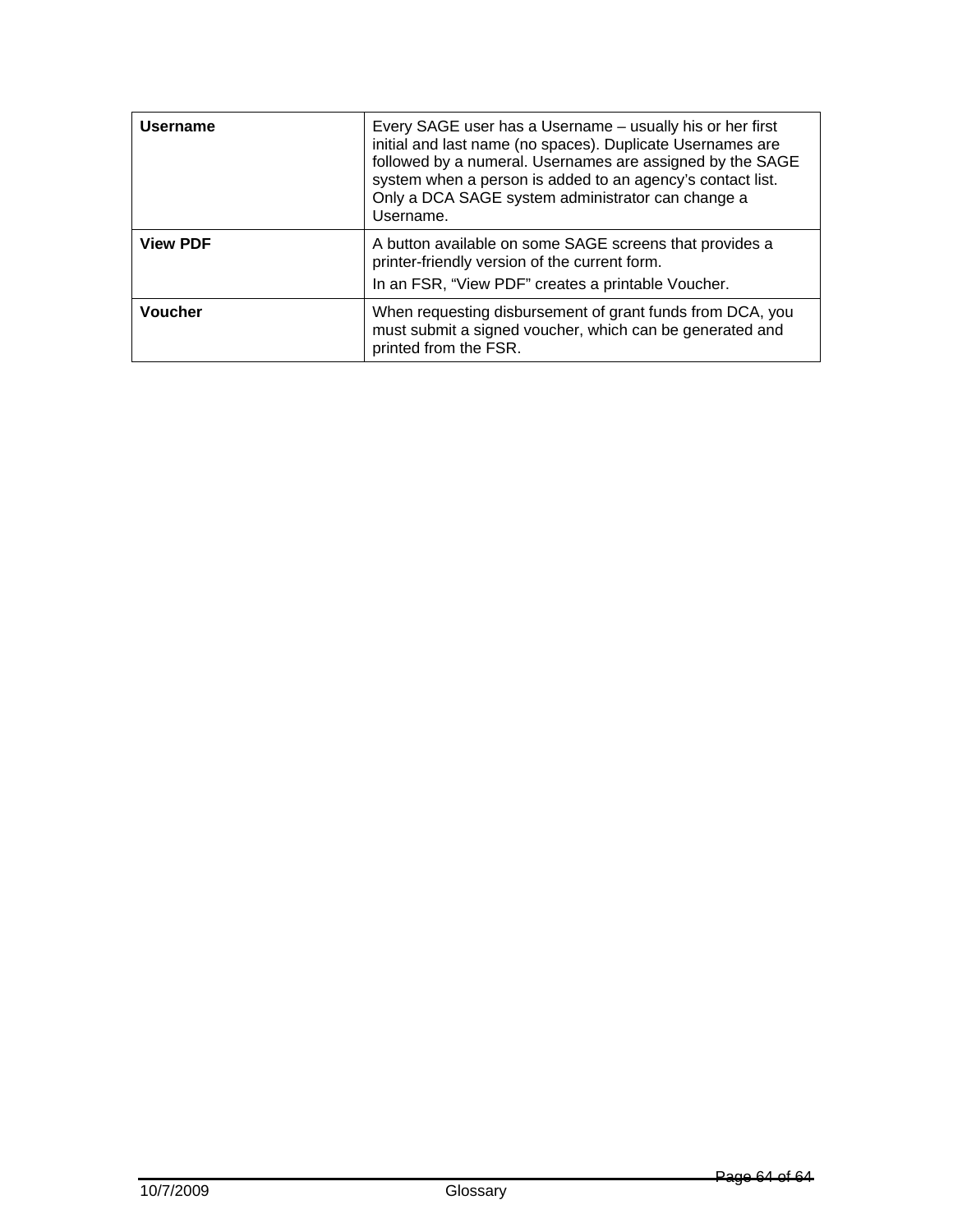| | |
|---|---|
| **Username** | Every SAGE user has a Username – usually his or her first initial and last name (no spaces). Duplicate Usernames are followed by a numeral. Usernames are assigned by the SAGE system when a person is added to an agency's contact list. Only a DCA SAGE system administrator can change a Username. |
| **View PDF** | A button available on some SAGE screens that provides a printer-friendly version of the current form.<br>In an FSR, "View PDF" creates a printable Voucher. |
| **Voucher** | When requesting disbursement of grant funds from DCA, you must submit a signed voucher, which can be generated and printed from the FSR. |